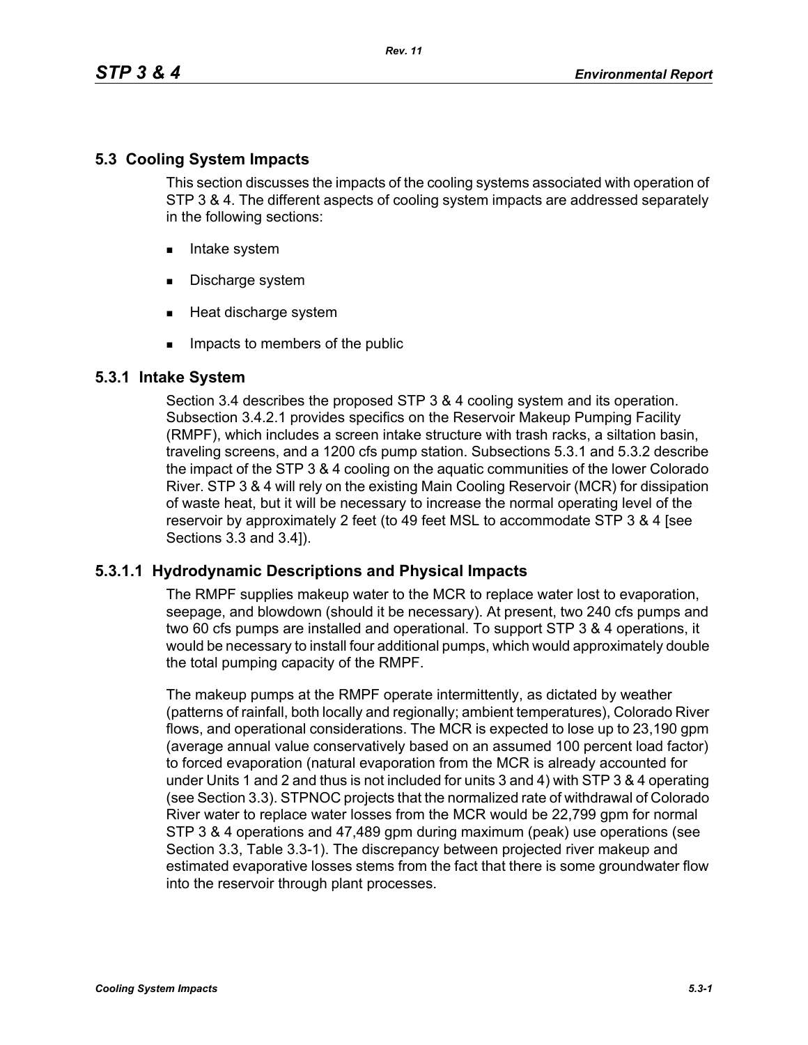## 5.3 Cooling System Impacts

This section discusses the impacts of the cooling systems associated with operation of STP 3 & 4. The different aspects of cooling system impacts are addressed separately in the following sections:

- Intake system
- Discharge system
- Heat discharge system
- Impacts to members of the public

### 5.3.1 Intake System

Section 3.4 describes the proposed STP 3 & 4 cooling system and its operation. Subsection 3.4.2.1 provides specifics on the Reservoir Makeup Pumping Facility (RMPF), which includes a screen intake structure with trash racks, a siltation basin, traveling screens, and a 1200 cfs pump station. Subsections 5.3.1 and 5.3.2 describe the impact of the STP 3 & 4 cooling on the aquatic communities of the lower Colorado River. STP 3 & 4 will rely on the existing Main Cooling Reservoir (MCR) for dissipation of waste heat, but it will be necessary to increase the normal operating level of the reservoir by approximately 2 feet (to 49 feet MSL to accommodate STP 3 & 4 [see Sections 3.3 and 3.4]).

#### 5.3.1.1 Hydrodynamic Descriptions and Physical Impacts

The RMPF supplies makeup water to the MCR to replace water lost to evaporation, seepage, and blowdown (should it be necessary). At present, two 240 cfs pumps and two 60 cfs pumps are installed and operational. To support STP 3 & 4 operations, it would be necessary to install four additional pumps, which would approximately double the total pumping capacity of the RMPF.

The makeup pumps at the RMPF operate intermittently, as dictated by weather (patterns of rainfall, both locally and regionally; ambient temperatures), Colorado River flows, and operational considerations. The MCR is expected to lose up to 23,190 gpm (average annual value conservatively based on an assumed 100 percent load factor) to forced evaporation (natural evaporation from the MCR is already accounted for under Units 1 and 2 and thus is not included for units 3 and 4) with STP 3 & 4 operating (see Section 3.3). STPNOC projects that the normalized rate of withdrawal of Colorado River water to replace water losses from the MCR would be 22,799 gpm for normal STP 3 & 4 operations and 47,489 gpm during maximum (peak) use operations (see Section 3.3, Table 3.3-1). The discrepancy between projected river makeup and estimated evaporative losses stems from the fact that there is some groundwater flow into the reservoir through plant processes.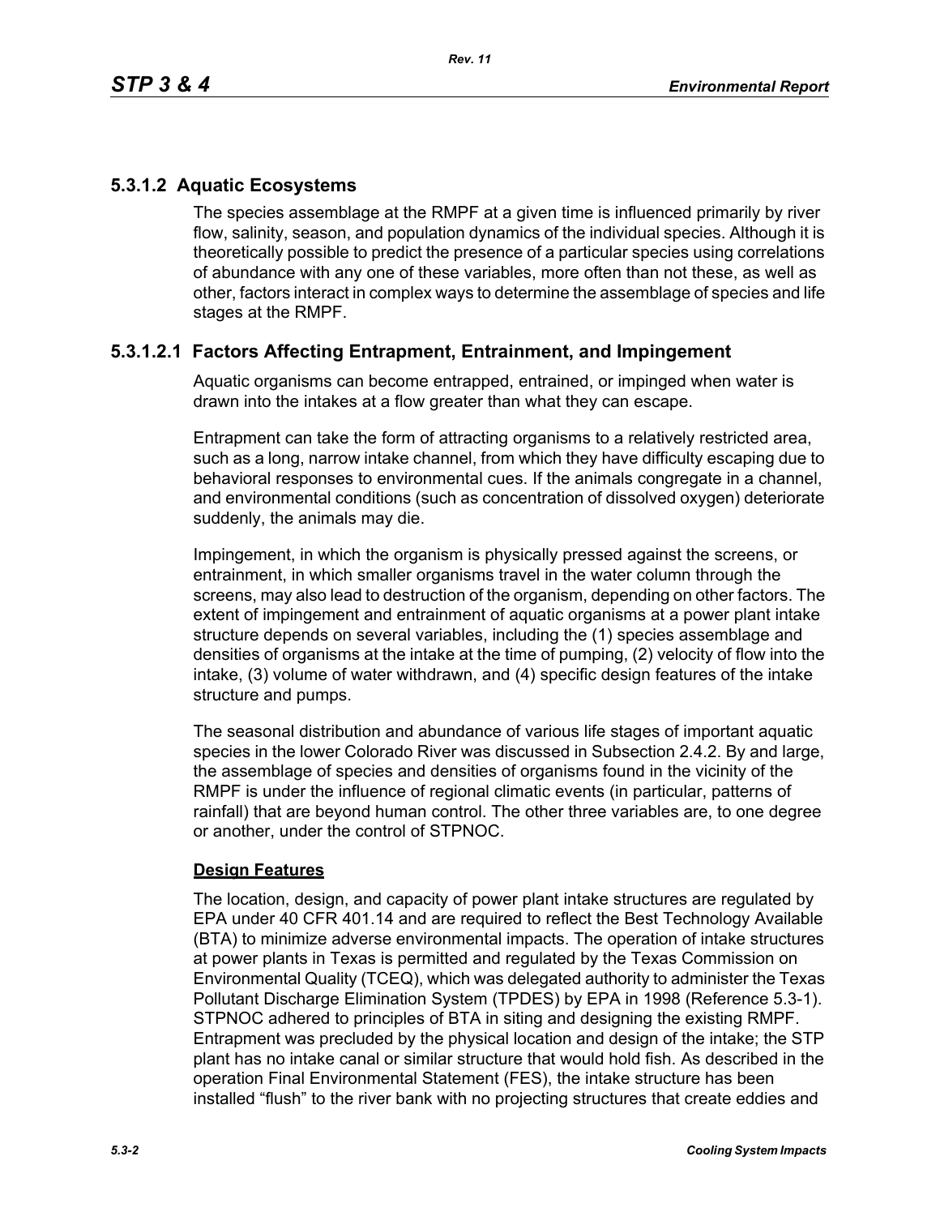### 5.3.1.2 Aquatic Ecosystems

The species assemblage at the RMPF at a given time is influenced primarily by river flow, salinity, season, and population dynamics of the individual species. Although it is theoretically possible to predict the presence of a particular species using correlations of abundance with any one of these variables, more often than not these, as well as other, factors interact in complex ways to determine the assemblage of species and life stages at the RMPF.

#### 5.3.1.2.1 Factors Affecting Entrapment, Entrainment, and Impingement

Aquatic organisms can become entrapped, entrained, or impinged when water is drawn into the intakes at a flow greater than what they can escape.

Entrapment can take the form of attracting organisms to a relatively restricted area, such as a long, narrow intake channel, from which they have difficulty escaping due to behavioral responses to environmental cues. If the animals congregate in a channel, and environmental conditions (such as concentration of dissolved oxygen) deteriorate suddenly, the animals may die.

Impingement, in which the organism is physically pressed against the screens, or entrainment, in which smaller organisms travel in the water column through the screens, may also lead to destruction of the organism, depending on other factors. The extent of impingement and entrainment of aquatic organisms at a power plant intake structure depends on several variables, including the (1) species assemblage and densities of organisms at the intake at the time of pumping, (2) velocity of flow into the intake, (3) volume of water withdrawn, and (4) specific design features of the intake structure and pumps.

The seasonal distribution and abundance of various life stages of important aquatic species in the lower Colorado River was discussed in Subsection 2.4.2. By and large, the assemblage of species and densities of organisms found in the vicinity of the RMPF is under the influence of regional climatic events (in particular, patterns of rainfall) that are beyond human control. The other three variables are, to one degree or another, under the control of STPNOC.

**Design Features**

The location, design, and capacity of power plant intake structures are regulated by EPA under 40 CFR 401.14 and are required to reflect the Best Technology Available (BTA) to minimize adverse environmental impacts. The operation of intake structures at power plants in Texas is permitted and regulated by the Texas Commission on Environmental Quality (TCEQ), which was delegated authority to administer the Texas Pollutant Discharge Elimination System (TPDES) by EPA in 1998 (Reference 5.3-1). STPNOC adhered to principles of BTA in siting and designing the existing RMPF. Entrapment was precluded by the physical location and design of the intake; the STP plant has no intake canal or similar structure that would hold fish. As described in the operation Final Environmental Statement (FES), the intake structure has been installed "flush" to the river bank with no projecting structures that create eddies and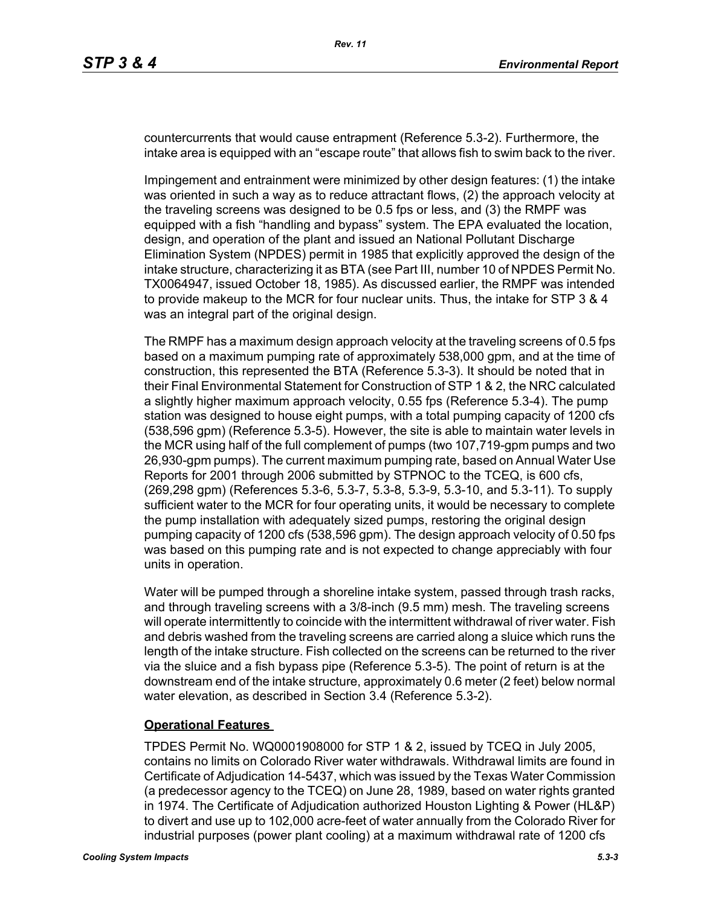countercurrents that would cause entrapment (Reference 5.3-2). Furthermore, the intake area is equipped with an "escape route" that allows fish to swim back to the river.

Impingement and entrainment were minimized by other design features: (1) the intake was oriented in such a way as to reduce attractant flows, (2) the approach velocity at the traveling screens was designed to be 0.5 fps or less, and (3) the RMPF was equipped with a fish "handling and bypass" system. The EPA evaluated the location, design, and operation of the plant and issued an National Pollutant Discharge Elimination System (NPDES) permit in 1985 that explicitly approved the design of the intake structure, characterizing it as BTA (see Part III, number 10 of NPDES Permit No. TX0064947, issued October 18, 1985). As discussed earlier, the RMPF was intended to provide makeup to the MCR for four nuclear units. Thus, the intake for STP 3 & 4 was an integral part of the original design.

The RMPF has a maximum design approach velocity at the traveling screens of 0.5 fps based on a maximum pumping rate of approximately 538,000 gpm, and at the time of construction, this represented the BTA (Reference 5.3-3). It should be noted that in their Final Environmental Statement for Construction of STP 1 & 2, the NRC calculated a slightly higher maximum approach velocity, 0.55 fps (Reference 5.3-4). The pump station was designed to house eight pumps, with a total pumping capacity of 1200 cfs (538,596 gpm) (Reference 5.3-5). However, the site is able to maintain water levels in the MCR using half of the full complement of pumps (two 107,719-gpm pumps and two 26,930-gpm pumps). The current maximum pumping rate, based on Annual Water Use Reports for 2001 through 2006 submitted by STPNOC to the TCEQ, is 600 cfs, (269,298 gpm) (References 5.3-6, 5.3-7, 5.3-8, 5.3-9, 5.3-10, and 5.3-11). To supply sufficient water to the MCR for four operating units, it would be necessary to complete the pump installation with adequately sized pumps, restoring the original design pumping capacity of 1200 cfs (538,596 gpm). The design approach velocity of 0.50 fps was based on this pumping rate and is not expected to change appreciably with four units in operation.

Water will be pumped through a shoreline intake system, passed through trash racks, and through traveling screens with a 3/8-inch (9.5 mm) mesh. The traveling screens will operate intermittently to coincide with the intermittent withdrawal of river water. Fish and debris washed from the traveling screens are carried along a sluice which runs the length of the intake structure. Fish collected on the screens can be returned to the river via the sluice and a fish bypass pipe (Reference 5.3-5). The point of return is at the downstream end of the intake structure, approximately 0.6 meter (2 feet) below normal water elevation, as described in Section 3.4 (Reference 5.3-2).

**Operational Features**

TPDES Permit No. WQ0001908000 for STP 1 & 2, issued by TCEQ in July 2005, contains no limits on Colorado River water withdrawals. Withdrawal limits are found in Certificate of Adjudication 14-5437, which was issued by the Texas Water Commission (a predecessor agency to the TCEQ) on June 28, 1989, based on water rights granted in 1974. The Certificate of Adjudication authorized Houston Lighting & Power (HL&P) to divert and use up to 102,000 acre-feet of water annually from the Colorado River for industrial purposes (power plant cooling) at a maximum withdrawal rate of 1200 cfs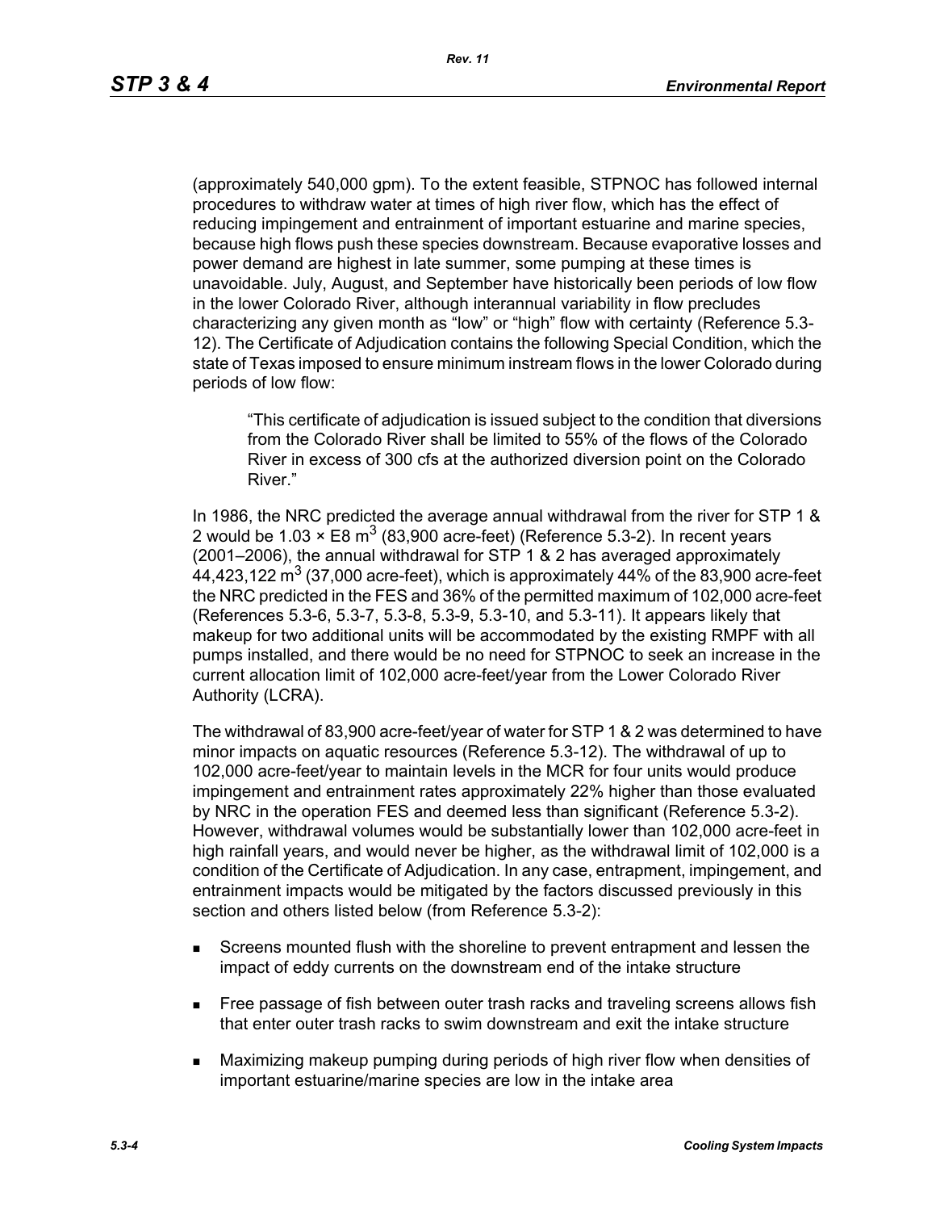(approximately 540,000 gpm). To the extent feasible, STPNOC has followed internal procedures to withdraw water at times of high river flow, which has the effect of reducing impingement and entrainment of important estuarine and marine species, because high flows push these species downstream. Because evaporative losses and power demand are highest in late summer, some pumping at these times is unavoidable. July, August, and September have historically been periods of low flow in the lower Colorado River, although interannual variability in flow precludes characterizing any given month as "low" or "high" flow with certainty (Reference 5.3-12). The Certificate of Adjudication contains the following Special Condition, which the state of Texas imposed to ensure minimum instream flows in the lower Colorado during periods of low flow:

> "This certificate of adjudication is issued subject to the condition that diversions from the Colorado River shall be limited to 55% of the flows of the Colorado River in excess of 300 cfs at the authorized diversion point on the Colorado River."

In 1986, the NRC predicted the average annual withdrawal from the river for STP 1 & 2 would be 1.03 × E8 $m^3$ (83,900 acre-feet) (Reference 5.3-2). In recent years (2001–2006), the annual withdrawal for STP 1 & 2 has averaged approximately 44,423,122 $m^3$ (37,000 acre-feet), which is approximately 44% of the 83,900 acre-feet the NRC predicted in the FES and 36% of the permitted maximum of 102,000 acre-feet (References 5.3-6, 5.3-7, 5.3-8, 5.3-9, 5.3-10, and 5.3-11). It appears likely that makeup for two additional units will be accommodated by the existing RMPF with all pumps installed, and there would be no need for STPNOC to seek an increase in the current allocation limit of 102,000 acre-feet/year from the Lower Colorado River Authority (LCRA).

The withdrawal of 83,900 acre-feet/year of water for STP 1 & 2 was determined to have minor impacts on aquatic resources (Reference 5.3-12). The withdrawal of up to 102,000 acre-feet/year to maintain levels in the MCR for four units would produce impingement and entrainment rates approximately 22% higher than those evaluated by NRC in the operation FES and deemed less than significant (Reference 5.3-2). However, withdrawal volumes would be substantially lower than 102,000 acre-feet in high rainfall years, and would never be higher, as the withdrawal limit of 102,000 is a condition of the Certificate of Adjudication. In any case, entrapment, impingement, and entrainment impacts would be mitigated by the factors discussed previously in this section and others listed below (from Reference 5.3-2):

- Screens mounted flush with the shoreline to prevent entrapment and lessen the impact of eddy currents on the downstream end of the intake structure
- Free passage of fish between outer trash racks and traveling screens allows fish that enter outer trash racks to swim downstream and exit the intake structure
- Maximizing makeup pumping during periods of high river flow when densities of important estuarine/marine species are low in the intake area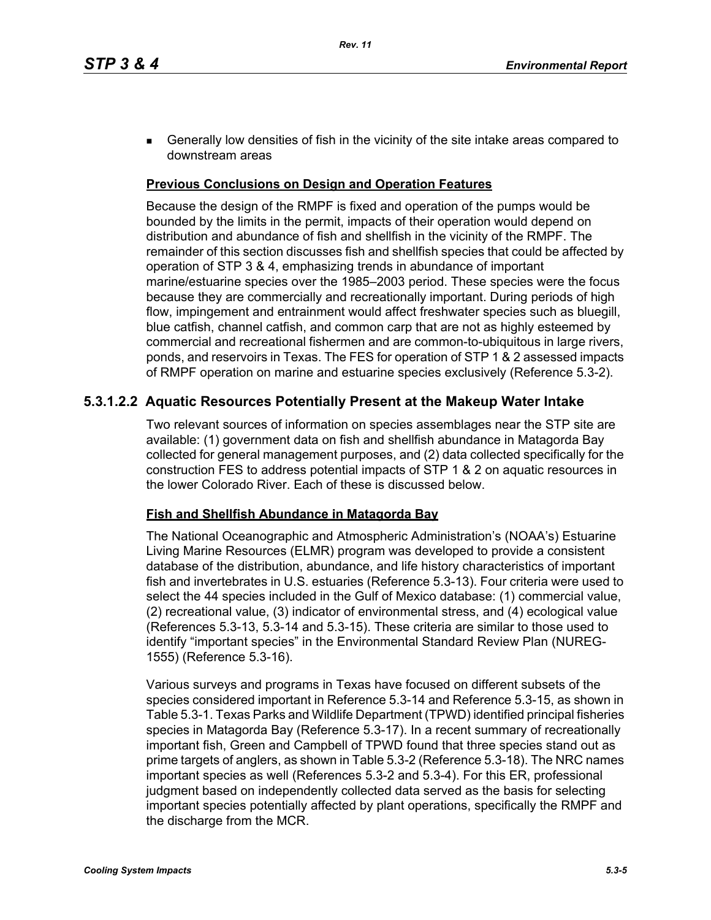- Generally low densities of fish in the vicinity of the site intake areas compared to downstream areas

**Previous Conclusions on Design and Operation Features**

Because the design of the RMPF is fixed and operation of the pumps would be bounded by the limits in the permit, impacts of their operation would depend on distribution and abundance of fish and shellfish in the vicinity of the RMPF. The remainder of this section discusses fish and shellfish species that could be affected by operation of STP 3 & 4, emphasizing trends in abundance of important marine/estuarine species over the 1985–2003 period. These species were the focus because they are commercially and recreationally important. During periods of high flow, impingement and entrainment would affect freshwater species such as bluegill, blue catfish, channel catfish, and common carp that are not as highly esteemed by commercial and recreational fishermen and are common-to-ubiquitous in large rivers, ponds, and reservoirs in Texas. The FES for operation of STP 1 & 2 assessed impacts of RMPF operation on marine and estuarine species exclusively (Reference 5.3-2).

### 5.3.1.2.2 Aquatic Resources Potentially Present at the Makeup Water Intake

Two relevant sources of information on species assemblages near the STP site are available: (1) government data on fish and shellfish abundance in Matagorda Bay collected for general management purposes, and (2) data collected specifically for the construction FES to address potential impacts of STP 1 & 2 on aquatic resources in the lower Colorado River. Each of these is discussed below.

**Fish and Shellfish Abundance in Matagorda Bay**

The National Oceanographic and Atmospheric Administration's (NOAA's) Estuarine Living Marine Resources (ELMR) program was developed to provide a consistent database of the distribution, abundance, and life history characteristics of important fish and invertebrates in U.S. estuaries (Reference 5.3-13). Four criteria were used to select the 44 species included in the Gulf of Mexico database: (1) commercial value, (2) recreational value, (3) indicator of environmental stress, and (4) ecological value (References 5.3-13, 5.3-14 and 5.3-15). These criteria are similar to those used to identify "important species" in the Environmental Standard Review Plan (NUREG-1555) (Reference 5.3-16).

Various surveys and programs in Texas have focused on different subsets of the species considered important in Reference 5.3-14 and Reference 5.3-15, as shown in Table 5.3-1. Texas Parks and Wildlife Department (TPWD) identified principal fisheries species in Matagorda Bay (Reference 5.3-17). In a recent summary of recreationally important fish, Green and Campbell of TPWD found that three species stand out as prime targets of anglers, as shown in Table 5.3-2 (Reference 5.3-18). The NRC names important species as well (References 5.3-2 and 5.3-4). For this ER, professional judgment based on independently collected data served as the basis for selecting important species potentially affected by plant operations, specifically the RMPF and the discharge from the MCR.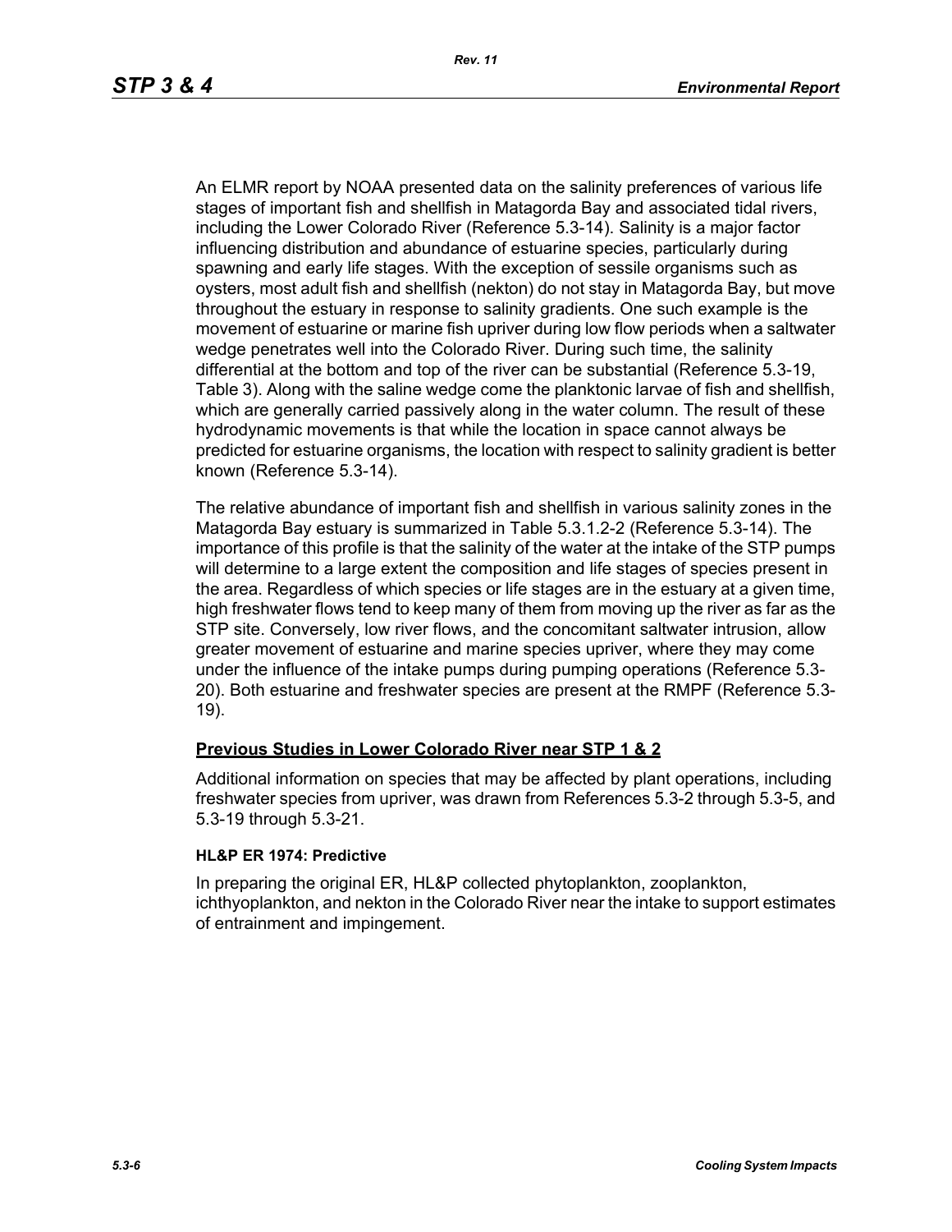An ELMR report by NOAA presented data on the salinity preferences of various life stages of important fish and shellfish in Matagorda Bay and associated tidal rivers, including the Lower Colorado River (Reference 5.3-14). Salinity is a major factor influencing distribution and abundance of estuarine species, particularly during spawning and early life stages. With the exception of sessile organisms such as oysters, most adult fish and shellfish (nekton) do not stay in Matagorda Bay, but move throughout the estuary in response to salinity gradients. One such example is the movement of estuarine or marine fish upriver during low flow periods when a saltwater wedge penetrates well into the Colorado River. During such time, the salinity differential at the bottom and top of the river can be substantial (Reference 5.3-19, Table 3). Along with the saline wedge come the planktonic larvae of fish and shellfish, which are generally carried passively along in the water column. The result of these hydrodynamic movements is that while the location in space cannot always be predicted for estuarine organisms, the location with respect to salinity gradient is better known (Reference 5.3-14).

The relative abundance of important fish and shellfish in various salinity zones in the Matagorda Bay estuary is summarized in Table 5.3.1.2-2 (Reference 5.3-14). The importance of this profile is that the salinity of the water at the intake of the STP pumps will determine to a large extent the composition and life stages of species present in the area. Regardless of which species or life stages are in the estuary at a given time, high freshwater flows tend to keep many of them from moving up the river as far as the STP site. Conversely, low river flows, and the concomitant saltwater intrusion, allow greater movement of estuarine and marine species upriver, where they may come under the influence of the intake pumps during pumping operations (Reference 5.3-20). Both estuarine and freshwater species are present at the RMPF (Reference 5.3-19).

## Previous Studies in Lower Colorado River near STP 1 & 2

Additional information on species that may be affected by plant operations, including freshwater species from upriver, was drawn from References 5.3-2 through 5.3-5, and 5.3-19 through 5.3-21.

### HL&P ER 1974: Predictive

In preparing the original ER, HL&P collected phytoplankton, zooplankton, ichthyoplankton, and nekton in the Colorado River near the intake to support estimates of entrainment and impingement.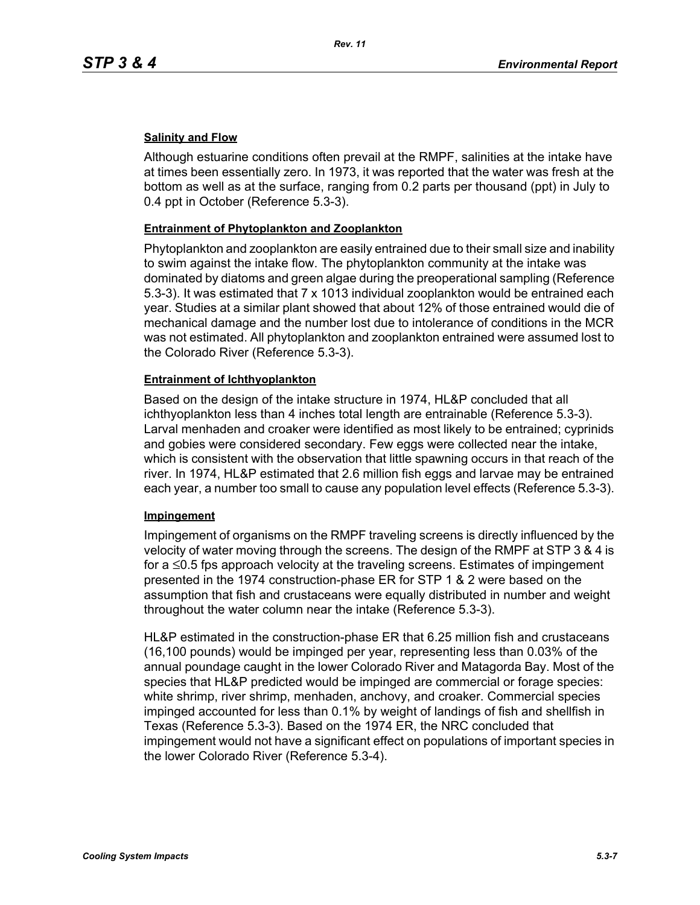**Salinity and Flow**

Although estuarine conditions often prevail at the RMPF, salinities at the intake have at times been essentially zero. In 1973, it was reported that the water was fresh at the bottom as well as at the surface, ranging from 0.2 parts per thousand (ppt) in July to 0.4 ppt in October (Reference 5.3-3).

**Entrainment of Phytoplankton and Zooplankton**

Phytoplankton and zooplankton are easily entrained due to their small size and inability to swim against the intake flow. The phytoplankton community at the intake was dominated by diatoms and green algae during the preoperational sampling (Reference 5.3-3). It was estimated that 7 x 1013 individual zooplankton would be entrained each year. Studies at a similar plant showed that about 12% of those entrained would die of mechanical damage and the number lost due to intolerance of conditions in the MCR was not estimated. All phytoplankton and zooplankton entrained were assumed lost to the Colorado River (Reference 5.3-3).

**Entrainment of Ichthyoplankton**

Based on the design of the intake structure in 1974, HL&P concluded that all ichthyoplankton less than 4 inches total length are entrainable (Reference 5.3-3). Larval menhaden and croaker were identified as most likely to be entrained; cyprinids and gobies were considered secondary. Few eggs were collected near the intake, which is consistent with the observation that little spawning occurs in that reach of the river. In 1974, HL&P estimated that 2.6 million fish eggs and larvae may be entrained each year, a number too small to cause any population level effects (Reference 5.3-3).

**Impingement**

Impingement of organisms on the RMPF traveling screens is directly influenced by the velocity of water moving through the screens. The design of the RMPF at STP 3 & 4 is for a ≤0.5 fps approach velocity at the traveling screens. Estimates of impingement presented in the 1974 construction-phase ER for STP 1 & 2 were based on the assumption that fish and crustaceans were equally distributed in number and weight throughout the water column near the intake (Reference 5.3-3).

HL&P estimated in the construction-phase ER that 6.25 million fish and crustaceans (16,100 pounds) would be impinged per year, representing less than 0.03% of the annual poundage caught in the lower Colorado River and Matagorda Bay. Most of the species that HL&P predicted would be impinged are commercial or forage species: white shrimp, river shrimp, menhaden, anchovy, and croaker. Commercial species impinged accounted for less than 0.1% by weight of landings of fish and shellfish in Texas (Reference 5.3-3). Based on the 1974 ER, the NRC concluded that impingement would not have a significant effect on populations of important species in the lower Colorado River (Reference 5.3-4).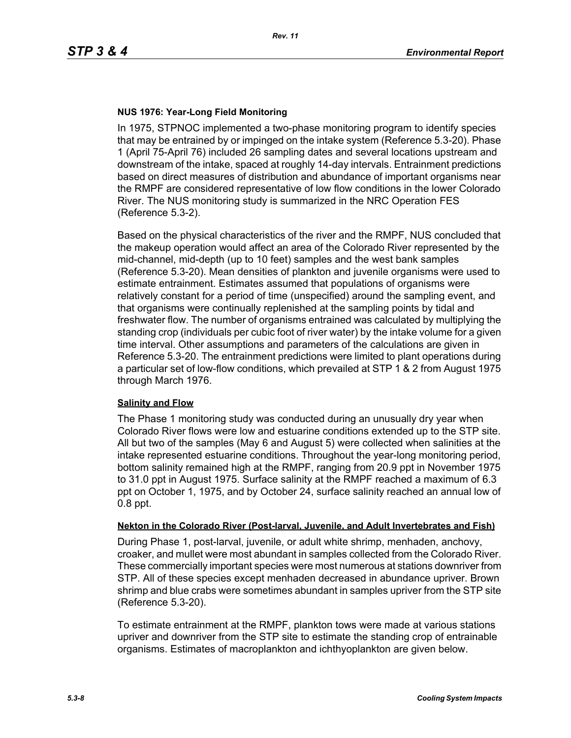### NUS 1976: Year-Long Field Monitoring

In 1975, STPNOC implemented a two-phase monitoring program to identify species that may be entrained by or impinged on the intake system (Reference 5.3-20). Phase 1 (April 75-April 76) included 26 sampling dates and several locations upstream and downstream of the intake, spaced at roughly 14-day intervals. Entrainment predictions based on direct measures of distribution and abundance of important organisms near the RMPF are considered representative of low flow conditions in the lower Colorado River. The NUS monitoring study is summarized in the NRC Operation FES (Reference 5.3-2).

Based on the physical characteristics of the river and the RMPF, NUS concluded that the makeup operation would affect an area of the Colorado River represented by the mid-channel, mid-depth (up to 10 feet) samples and the west bank samples (Reference 5.3-20). Mean densities of plankton and juvenile organisms were used to estimate entrainment. Estimates assumed that populations of organisms were relatively constant for a period of time (unspecified) around the sampling event, and that organisms were continually replenished at the sampling points by tidal and freshwater flow. The number of organisms entrained was calculated by multiplying the standing crop (individuals per cubic foot of river water) by the intake volume for a given time interval. Other assumptions and parameters of the calculations are given in Reference 5.3-20. The entrainment predictions were limited to plant operations during a particular set of low-flow conditions, which prevailed at STP 1 & 2 from August 1975 through March 1976.

#### Salinity and Flow

The Phase 1 monitoring study was conducted during an unusually dry year when Colorado River flows were low and estuarine conditions extended up to the STP site. All but two of the samples (May 6 and August 5) were collected when salinities at the intake represented estuarine conditions. Throughout the year-long monitoring period, bottom salinity remained high at the RMPF, ranging from 20.9 ppt in November 1975 to 31.0 ppt in August 1975. Surface salinity at the RMPF reached a maximum of 6.3 ppt on October 1, 1975, and by October 24, surface salinity reached an annual low of 0.8 ppt.

#### Nekton in the Colorado River (Post-larval, Juvenile, and Adult Invertebrates and Fish)

During Phase 1, post-larval, juvenile, or adult white shrimp, menhaden, anchovy, croaker, and mullet were most abundant in samples collected from the Colorado River. These commercially important species were most numerous at stations downriver from STP. All of these species except menhaden decreased in abundance upriver. Brown shrimp and blue crabs were sometimes abundant in samples upriver from the STP site (Reference 5.3-20).

To estimate entrainment at the RMPF, plankton tows were made at various stations upriver and downriver from the STP site to estimate the standing crop of entrainable organisms. Estimates of macroplankton and ichthyoplankton are given below.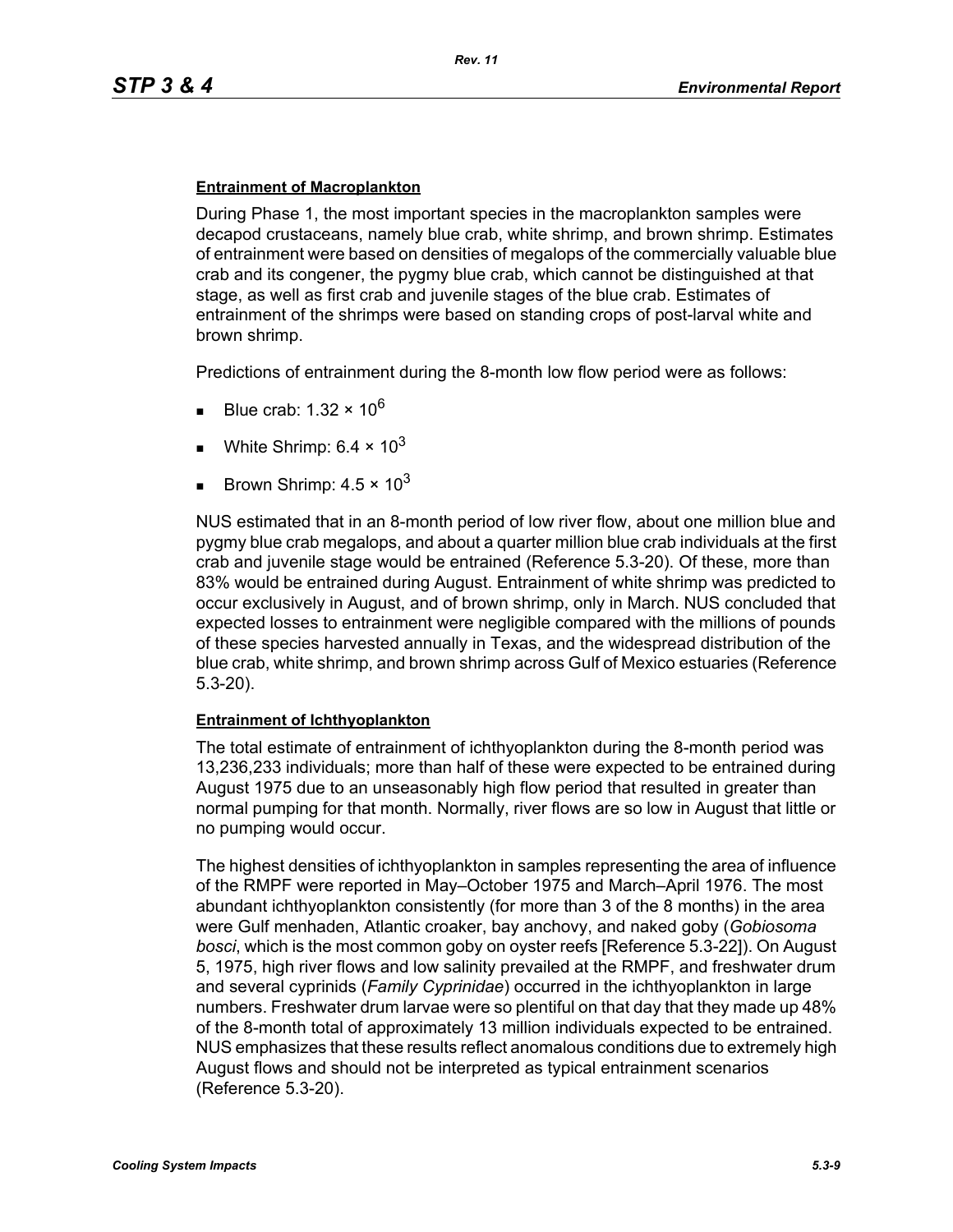**Entrainment of Macroplankton**

During Phase 1, the most important species in the macroplankton samples were decapod crustaceans, namely blue crab, white shrimp, and brown shrimp. Estimates of entrainment were based on densities of megalops of the commercially valuable blue crab and its congener, the pygmy blue crab, which cannot be distinguished at that stage, as well as first crab and juvenile stages of the blue crab. Estimates of entrainment of the shrimps were based on standing crops of post-larval white and brown shrimp.

Predictions of entrainment during the 8-month low flow period were as follows:

- Blue crab: $1.32 \times 10^6$
- White Shrimp: $6.4 \times 10^3$
- Brown Shrimp: $4.5 \times 10^3$

NUS estimated that in an 8-month period of low river flow, about one million blue and pygmy blue crab megalops, and about a quarter million blue crab individuals at the first crab and juvenile stage would be entrained (Reference 5.3-20). Of these, more than 83% would be entrained during August. Entrainment of white shrimp was predicted to occur exclusively in August, and of brown shrimp, only in March. NUS concluded that expected losses to entrainment were negligible compared with the millions of pounds of these species harvested annually in Texas, and the widespread distribution of the blue crab, white shrimp, and brown shrimp across Gulf of Mexico estuaries (Reference 5.3-20).

**Entrainment of Ichthyoplankton**

The total estimate of entrainment of ichthyoplankton during the 8-month period was 13,236,233 individuals; more than half of these were expected to be entrained during August 1975 due to an unseasonably high flow period that resulted in greater than normal pumping for that month. Normally, river flows are so low in August that little or no pumping would occur.

The highest densities of ichthyoplankton in samples representing the area of influence of the RMPF were reported in May–October 1975 and March–April 1976. The most abundant ichthyoplankton consistently (for more than 3 of the 8 months) in the area were Gulf menhaden, Atlantic croaker, bay anchovy, and naked goby (*Gobiosoma bosci*, which is the most common goby on oyster reefs [Reference 5.3-22]). On August 5, 1975, high river flows and low salinity prevailed at the RMPF, and freshwater drum and several cyprinids (*Family Cyprinidae*) occurred in the ichthyoplankton in large numbers. Freshwater drum larvae were so plentiful on that day that they made up 48% of the 8-month total of approximately 13 million individuals expected to be entrained. NUS emphasizes that these results reflect anomalous conditions due to extremely high August flows and should not be interpreted as typical entrainment scenarios (Reference 5.3-20).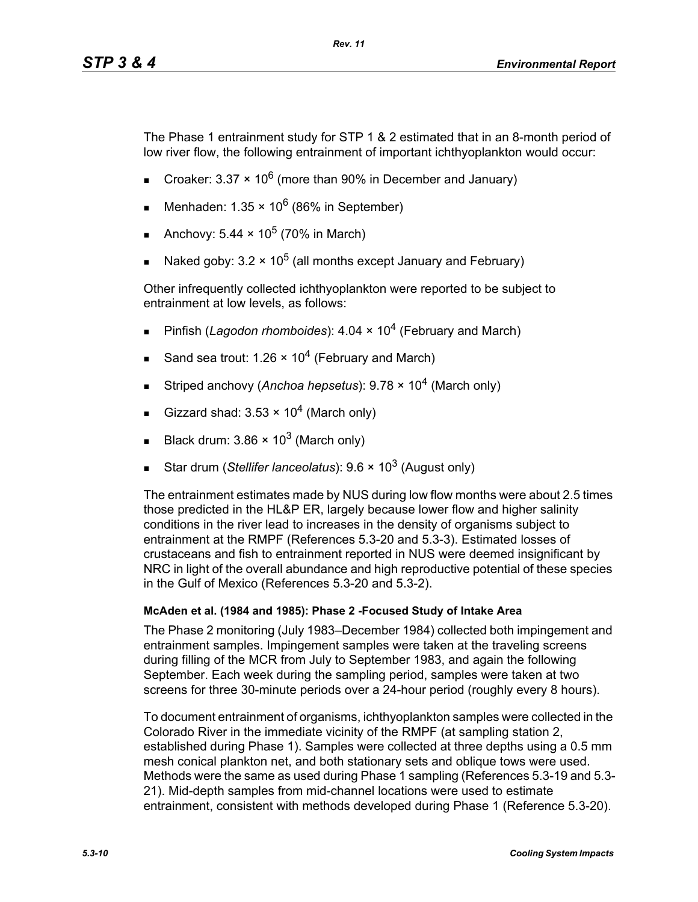The Phase 1 entrainment study for STP 1 & 2 estimated that in an 8-month period of low river flow, the following entrainment of important ichthyoplankton would occur:

- Croaker: $3.37 \times 10^6$ (more than 90% in December and January)
- Menhaden: $1.35 \times 10^6$ (86% in September)
- Anchovy: $5.44 \times 10^5$ (70% in March)
- Naked goby: $3.2 \times 10^5$ (all months except January and February)

Other infrequently collected ichthyoplankton were reported to be subject to entrainment at low levels, as follows:

- Pinfish (*Lagodon rhomboides*): $4.04 \times 10^4$ (February and March)
- Sand sea trout: $1.26 \times 10^4$ (February and March)
- Striped anchovy (*Anchoa hepsetus*): $9.78 \times 10^4$ (March only)
- Gizzard shad: $3.53 \times 10^4$ (March only)
- Black drum: $3.86 \times 10^3$ (March only)
- Star drum (*Stellifer lanceolatus*): $9.6 \times 10^3$ (August only)

The entrainment estimates made by NUS during low flow months were about 2.5 times those predicted in the HL&P ER, largely because lower flow and higher salinity conditions in the river lead to increases in the density of organisms subject to entrainment at the RMPF (References 5.3-20 and 5.3-3). Estimated losses of crustaceans and fish to entrainment reported in NUS were deemed insignificant by NRC in light of the overall abundance and high reproductive potential of these species in the Gulf of Mexico (References 5.3-20 and 5.3-2).

**McAden et al. (1984 and 1985): Phase 2 -Focused Study of Intake Area**

The Phase 2 monitoring (July 1983–December 1984) collected both impingement and entrainment samples. Impingement samples were taken at the traveling screens during filling of the MCR from July to September 1983, and again the following September. Each week during the sampling period, samples were taken at two screens for three 30-minute periods over a 24-hour period (roughly every 8 hours).

To document entrainment of organisms, ichthyoplankton samples were collected in the Colorado River in the immediate vicinity of the RMPF (at sampling station 2, established during Phase 1). Samples were collected at three depths using a 0.5 mm mesh conical plankton net, and both stationary sets and oblique tows were used. Methods were the same as used during Phase 1 sampling (References 5.3-19 and 5.3-21). Mid-depth samples from mid-channel locations were used to estimate entrainment, consistent with methods developed during Phase 1 (Reference 5.3-20).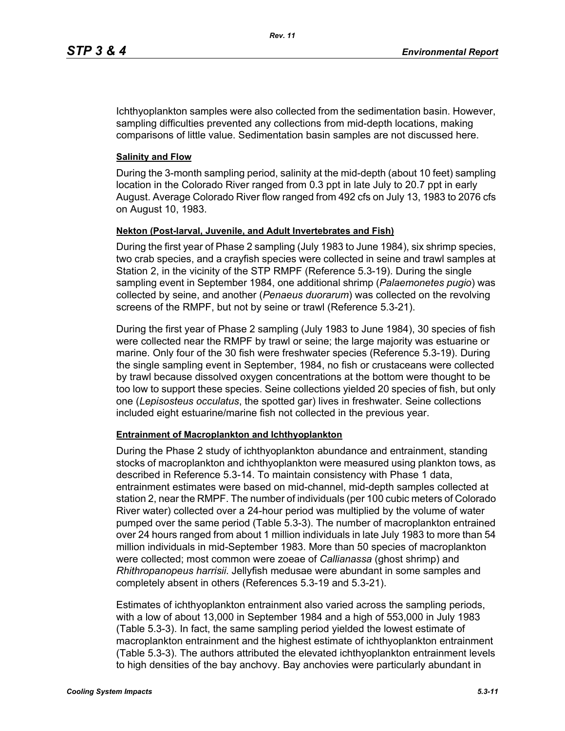Ichthyoplankton samples were also collected from the sedimentation basin. However, sampling difficulties prevented any collections from mid-depth locations, making comparisons of little value. Sedimentation basin samples are not discussed here.

**Salinity and Flow**

During the 3-month sampling period, salinity at the mid-depth (about 10 feet) sampling location in the Colorado River ranged from 0.3 ppt in late July to 20.7 ppt in early August. Average Colorado River flow ranged from 492 cfs on July 13, 1983 to 2076 cfs on August 10, 1983.

**Nekton (Post-larval, Juvenile, and Adult Invertebrates and Fish)**

During the first year of Phase 2 sampling (July 1983 to June 1984), six shrimp species, two crab species, and a crayfish species were collected in seine and trawl samples at Station 2, in the vicinity of the STP RMPF (Reference 5.3-19). During the single sampling event in September 1984, one additional shrimp (*Palaemonetes pugio*) was collected by seine, and another (*Penaeus duorarum*) was collected on the revolving screens of the RMPF, but not by seine or trawl (Reference 5.3-21).

During the first year of Phase 2 sampling (July 1983 to June 1984), 30 species of fish were collected near the RMPF by trawl or seine; the large majority was estuarine or marine. Only four of the 30 fish were freshwater species (Reference 5.3-19). During the single sampling event in September, 1984, no fish or crustaceans were collected by trawl because dissolved oxygen concentrations at the bottom were thought to be too low to support these species. Seine collections yielded 20 species of fish, but only one (*Lepisosteus occulatus*, the spotted gar) lives in freshwater. Seine collections included eight estuarine/marine fish not collected in the previous year.

**Entrainment of Macroplankton and Ichthyoplankton**

During the Phase 2 study of ichthyoplankton abundance and entrainment, standing stocks of macroplankton and ichthyoplankton were measured using plankton tows, as described in Reference 5.3-14. To maintain consistency with Phase 1 data, entrainment estimates were based on mid-channel, mid-depth samples collected at station 2, near the RMPF. The number of individuals (per 100 cubic meters of Colorado River water) collected over a 24-hour period was multiplied by the volume of water pumped over the same period (Table 5.3-3). The number of macroplankton entrained over 24 hours ranged from about 1 million individuals in late July 1983 to more than 54 million individuals in mid-September 1983. More than 50 species of macroplankton were collected; most common were zoeae of *Callianassa* (ghost shrimp) and *Rhithropanopeus harrisii*. Jellyfish medusae were abundant in some samples and completely absent in others (References 5.3-19 and 5.3-21).

Estimates of ichthyoplankton entrainment also varied across the sampling periods, with a low of about 13,000 in September 1984 and a high of 553,000 in July 1983 (Table 5.3-3). In fact, the same sampling period yielded the lowest estimate of macroplankton entrainment and the highest estimate of ichthyoplankton entrainment (Table 5.3-3). The authors attributed the elevated ichthyoplankton entrainment levels to high densities of the bay anchovy. Bay anchovies were particularly abundant in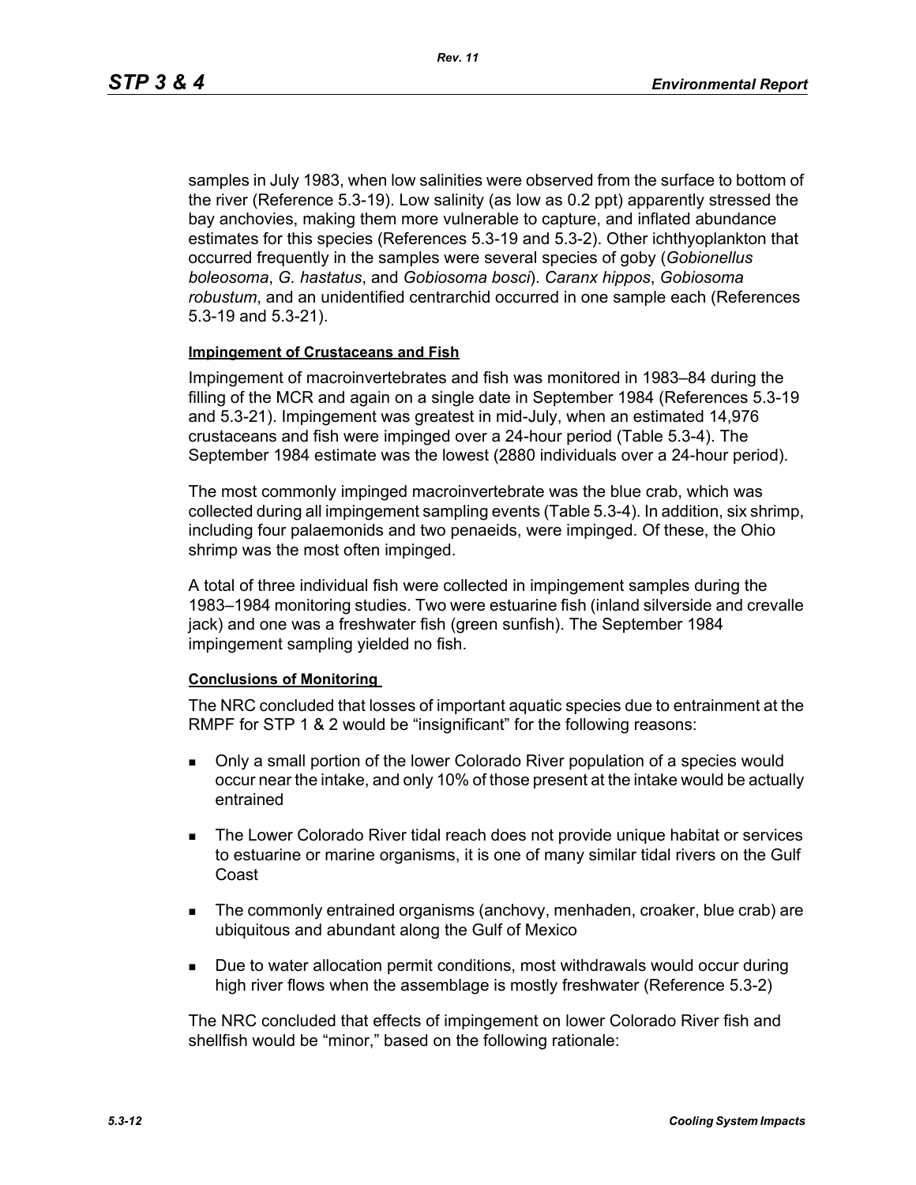samples in July 1983, when low salinities were observed from the surface to bottom of the river (Reference 5.3-19). Low salinity (as low as 0.2 ppt) apparently stressed the bay anchovies, making them more vulnerable to capture, and inflated abundance estimates for this species (References 5.3-19 and 5.3-2). Other ichthyoplankton that occurred frequently in the samples were several species of goby (*Gobionellus boleosoma*, *G. hastatus*, and *Gobiosoma bosci*). *Caranx hippos*, *Gobiosoma robustum*, and an unidentified centrarchid occurred in one sample each (References 5.3-19 and 5.3-21).

**Impingement of Crustaceans and Fish**

Impingement of macroinvertebrates and fish was monitored in 1983–84 during the filling of the MCR and again on a single date in September 1984 (References 5.3-19 and 5.3-21). Impingement was greatest in mid-July, when an estimated 14,976 crustaceans and fish were impinged over a 24-hour period (Table 5.3-4). The September 1984 estimate was the lowest (2880 individuals over a 24-hour period).

The most commonly impinged macroinvertebrate was the blue crab, which was collected during all impingement sampling events (Table 5.3-4). In addition, six shrimp, including four palaemonids and two penaeids, were impinged. Of these, the Ohio shrimp was the most often impinged.

A total of three individual fish were collected in impingement samples during the 1983–1984 monitoring studies. Two were estuarine fish (inland silverside and crevalle jack) and one was a freshwater fish (green sunfish). The September 1984 impingement sampling yielded no fish.

**Conclusions of Monitoring**

The NRC concluded that losses of important aquatic species due to entrainment at the RMPF for STP 1 & 2 would be "insignificant" for the following reasons:

- Only a small portion of the lower Colorado River population of a species would occur near the intake, and only 10% of those present at the intake would be actually entrained
- The Lower Colorado River tidal reach does not provide unique habitat or services to estuarine or marine organisms, it is one of many similar tidal rivers on the Gulf Coast
- The commonly entrained organisms (anchovy, menhaden, croaker, blue crab) are ubiquitous and abundant along the Gulf of Mexico
- Due to water allocation permit conditions, most withdrawals would occur during high river flows when the assemblage is mostly freshwater (Reference 5.3-2)

The NRC concluded that effects of impingement on lower Colorado River fish and shellfish would be "minor," based on the following rationale: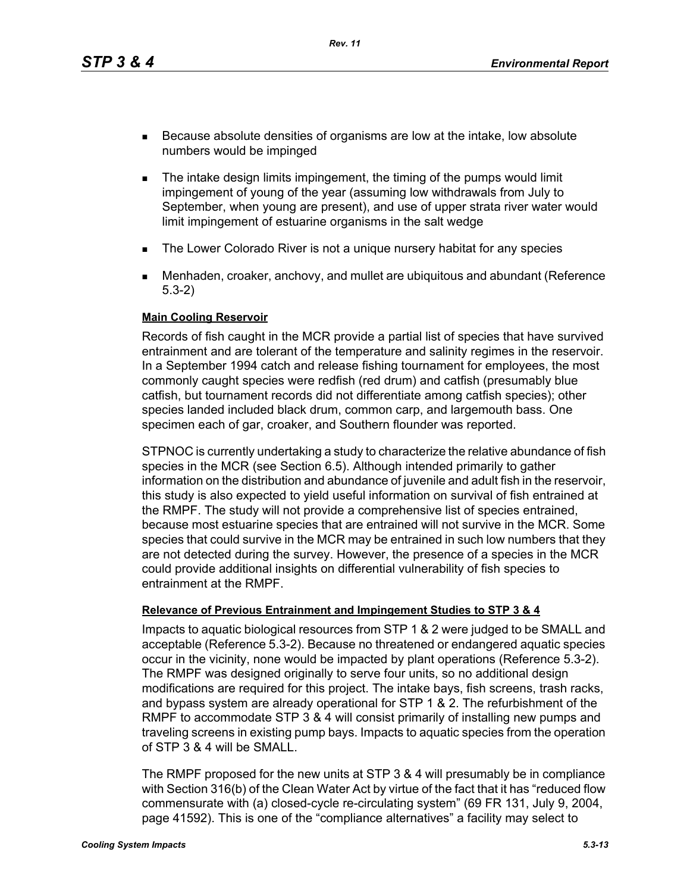- Because absolute densities of organisms are low at the intake, low absolute numbers would be impinged
- The intake design limits impingement, the timing of the pumps would limit impingement of young of the year (assuming low withdrawals from July to September, when young are present), and use of upper strata river water would limit impingement of estuarine organisms in the salt wedge
- The Lower Colorado River is not a unique nursery habitat for any species
- Menhaden, croaker, anchovy, and mullet are ubiquitous and abundant (Reference 5.3-2)

**Main Cooling Reservoir**

Records of fish caught in the MCR provide a partial list of species that have survived entrainment and are tolerant of the temperature and salinity regimes in the reservoir. In a September 1994 catch and release fishing tournament for employees, the most commonly caught species were redfish (red drum) and catfish (presumably blue catfish, but tournament records did not differentiate among catfish species); other species landed included black drum, common carp, and largemouth bass. One specimen each of gar, croaker, and Southern flounder was reported.

STPNOC is currently undertaking a study to characterize the relative abundance of fish species in the MCR (see Section 6.5). Although intended primarily to gather information on the distribution and abundance of juvenile and adult fish in the reservoir, this study is also expected to yield useful information on survival of fish entrained at the RMPF. The study will not provide a comprehensive list of species entrained, because most estuarine species that are entrained will not survive in the MCR. Some species that could survive in the MCR may be entrained in such low numbers that they are not detected during the survey. However, the presence of a species in the MCR could provide additional insights on differential vulnerability of fish species to entrainment at the RMPF.

**Relevance of Previous Entrainment and Impingement Studies to STP 3 & 4**

Impacts to aquatic biological resources from STP 1 & 2 were judged to be SMALL and acceptable (Reference 5.3-2). Because no threatened or endangered aquatic species occur in the vicinity, none would be impacted by plant operations (Reference 5.3-2). The RMPF was designed originally to serve four units, so no additional design modifications are required for this project. The intake bays, fish screens, trash racks, and bypass system are already operational for STP 1 & 2. The refurbishment of the RMPF to accommodate STP 3 & 4 will consist primarily of installing new pumps and traveling screens in existing pump bays. Impacts to aquatic species from the operation of STP 3 & 4 will be SMALL.

The RMPF proposed for the new units at STP 3 & 4 will presumably be in compliance with Section 316(b) of the Clean Water Act by virtue of the fact that it has "reduced flow commensurate with (a) closed-cycle re-circulating system" (69 FR 131, July 9, 2004, page 41592). This is one of the "compliance alternatives" a facility may select to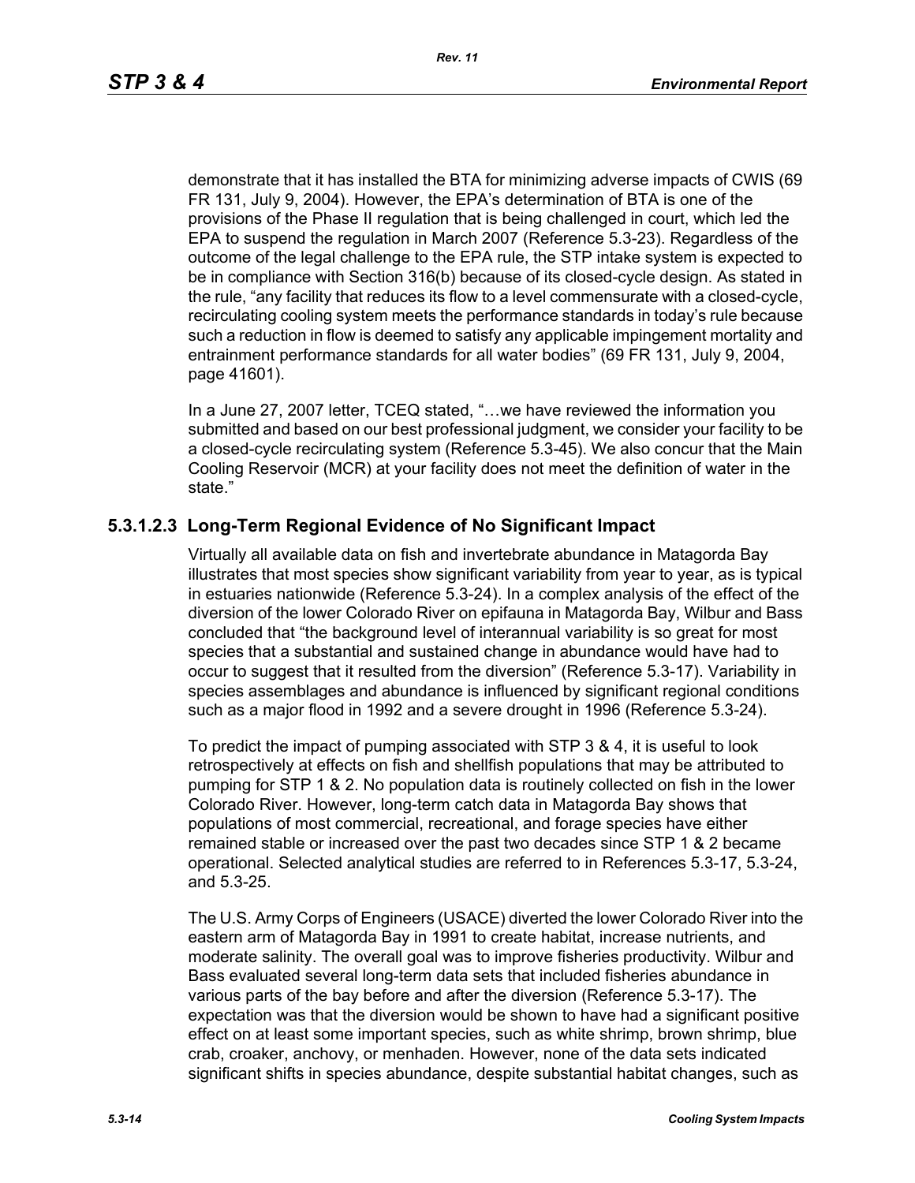demonstrate that it has installed the BTA for minimizing adverse impacts of CWIS (69 FR 131, July 9, 2004). However, the EPA's determination of BTA is one of the provisions of the Phase II regulation that is being challenged in court, which led the EPA to suspend the regulation in March 2007 (Reference 5.3-23). Regardless of the outcome of the legal challenge to the EPA rule, the STP intake system is expected to be in compliance with Section 316(b) because of its closed-cycle design. As stated in the rule, "any facility that reduces its flow to a level commensurate with a closed-cycle, recirculating cooling system meets the performance standards in today's rule because such a reduction in flow is deemed to satisfy any applicable impingement mortality and entrainment performance standards for all water bodies" (69 FR 131, July 9, 2004, page 41601).

In a June 27, 2007 letter, TCEQ stated, "…we have reviewed the information you submitted and based on our best professional judgment, we consider your facility to be a closed-cycle recirculating system (Reference 5.3-45). We also concur that the Main Cooling Reservoir (MCR) at your facility does not meet the definition of water in the state."

### 5.3.1.2.3 Long-Term Regional Evidence of No Significant Impact

Virtually all available data on fish and invertebrate abundance in Matagorda Bay illustrates that most species show significant variability from year to year, as is typical in estuaries nationwide (Reference 5.3-24). In a complex analysis of the effect of the diversion of the lower Colorado River on epifauna in Matagorda Bay, Wilbur and Bass concluded that "the background level of interannual variability is so great for most species that a substantial and sustained change in abundance would have had to occur to suggest that it resulted from the diversion" (Reference 5.3-17). Variability in species assemblages and abundance is influenced by significant regional conditions such as a major flood in 1992 and a severe drought in 1996 (Reference 5.3-24).

To predict the impact of pumping associated with STP 3 & 4, it is useful to look retrospectively at effects on fish and shellfish populations that may be attributed to pumping for STP 1 & 2. No population data is routinely collected on fish in the lower Colorado River. However, long-term catch data in Matagorda Bay shows that populations of most commercial, recreational, and forage species have either remained stable or increased over the past two decades since STP 1 & 2 became operational. Selected analytical studies are referred to in References 5.3-17, 5.3-24, and 5.3-25.

The U.S. Army Corps of Engineers (USACE) diverted the lower Colorado River into the eastern arm of Matagorda Bay in 1991 to create habitat, increase nutrients, and moderate salinity. The overall goal was to improve fisheries productivity. Wilbur and Bass evaluated several long-term data sets that included fisheries abundance in various parts of the bay before and after the diversion (Reference 5.3-17). The expectation was that the diversion would be shown to have had a significant positive effect on at least some important species, such as white shrimp, brown shrimp, blue crab, croaker, anchovy, or menhaden. However, none of the data sets indicated significant shifts in species abundance, despite substantial habitat changes, such as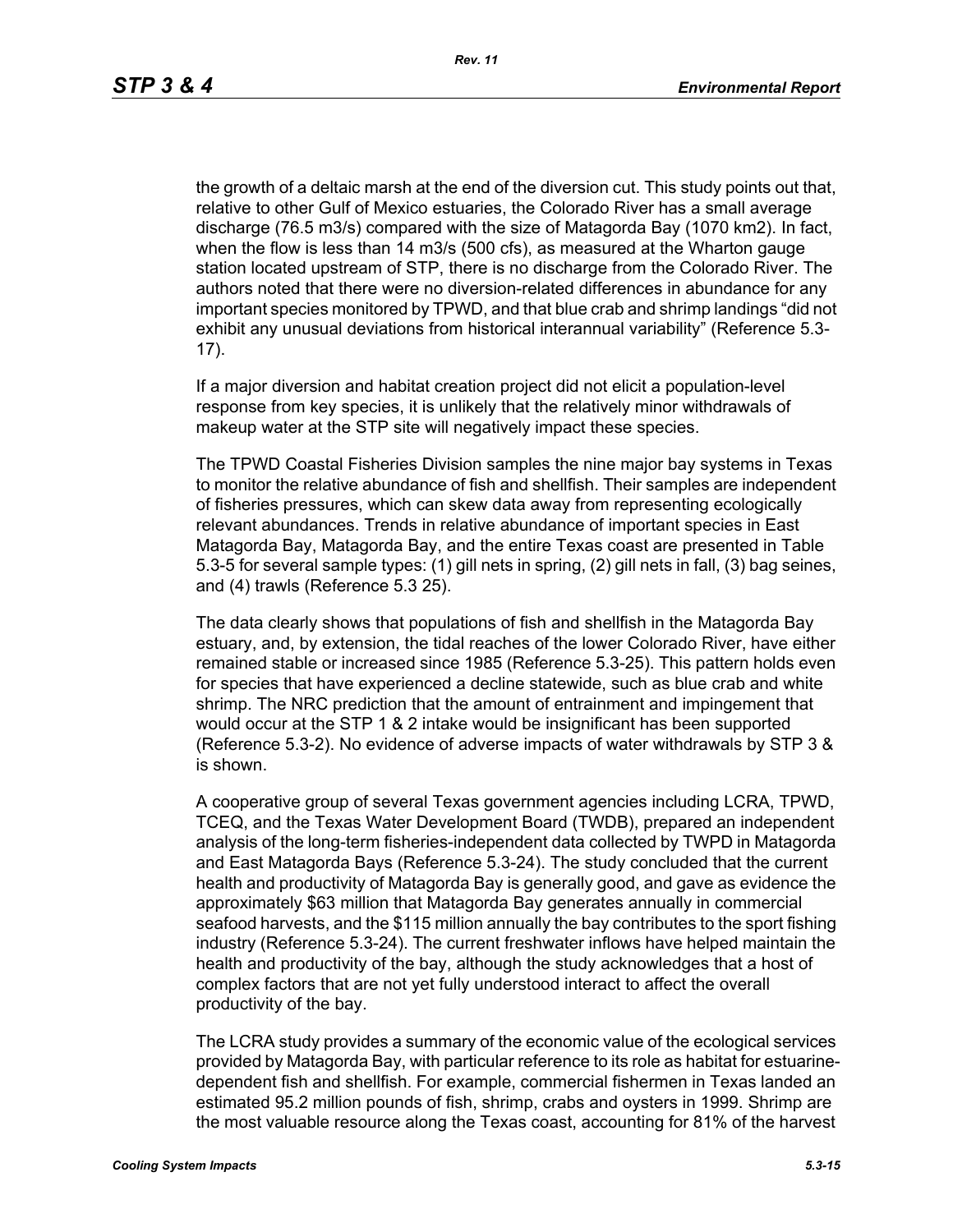the growth of a deltaic marsh at the end of the diversion cut. This study points out that, relative to other Gulf of Mexico estuaries, the Colorado River has a small average discharge (76.5 m3/s) compared with the size of Matagorda Bay (1070 km2). In fact, when the flow is less than 14 m3/s (500 cfs), as measured at the Wharton gauge station located upstream of STP, there is no discharge from the Colorado River. The authors noted that there were no diversion-related differences in abundance for any important species monitored by TPWD, and that blue crab and shrimp landings "did not exhibit any unusual deviations from historical interannual variability" (Reference 5.3-17).

If a major diversion and habitat creation project did not elicit a population-level response from key species, it is unlikely that the relatively minor withdrawals of makeup water at the STP site will negatively impact these species.

The TPWD Coastal Fisheries Division samples the nine major bay systems in Texas to monitor the relative abundance of fish and shellfish. Their samples are independent of fisheries pressures, which can skew data away from representing ecologically relevant abundances. Trends in relative abundance of important species in East Matagorda Bay, Matagorda Bay, and the entire Texas coast are presented in Table 5.3-5 for several sample types: (1) gill nets in spring, (2) gill nets in fall, (3) bag seines, and (4) trawls (Reference 5.3 25).

The data clearly shows that populations of fish and shellfish in the Matagorda Bay estuary, and, by extension, the tidal reaches of the lower Colorado River, have either remained stable or increased since 1985 (Reference 5.3-25). This pattern holds even for species that have experienced a decline statewide, such as blue crab and white shrimp. The NRC prediction that the amount of entrainment and impingement that would occur at the STP 1 & 2 intake would be insignificant has been supported (Reference 5.3-2). No evidence of adverse impacts of water withdrawals by STP 3 & is shown.

A cooperative group of several Texas government agencies including LCRA, TPWD, TCEQ, and the Texas Water Development Board (TWDB), prepared an independent analysis of the long-term fisheries-independent data collected by TWPD in Matagorda and East Matagorda Bays (Reference 5.3-24). The study concluded that the current health and productivity of Matagorda Bay is generally good, and gave as evidence the approximately $63 million that Matagorda Bay generates annually in commercial seafood harvests, and the $115 million annually the bay contributes to the sport fishing industry (Reference 5.3-24). The current freshwater inflows have helped maintain the health and productivity of the bay, although the study acknowledges that a host of complex factors that are not yet fully understood interact to affect the overall productivity of the bay.

The LCRA study provides a summary of the economic value of the ecological services provided by Matagorda Bay, with particular reference to its role as habitat for estuarine-dependent fish and shellfish. For example, commercial fishermen in Texas landed an estimated 95.2 million pounds of fish, shrimp, crabs and oysters in 1999. Shrimp are the most valuable resource along the Texas coast, accounting for 81% of the harvest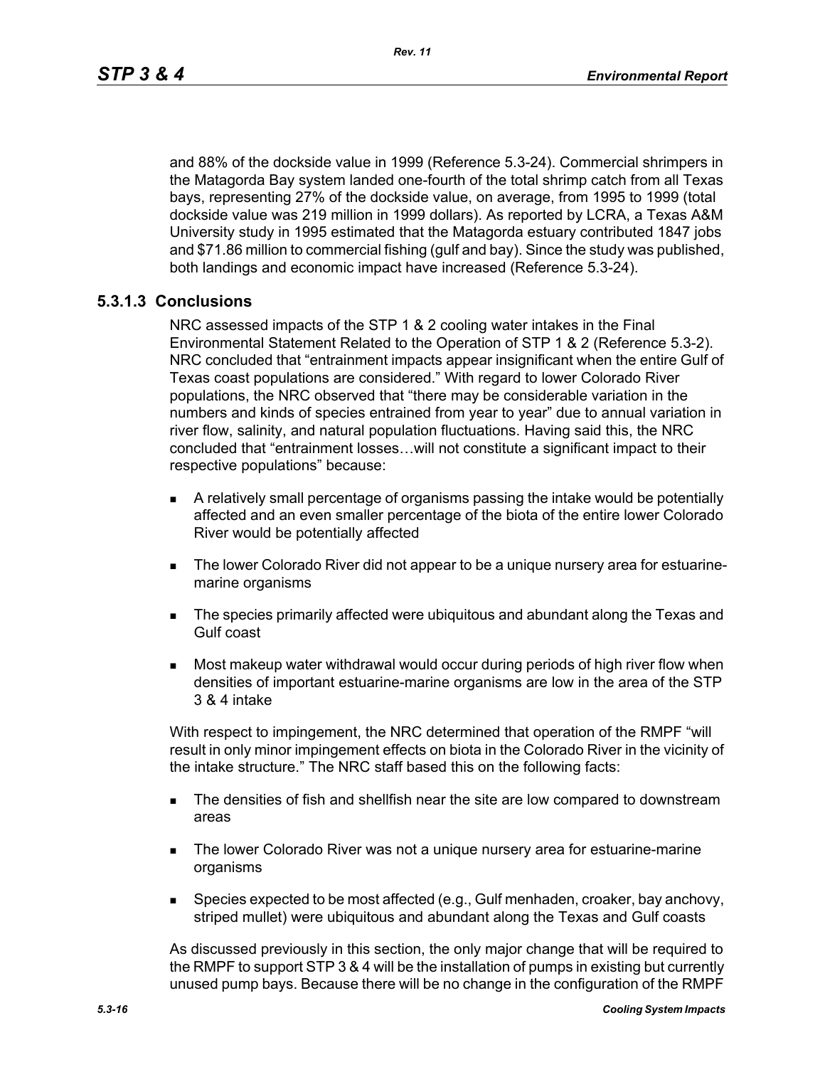and 88% of the dockside value in 1999 (Reference 5.3-24). Commercial shrimpers in the Matagorda Bay system landed one-fourth of the total shrimp catch from all Texas bays, representing 27% of the dockside value, on average, from 1995 to 1999 (total dockside value was 219 million in 1999 dollars). As reported by LCRA, a Texas A&M University study in 1995 estimated that the Matagorda estuary contributed 1847 jobs and $71.86 million to commercial fishing (gulf and bay). Since the study was published, both landings and economic impact have increased (Reference 5.3-24).

### 5.3.1.3 Conclusions

NRC assessed impacts of the STP 1 & 2 cooling water intakes in the Final Environmental Statement Related to the Operation of STP 1 & 2 (Reference 5.3-2). NRC concluded that "entrainment impacts appear insignificant when the entire Gulf of Texas coast populations are considered." With regard to lower Colorado River populations, the NRC observed that "there may be considerable variation in the numbers and kinds of species entrained from year to year" due to annual variation in river flow, salinity, and natural population fluctuations. Having said this, the NRC concluded that "entrainment losses…will not constitute a significant impact to their respective populations" because:

- A relatively small percentage of organisms passing the intake would be potentially affected and an even smaller percentage of the biota of the entire lower Colorado River would be potentially affected
- The lower Colorado River did not appear to be a unique nursery area for estuarine-marine organisms
- The species primarily affected were ubiquitous and abundant along the Texas and Gulf coast
- Most makeup water withdrawal would occur during periods of high river flow when densities of important estuarine-marine organisms are low in the area of the STP 3 & 4 intake

With respect to impingement, the NRC determined that operation of the RMPF "will result in only minor impingement effects on biota in the Colorado River in the vicinity of the intake structure." The NRC staff based this on the following facts:

- The densities of fish and shellfish near the site are low compared to downstream areas
- The lower Colorado River was not a unique nursery area for estuarine-marine organisms
- Species expected to be most affected (e.g., Gulf menhaden, croaker, bay anchovy, striped mullet) were ubiquitous and abundant along the Texas and Gulf coasts

As discussed previously in this section, the only major change that will be required to the RMPF to support STP 3 & 4 will be the installation of pumps in existing but currently unused pump bays. Because there will be no change in the configuration of the RMPF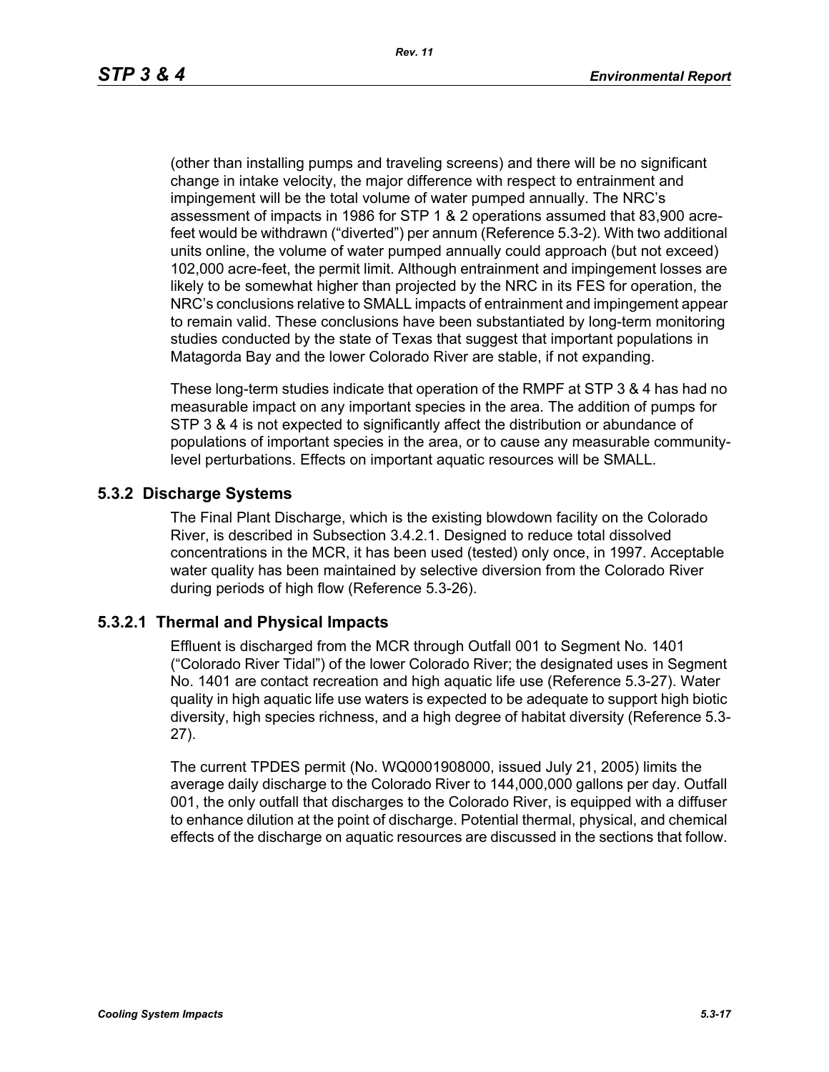(other than installing pumps and traveling screens) and there will be no significant change in intake velocity, the major difference with respect to entrainment and impingement will be the total volume of water pumped annually. The NRC's assessment of impacts in 1986 for STP 1 & 2 operations assumed that 83,900 acre-feet would be withdrawn ("diverted") per annum (Reference 5.3-2). With two additional units online, the volume of water pumped annually could approach (but not exceed) 102,000 acre-feet, the permit limit. Although entrainment and impingement losses are likely to be somewhat higher than projected by the NRC in its FES for operation, the NRC's conclusions relative to SMALL impacts of entrainment and impingement appear to remain valid. These conclusions have been substantiated by long-term monitoring studies conducted by the state of Texas that suggest that important populations in Matagorda Bay and the lower Colorado River are stable, if not expanding.

These long-term studies indicate that operation of the RMPF at STP 3 & 4 has had no measurable impact on any important species in the area. The addition of pumps for STP 3 & 4 is not expected to significantly affect the distribution or abundance of populations of important species in the area, or to cause any measurable community-level perturbations. Effects on important aquatic resources will be SMALL.

### 5.3.2 Discharge Systems

The Final Plant Discharge, which is the existing blowdown facility on the Colorado River, is described in Subsection 3.4.2.1. Designed to reduce total dissolved concentrations in the MCR, it has been used (tested) only once, in 1997. Acceptable water quality has been maintained by selective diversion from the Colorado River during periods of high flow (Reference 5.3-26).

#### 5.3.2.1 Thermal and Physical Impacts

Effluent is discharged from the MCR through Outfall 001 to Segment No. 1401 ("Colorado River Tidal") of the lower Colorado River; the designated uses in Segment No. 1401 are contact recreation and high aquatic life use (Reference 5.3-27). Water quality in high aquatic life use waters is expected to be adequate to support high biotic diversity, high species richness, and a high degree of habitat diversity (Reference 5.3-27).

The current TPDES permit (No. WQ0001908000, issued July 21, 2005) limits the average daily discharge to the Colorado River to 144,000,000 gallons per day. Outfall 001, the only outfall that discharges to the Colorado River, is equipped with a diffuser to enhance dilution at the point of discharge. Potential thermal, physical, and chemical effects of the discharge on aquatic resources are discussed in the sections that follow.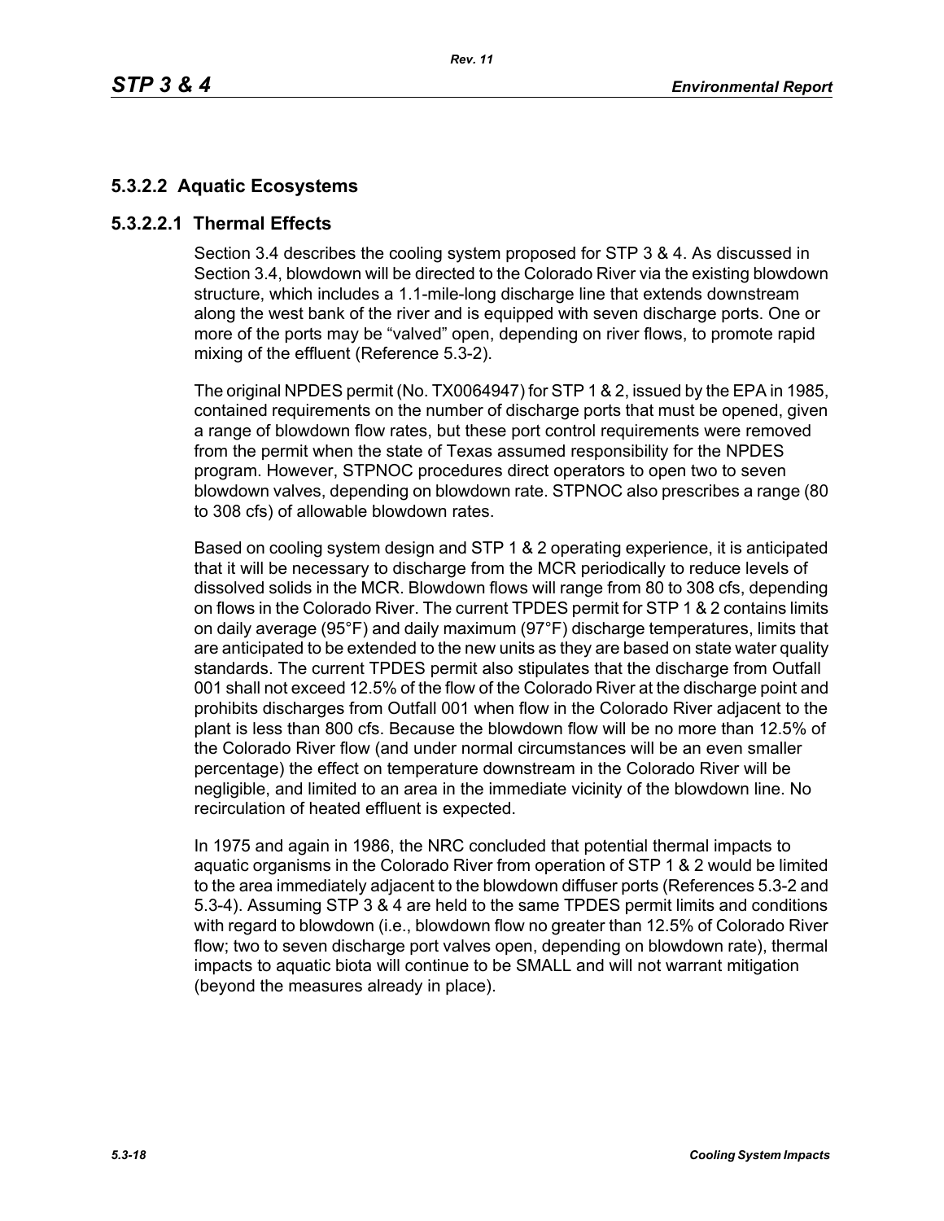## 5.3.2.2 Aquatic Ecosystems

### 5.3.2.2.1 Thermal Effects

Section 3.4 describes the cooling system proposed for STP 3 & 4. As discussed in Section 3.4, blowdown will be directed to the Colorado River via the existing blowdown structure, which includes a 1.1-mile-long discharge line that extends downstream along the west bank of the river and is equipped with seven discharge ports. One or more of the ports may be "valved" open, depending on river flows, to promote rapid mixing of the effluent (Reference 5.3-2).

The original NPDES permit (No. TX0064947) for STP 1 & 2, issued by the EPA in 1985, contained requirements on the number of discharge ports that must be opened, given a range of blowdown flow rates, but these port control requirements were removed from the permit when the state of Texas assumed responsibility for the NPDES program. However, STPNOC procedures direct operators to open two to seven blowdown valves, depending on blowdown rate. STPNOC also prescribes a range (80 to 308 cfs) of allowable blowdown rates.

Based on cooling system design and STP 1 & 2 operating experience, it is anticipated that it will be necessary to discharge from the MCR periodically to reduce levels of dissolved solids in the MCR. Blowdown flows will range from 80 to 308 cfs, depending on flows in the Colorado River. The current TPDES permit for STP 1 & 2 contains limits on daily average (95°F) and daily maximum (97°F) discharge temperatures, limits that are anticipated to be extended to the new units as they are based on state water quality standards. The current TPDES permit also stipulates that the discharge from Outfall 001 shall not exceed 12.5% of the flow of the Colorado River at the discharge point and prohibits discharges from Outfall 001 when flow in the Colorado River adjacent to the plant is less than 800 cfs. Because the blowdown flow will be no more than 12.5% of the Colorado River flow (and under normal circumstances will be an even smaller percentage) the effect on temperature downstream in the Colorado River will be negligible, and limited to an area in the immediate vicinity of the blowdown line. No recirculation of heated effluent is expected.

In 1975 and again in 1986, the NRC concluded that potential thermal impacts to aquatic organisms in the Colorado River from operation of STP 1 & 2 would be limited to the area immediately adjacent to the blowdown diffuser ports (References 5.3-2 and 5.3-4). Assuming STP 3 & 4 are held to the same TPDES permit limits and conditions with regard to blowdown (i.e., blowdown flow no greater than 12.5% of Colorado River flow; two to seven discharge port valves open, depending on blowdown rate), thermal impacts to aquatic biota will continue to be SMALL and will not warrant mitigation (beyond the measures already in place).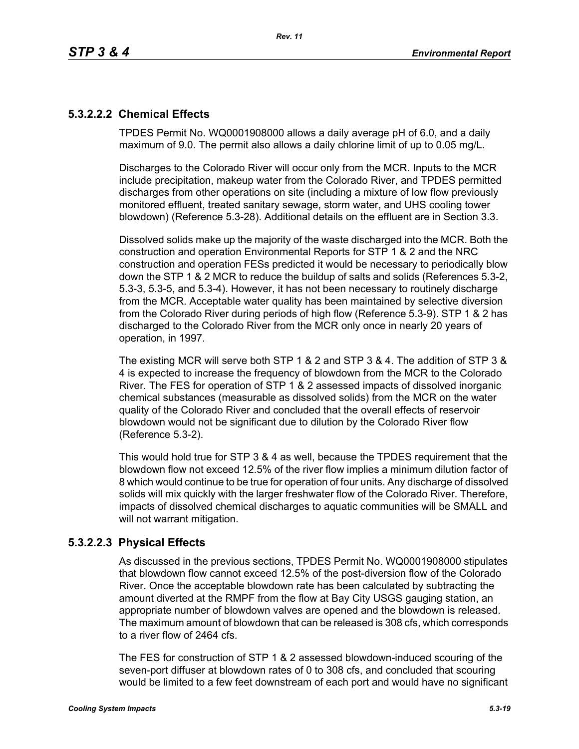### 5.3.2.2.2 Chemical Effects

TPDES Permit No. WQ0001908000 allows a daily average pH of 6.0, and a daily maximum of 9.0. The permit also allows a daily chlorine limit of up to 0.05 mg/L.

Discharges to the Colorado River will occur only from the MCR. Inputs to the MCR include precipitation, makeup water from the Colorado River, and TPDES permitted discharges from other operations on site (including a mixture of low flow previously monitored effluent, treated sanitary sewage, storm water, and UHS cooling tower blowdown) (Reference 5.3-28). Additional details on the effluent are in Section 3.3.

Dissolved solids make up the majority of the waste discharged into the MCR. Both the construction and operation Environmental Reports for STP 1 & 2 and the NRC construction and operation FESs predicted it would be necessary to periodically blow down the STP 1 & 2 MCR to reduce the buildup of salts and solids (References 5.3-2, 5.3-3, 5.3-5, and 5.3-4). However, it has not been necessary to routinely discharge from the MCR. Acceptable water quality has been maintained by selective diversion from the Colorado River during periods of high flow (Reference 5.3-9). STP 1 & 2 has discharged to the Colorado River from the MCR only once in nearly 20 years of operation, in 1997.

The existing MCR will serve both STP 1 & 2 and STP 3 & 4. The addition of STP 3 & 4 is expected to increase the frequency of blowdown from the MCR to the Colorado River. The FES for operation of STP 1 & 2 assessed impacts of dissolved inorganic chemical substances (measurable as dissolved solids) from the MCR on the water quality of the Colorado River and concluded that the overall effects of reservoir blowdown would not be significant due to dilution by the Colorado River flow (Reference 5.3-2).

This would hold true for STP 3 & 4 as well, because the TPDES requirement that the blowdown flow not exceed 12.5% of the river flow implies a minimum dilution factor of 8 which would continue to be true for operation of four units. Any discharge of dissolved solids will mix quickly with the larger freshwater flow of the Colorado River. Therefore, impacts of dissolved chemical discharges to aquatic communities will be SMALL and will not warrant mitigation.

### 5.3.2.2.3 Physical Effects

As discussed in the previous sections, TPDES Permit No. WQ0001908000 stipulates that blowdown flow cannot exceed 12.5% of the post-diversion flow of the Colorado River. Once the acceptable blowdown rate has been calculated by subtracting the amount diverted at the RMPF from the flow at Bay City USGS gauging station, an appropriate number of blowdown valves are opened and the blowdown is released. The maximum amount of blowdown that can be released is 308 cfs, which corresponds to a river flow of 2464 cfs.

The FES for construction of STP 1 & 2 assessed blowdown-induced scouring of the seven-port diffuser at blowdown rates of 0 to 308 cfs, and concluded that scouring would be limited to a few feet downstream of each port and would have no significant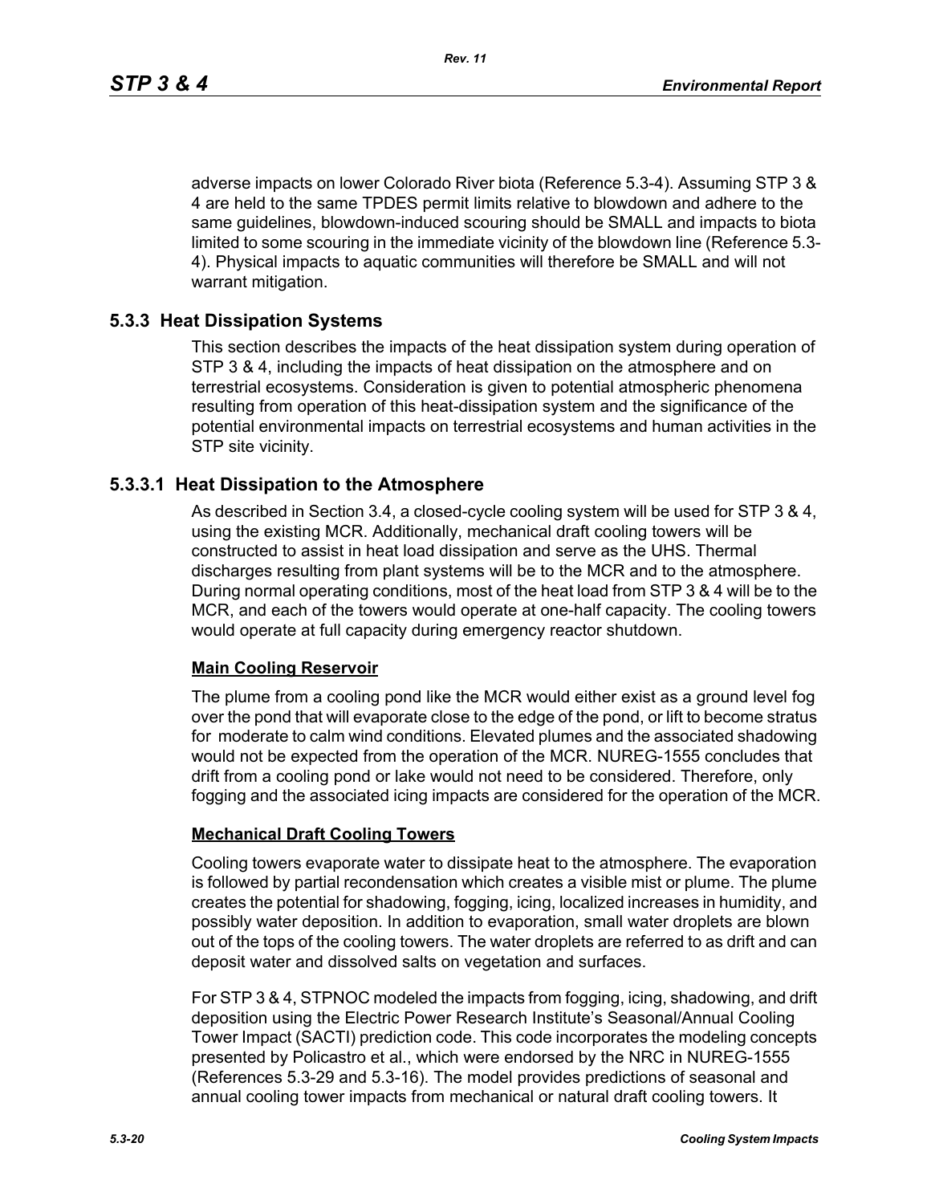adverse impacts on lower Colorado River biota (Reference 5.3-4). Assuming STP 3 & 4 are held to the same TPDES permit limits relative to blowdown and adhere to the same guidelines, blowdown-induced scouring should be SMALL and impacts to biota limited to some scouring in the immediate vicinity of the blowdown line (Reference 5.3-4). Physical impacts to aquatic communities will therefore be SMALL and will not warrant mitigation.

## 5.3.3 Heat Dissipation Systems

This section describes the impacts of the heat dissipation system during operation of STP 3 & 4, including the impacts of heat dissipation on the atmosphere and on terrestrial ecosystems. Consideration is given to potential atmospheric phenomena resulting from operation of this heat-dissipation system and the significance of the potential environmental impacts on terrestrial ecosystems and human activities in the STP site vicinity.

### 5.3.3.1 Heat Dissipation to the Atmosphere

As described in Section 3.4, a closed-cycle cooling system will be used for STP 3 & 4, using the existing MCR. Additionally, mechanical draft cooling towers will be constructed to assist in heat load dissipation and serve as the UHS. Thermal discharges resulting from plant systems will be to the MCR and to the atmosphere. During normal operating conditions, most of the heat load from STP 3 & 4 will be to the MCR, and each of the towers would operate at one-half capacity. The cooling towers would operate at full capacity during emergency reactor shutdown.

**Main Cooling Reservoir**

The plume from a cooling pond like the MCR would either exist as a ground level fog over the pond that will evaporate close to the edge of the pond, or lift to become stratus for moderate to calm wind conditions. Elevated plumes and the associated shadowing would not be expected from the operation of the MCR. NUREG-1555 concludes that drift from a cooling pond or lake would not need to be considered. Therefore, only fogging and the associated icing impacts are considered for the operation of the MCR.

**Mechanical Draft Cooling Towers**

Cooling towers evaporate water to dissipate heat to the atmosphere. The evaporation is followed by partial recondensation which creates a visible mist or plume. The plume creates the potential for shadowing, fogging, icing, localized increases in humidity, and possibly water deposition. In addition to evaporation, small water droplets are blown out of the tops of the cooling towers. The water droplets are referred to as drift and can deposit water and dissolved salts on vegetation and surfaces.

For STP 3 & 4, STPNOC modeled the impacts from fogging, icing, shadowing, and drift deposition using the Electric Power Research Institute's Seasonal/Annual Cooling Tower Impact (SACTI) prediction code. This code incorporates the modeling concepts presented by Policastro et al., which were endorsed by the NRC in NUREG-1555 (References 5.3-29 and 5.3-16). The model provides predictions of seasonal and annual cooling tower impacts from mechanical or natural draft cooling towers. It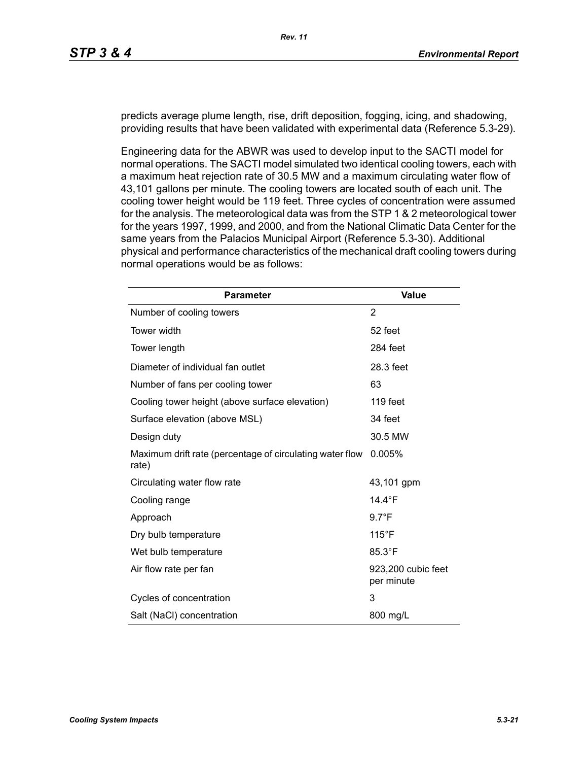predicts average plume length, rise, drift deposition, fogging, icing, and shadowing, providing results that have been validated with experimental data (Reference 5.3-29).

Engineering data for the ABWR was used to develop input to the SACTI model for normal operations. The SACTI model simulated two identical cooling towers, each with a maximum heat rejection rate of 30.5 MW and a maximum circulating water flow of 43,101 gallons per minute. The cooling towers are located south of each unit. The cooling tower height would be 119 feet. Three cycles of concentration were assumed for the analysis. The meteorological data was from the STP 1 & 2 meteorological tower for the years 1997, 1999, and 2000, and from the National Climatic Data Center for the same years from the Palacios Municipal Airport (Reference 5.3-30). Additional physical and performance characteristics of the mechanical draft cooling towers during normal operations would be as follows:

| Parameter | Value |
|---|---|
| Number of cooling towers | 2 |
| Tower width | 52 feet |
| Tower length | 284 feet |
| Diameter of individual fan outlet | 28.3 feet |
| Number of fans per cooling tower | 63 |
| Cooling tower height (above surface elevation) | 119 feet |
| Surface elevation (above MSL) | 34 feet |
| Design duty | 30.5 MW |
| Maximum drift rate (percentage of circulating water flow rate) | 0.005% |
| Circulating water flow rate | 43,101 gpm |
| Cooling range | 14.4°F |
| Approach | 9.7°F |
| Dry bulb temperature | 115°F |
| Wet bulb temperature | 85.3°F |
| Air flow rate per fan | 923,200 cubic feet per minute |
| Cycles of concentration | 3 |
| Salt (NaCl) concentration | 800 mg/L |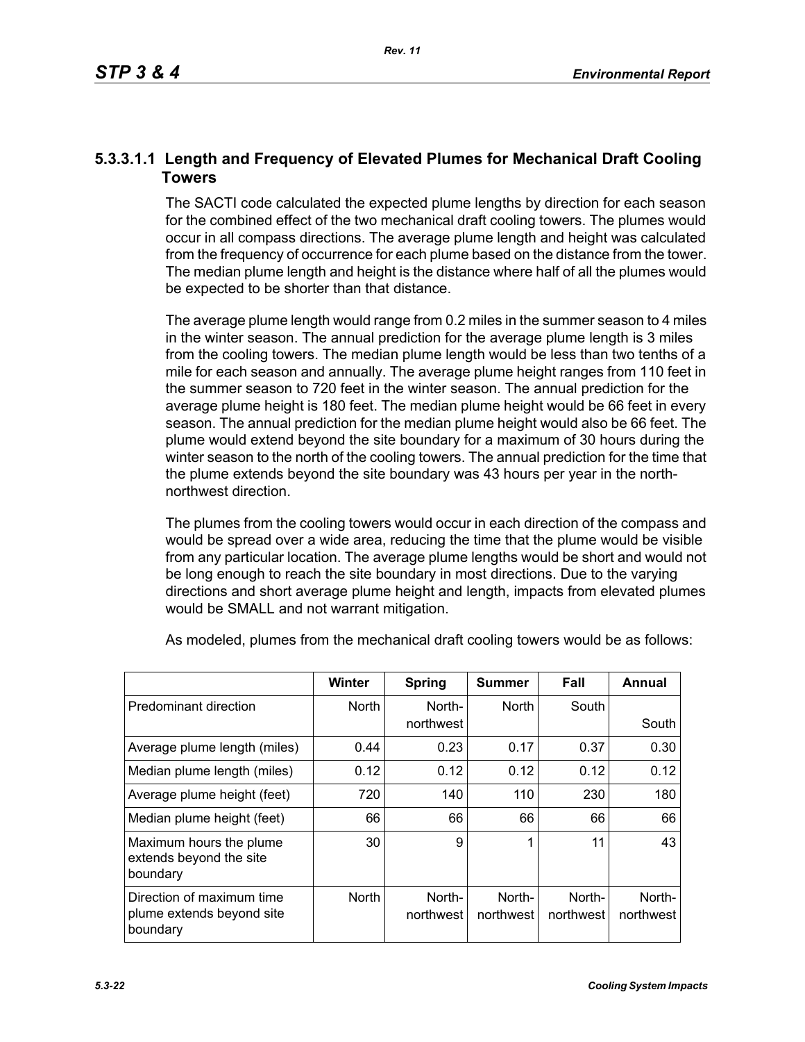#### 5.3.3.1.1 Length and Frequency of Elevated Plumes for Mechanical Draft Cooling Towers

The SACTI code calculated the expected plume lengths by direction for each season for the combined effect of the two mechanical draft cooling towers. The plumes would occur in all compass directions. The average plume length and height was calculated from the frequency of occurrence for each plume based on the distance from the tower. The median plume length and height is the distance where half of all the plumes would be expected to be shorter than that distance.

The average plume length would range from 0.2 miles in the summer season to 4 miles in the winter season. The annual prediction for the average plume length is 3 miles from the cooling towers. The median plume length would be less than two tenths of a mile for each season and annually. The average plume height ranges from 110 feet in the summer season to 720 feet in the winter season. The annual prediction for the average plume height is 180 feet. The median plume height would be 66 feet in every season. The annual prediction for the median plume height would also be 66 feet. The plume would extend beyond the site boundary for a maximum of 30 hours during the winter season to the north of the cooling towers. The annual prediction for the time that the plume extends beyond the site boundary was 43 hours per year in the north-northwest direction.

The plumes from the cooling towers would occur in each direction of the compass and would be spread over a wide area, reducing the time that the plume would be visible from any particular location. The average plume lengths would be short and would not be long enough to reach the site boundary in most directions. Due to the varying directions and short average plume height and length, impacts from elevated plumes would be SMALL and not warrant mitigation.

As modeled, plumes from the mechanical draft cooling towers would be as follows:

| | Winter | Spring | Summer | Fall | Annual |
|---|---|---|---|---|---|
| Predominant direction | North | North-northwest | North | South | South |
| Average plume length (miles) | 0.44 | 0.23 | 0.17 | 0.37 | 0.30 |
| Median plume length (miles) | 0.12 | 0.12 | 0.12 | 0.12 | 0.12 |
| Average plume height (feet) | 720 | 140 | 110 | 230 | 180 |
| Median plume height (feet) | 66 | 66 | 66 | 66 | 66 |
| Maximum hours the plume extends beyond the site boundary | 30 | 9 | 1 | 11 | 43 |
| Direction of maximum time plume extends beyond site boundary | North | North-northwest | North-northwest | North-northwest | North-northwest |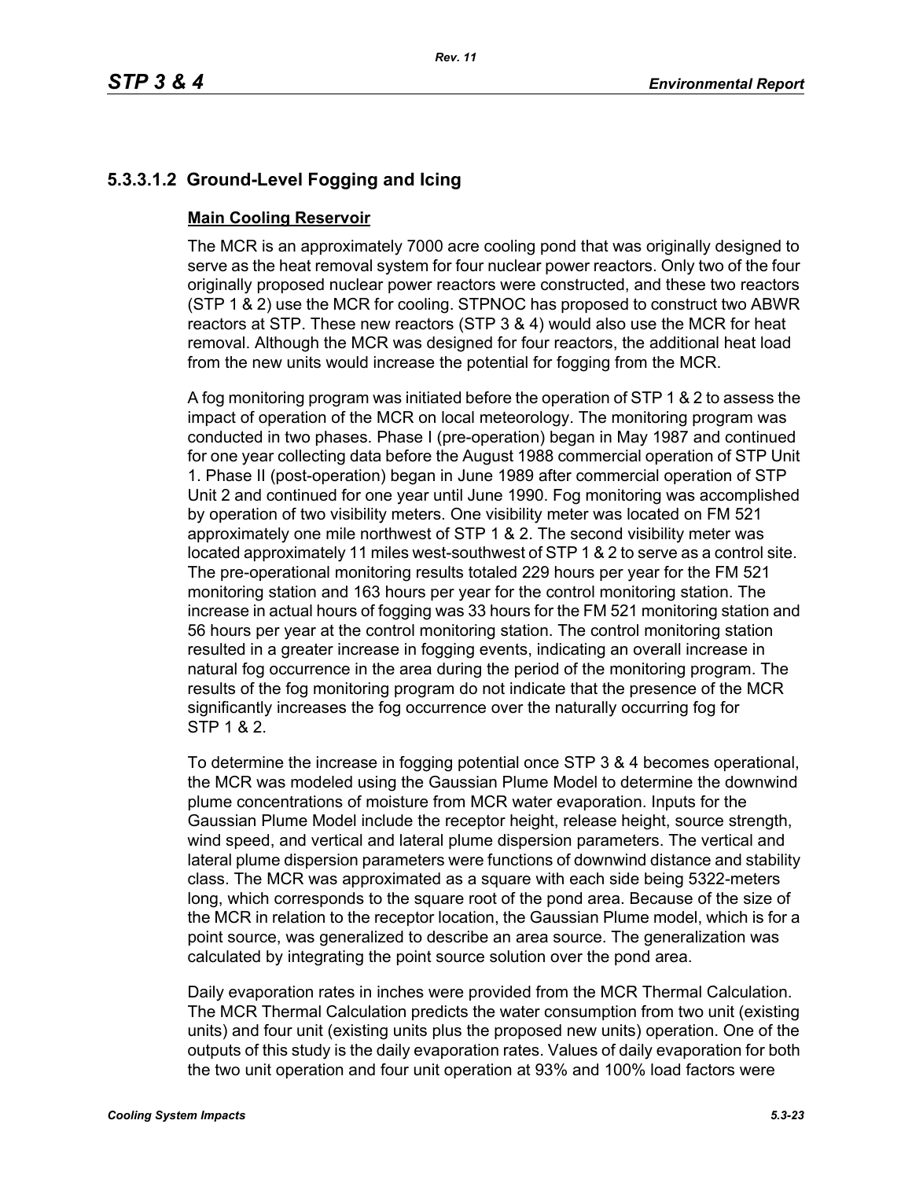### 5.3.3.1.2 Ground-Level Fogging and Icing

**Main Cooling Reservoir**

The MCR is an approximately 7000 acre cooling pond that was originally designed to serve as the heat removal system for four nuclear power reactors. Only two of the four originally proposed nuclear power reactors were constructed, and these two reactors (STP 1 & 2) use the MCR for cooling. STPNOC has proposed to construct two ABWR reactors at STP. These new reactors (STP 3 & 4) would also use the MCR for heat removal. Although the MCR was designed for four reactors, the additional heat load from the new units would increase the potential for fogging from the MCR.

A fog monitoring program was initiated before the operation of STP 1 & 2 to assess the impact of operation of the MCR on local meteorology. The monitoring program was conducted in two phases. Phase I (pre-operation) began in May 1987 and continued for one year collecting data before the August 1988 commercial operation of STP Unit 1. Phase II (post-operation) began in June 1989 after commercial operation of STP Unit 2 and continued for one year until June 1990. Fog monitoring was accomplished by operation of two visibility meters. One visibility meter was located on FM 521 approximately one mile northwest of STP 1 & 2. The second visibility meter was located approximately 11 miles west-southwest of STP 1 & 2 to serve as a control site. The pre-operational monitoring results totaled 229 hours per year for the FM 521 monitoring station and 163 hours per year for the control monitoring station. The increase in actual hours of fogging was 33 hours for the FM 521 monitoring station and 56 hours per year at the control monitoring station. The control monitoring station resulted in a greater increase in fogging events, indicating an overall increase in natural fog occurrence in the area during the period of the monitoring program. The results of the fog monitoring program do not indicate that the presence of the MCR significantly increases the fog occurrence over the naturally occurring fog for STP 1 & 2.

To determine the increase in fogging potential once STP 3 & 4 becomes operational, the MCR was modeled using the Gaussian Plume Model to determine the downwind plume concentrations of moisture from MCR water evaporation. Inputs for the Gaussian Plume Model include the receptor height, release height, source strength, wind speed, and vertical and lateral plume dispersion parameters. The vertical and lateral plume dispersion parameters were functions of downwind distance and stability class. The MCR was approximated as a square with each side being 5322-meters long, which corresponds to the square root of the pond area. Because of the size of the MCR in relation to the receptor location, the Gaussian Plume model, which is for a point source, was generalized to describe an area source. The generalization was calculated by integrating the point source solution over the pond area.

Daily evaporation rates in inches were provided from the MCR Thermal Calculation. The MCR Thermal Calculation predicts the water consumption from two unit (existing units) and four unit (existing units plus the proposed new units) operation. One of the outputs of this study is the daily evaporation rates. Values of daily evaporation for both the two unit operation and four unit operation at 93% and 100% load factors were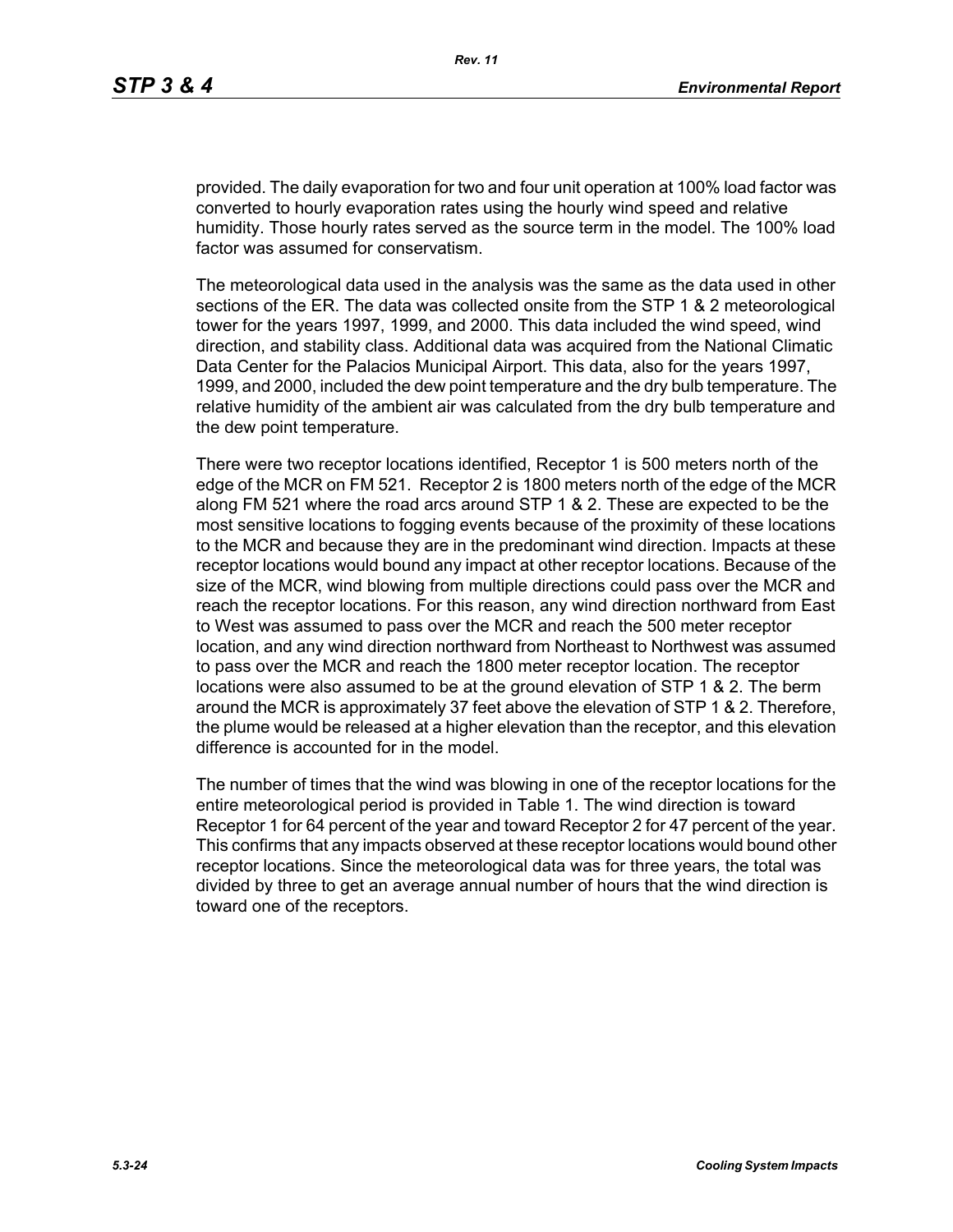provided. The daily evaporation for two and four unit operation at 100% load factor was converted to hourly evaporation rates using the hourly wind speed and relative humidity. Those hourly rates served as the source term in the model. The 100% load factor was assumed for conservatism.

The meteorological data used in the analysis was the same as the data used in other sections of the ER. The data was collected onsite from the STP 1 & 2 meteorological tower for the years 1997, 1999, and 2000. This data included the wind speed, wind direction, and stability class. Additional data was acquired from the National Climatic Data Center for the Palacios Municipal Airport. This data, also for the years 1997, 1999, and 2000, included the dew point temperature and the dry bulb temperature. The relative humidity of the ambient air was calculated from the dry bulb temperature and the dew point temperature.

There were two receptor locations identified, Receptor 1 is 500 meters north of the edge of the MCR on FM 521. Receptor 2 is 1800 meters north of the edge of the MCR along FM 521 where the road arcs around STP 1 & 2. These are expected to be the most sensitive locations to fogging events because of the proximity of these locations to the MCR and because they are in the predominant wind direction. Impacts at these receptor locations would bound any impact at other receptor locations. Because of the size of the MCR, wind blowing from multiple directions could pass over the MCR and reach the receptor locations. For this reason, any wind direction northward from East to West was assumed to pass over the MCR and reach the 500 meter receptor location, and any wind direction northward from Northeast to Northwest was assumed to pass over the MCR and reach the 1800 meter receptor location. The receptor locations were also assumed to be at the ground elevation of STP 1 & 2. The berm around the MCR is approximately 37 feet above the elevation of STP 1 & 2. Therefore, the plume would be released at a higher elevation than the receptor, and this elevation difference is accounted for in the model.

The number of times that the wind was blowing in one of the receptor locations for the entire meteorological period is provided in Table 1. The wind direction is toward Receptor 1 for 64 percent of the year and toward Receptor 2 for 47 percent of the year. This confirms that any impacts observed at these receptor locations would bound other receptor locations. Since the meteorological data was for three years, the total was divided by three to get an average annual number of hours that the wind direction is toward one of the receptors.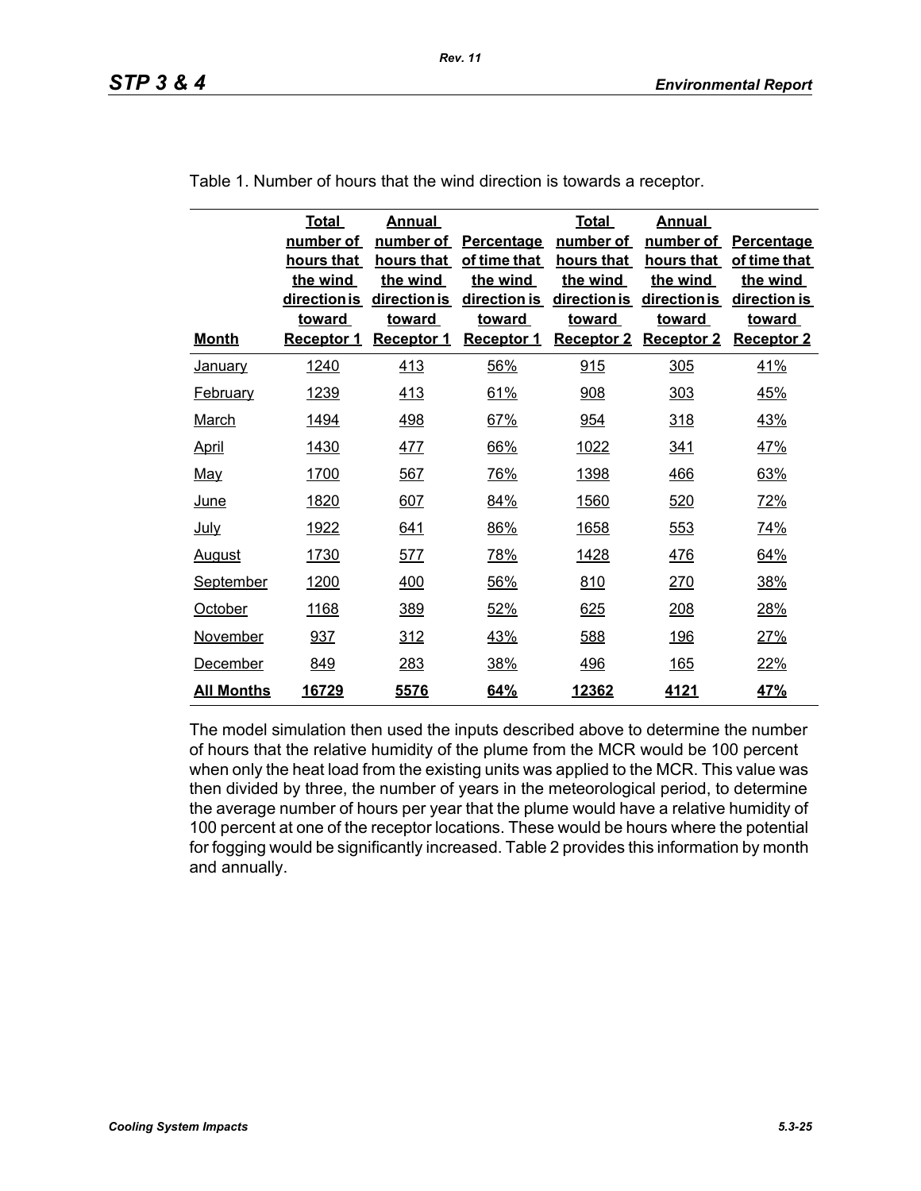Table 1. Number of hours that the wind direction is towards a receptor.

| Month | Total number of hours that the wind direction is toward Receptor 1 | Annual number of hours that the wind direction is toward Receptor 1 | Percentage of time that the wind direction is toward Receptor 1 | Total number of hours that the wind direction is toward Receptor 2 | Annual number of hours that the wind direction is toward Receptor 2 | Percentage of time that the wind direction is toward Receptor 2 |
|---|---|---|---|---|---|---|
| January | 1240 | 413 | 56% | 915 | 305 | 41% |
| February | 1239 | 413 | 61% | 908 | 303 | 45% |
| March | 1494 | 498 | 67% | 954 | 318 | 43% |
| April | 1430 | 477 | 66% | 1022 | 341 | 47% |
| May | 1700 | 567 | 76% | 1398 | 466 | 63% |
| June | 1820 | 607 | 84% | 1560 | 520 | 72% |
| July | 1922 | 641 | 86% | 1658 | 553 | 74% |
| August | 1730 | 577 | 78% | 1428 | 476 | 64% |
| September | 1200 | 400 | 56% | 810 | 270 | 38% |
| October | 1168 | 389 | 52% | 625 | 208 | 28% |
| November | 937 | 312 | 43% | 588 | 196 | 27% |
| December | 849 | 283 | 38% | 496 | 165 | 22% |
| **All Months** | **16729** | **5576** | **64%** | **12362** | **4121** | **47%** |

The model simulation then used the inputs described above to determine the number of hours that the relative humidity of the plume from the MCR would be 100 percent when only the heat load from the existing units was applied to the MCR. This value was then divided by three, the number of years in the meteorological period, to determine the average number of hours per year that the plume would have a relative humidity of 100 percent at one of the receptor locations. These would be hours where the potential for fogging would be significantly increased. Table 2 provides this information by month and annually.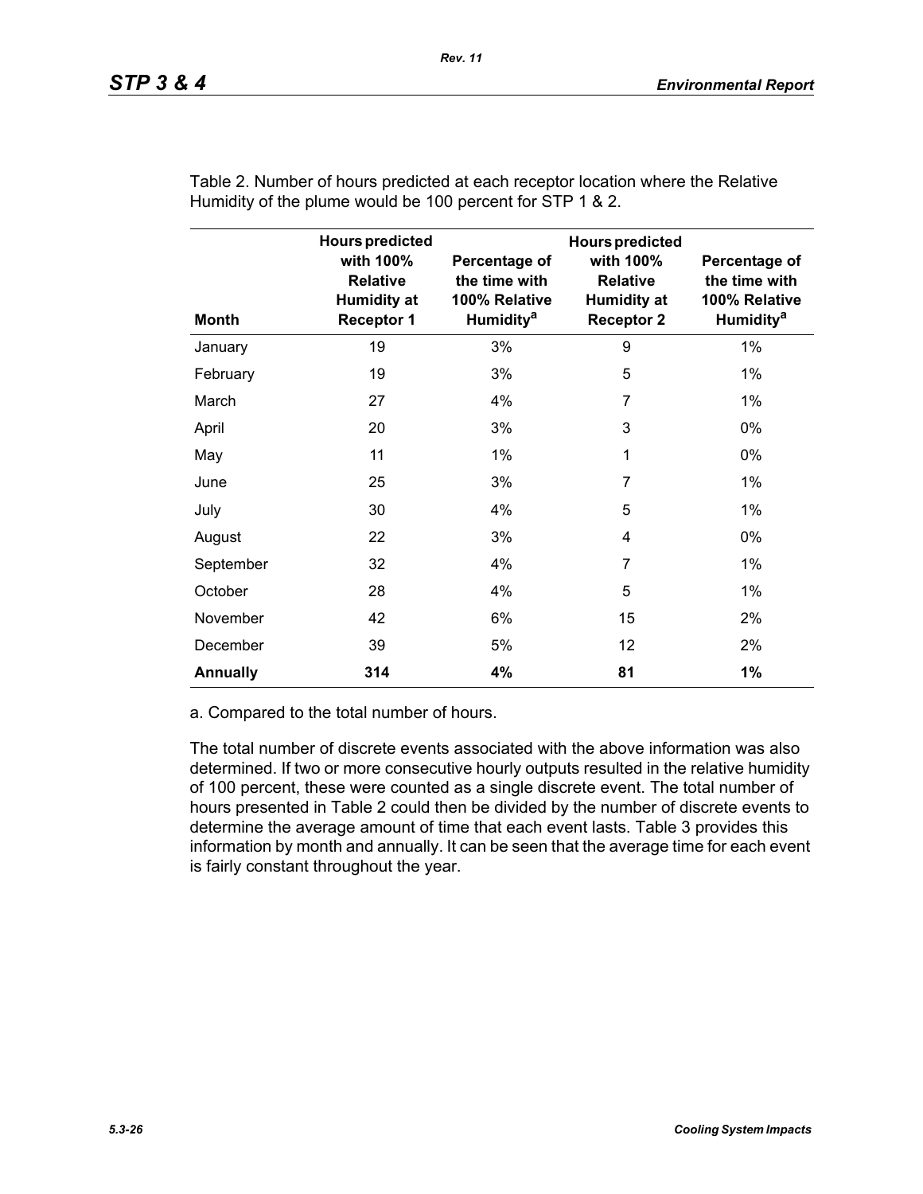Table 2. Number of hours predicted at each receptor location where the Relative Humidity of the plume would be 100 percent for STP 1 & 2.

| Month | Hours predicted with 100% Relative Humidity at Receptor 1 | Percentage of the time with 100% Relative Humidity[a] | Hours predicted with 100% Relative Humidity at Receptor 2 | Percentage of the time with 100% Relative Humidity[a] |
|---|---|---|---|---|
| January | 19 | 3% | 9 | 1% |
| February | 19 | 3% | 5 | 1% |
| March | 27 | 4% | 7 | 1% |
| April | 20 | 3% | 3 | 0% |
| May | 11 | 1% | 1 | 0% |
| June | 25 | 3% | 7 | 1% |
| July | 30 | 4% | 5 | 1% |
| August | 22 | 3% | 4 | 0% |
| September | 32 | 4% | 7 | 1% |
| October | 28 | 4% | 5 | 1% |
| November | 42 | 6% | 15 | 2% |
| December | 39 | 5% | 12 | 2% |
| **Annually** | **314** | **4%** | **81** | **1%** |

a. Compared to the total number of hours.

The total number of discrete events associated with the above information was also determined. If two or more consecutive hourly outputs resulted in the relative humidity of 100 percent, these were counted as a single discrete event. The total number of hours presented in Table 2 could then be divided by the number of discrete events to determine the average amount of time that each event lasts. Table 3 provides this information by month and annually. It can be seen that the average time for each event is fairly constant throughout the year.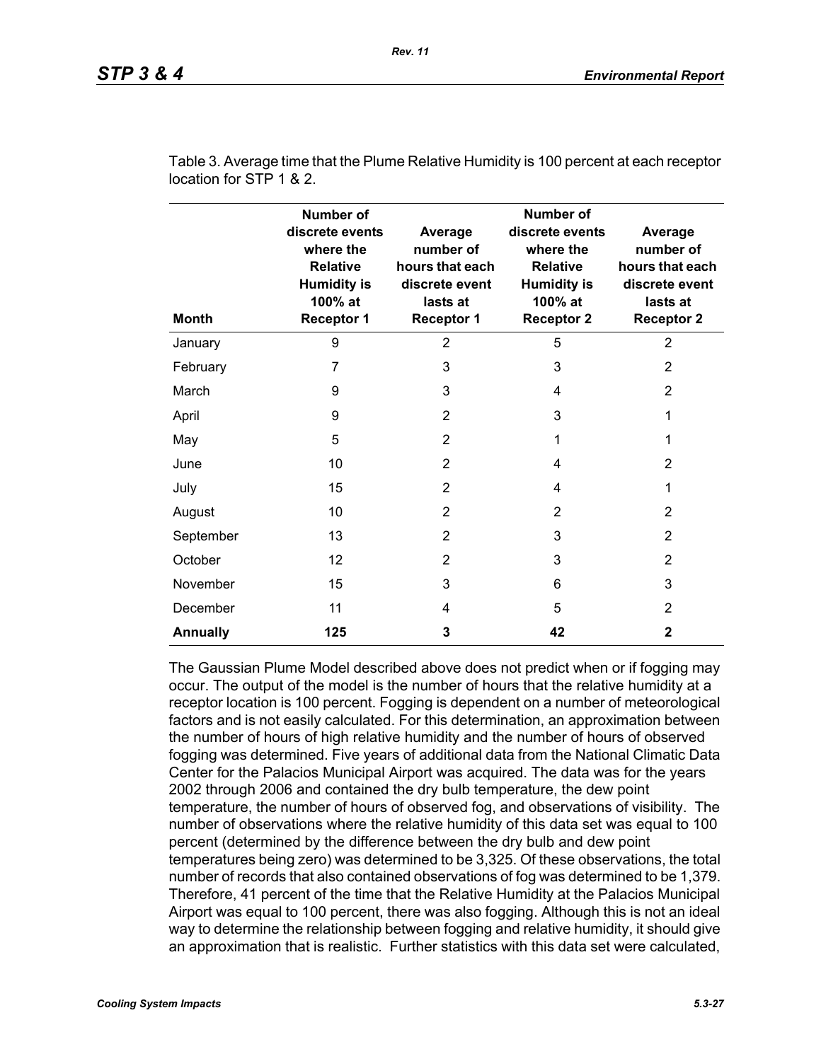Table 3. Average time that the Plume Relative Humidity is 100 percent at each receptor location for STP 1 & 2.

| Month | Number of discrete events where the Relative Humidity is 100% at Receptor 1 | Average number of hours that each discrete event lasts at Receptor 1 | Number of discrete events where the Relative Humidity is 100% at Receptor 2 | Average number of hours that each discrete event lasts at Receptor 2 |
|---|---|---|---|---|
| January | 9 | 2 | 5 | 2 |
| February | 7 | 3 | 3 | 2 |
| March | 9 | 3 | 4 | 2 |
| April | 9 | 2 | 3 | 1 |
| May | 5 | 2 | 1 | 1 |
| June | 10 | 2 | 4 | 2 |
| July | 15 | 2 | 4 | 1 |
| August | 10 | 2 | 2 | 2 |
| September | 13 | 2 | 3 | 2 |
| October | 12 | 2 | 3 | 2 |
| November | 15 | 3 | 6 | 3 |
| December | 11 | 4 | 5 | 2 |
| **Annually** | **125** | **3** | **42** | **2** |

The Gaussian Plume Model described above does not predict when or if fogging may occur. The output of the model is the number of hours that the relative humidity at a receptor location is 100 percent. Fogging is dependent on a number of meteorological factors and is not easily calculated. For this determination, an approximation between the number of hours of high relative humidity and the number of hours of observed fogging was determined. Five years of additional data from the National Climatic Data Center for the Palacios Municipal Airport was acquired. The data was for the years 2002 through 2006 and contained the dry bulb temperature, the dew point temperature, the number of hours of observed fog, and observations of visibility. The number of observations where the relative humidity of this data set was equal to 100 percent (determined by the difference between the dry bulb and dew point temperatures being zero) was determined to be 3,325. Of these observations, the total number of records that also contained observations of fog was determined to be 1,379. Therefore, 41 percent of the time that the Relative Humidity at the Palacios Municipal Airport was equal to 100 percent, there was also fogging. Although this is not an ideal way to determine the relationship between fogging and relative humidity, it should give an approximation that is realistic. Further statistics with this data set were calculated,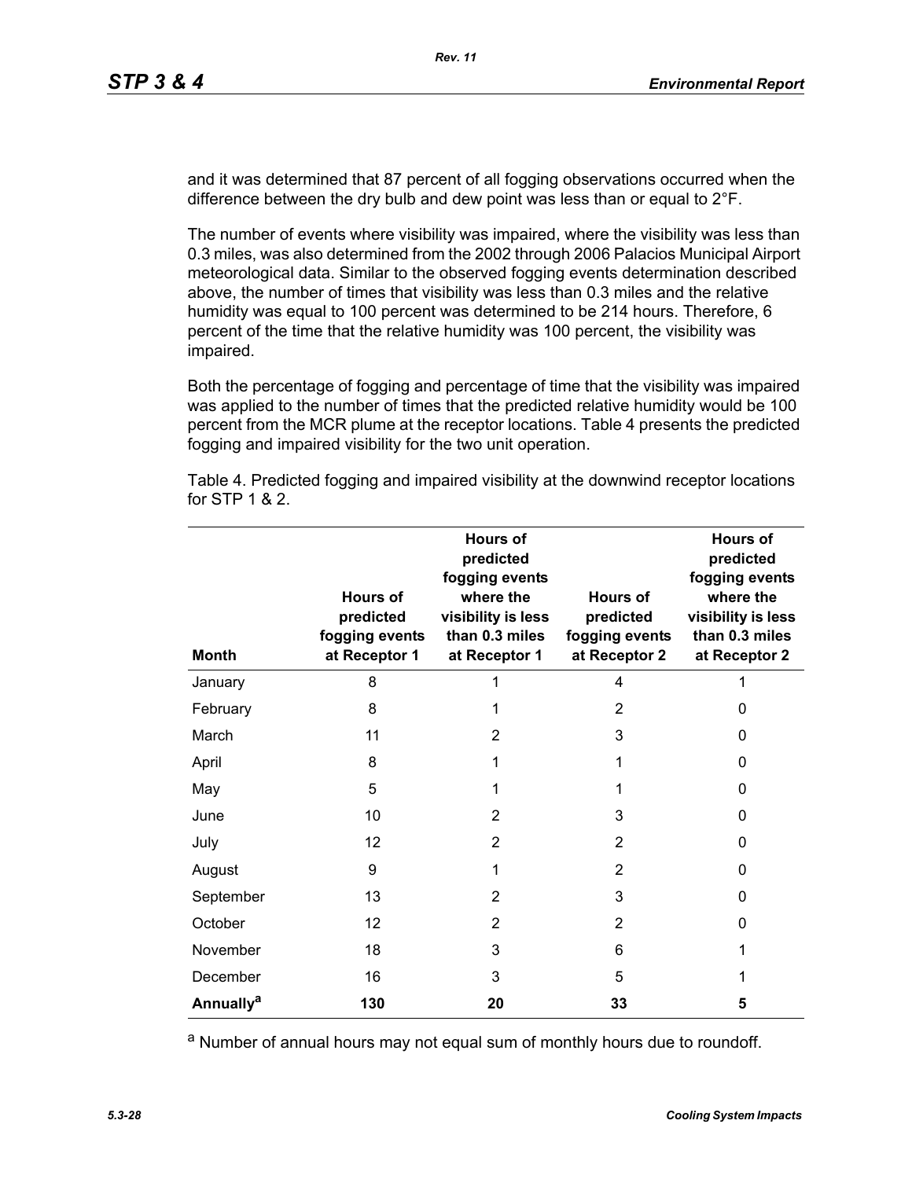and it was determined that 87 percent of all fogging observations occurred when the difference between the dry bulb and dew point was less than or equal to 2°F.

The number of events where visibility was impaired, where the visibility was less than 0.3 miles, was also determined from the 2002 through 2006 Palacios Municipal Airport meteorological data. Similar to the observed fogging events determination described above, the number of times that visibility was less than 0.3 miles and the relative humidity was equal to 100 percent was determined to be 214 hours. Therefore, 6 percent of the time that the relative humidity was 100 percent, the visibility was impaired.

Both the percentage of fogging and percentage of time that the visibility was impaired was applied to the number of times that the predicted relative humidity would be 100 percent from the MCR plume at the receptor locations. Table 4 presents the predicted fogging and impaired visibility for the two unit operation.

Table 4. Predicted fogging and impaired visibility at the downwind receptor locations for STP 1 & 2.

| Month | Hours of predicted fogging events at Receptor 1 | Hours of predicted fogging events where the visibility is less than 0.3 miles at Receptor 1 | Hours of predicted fogging events at Receptor 2 | Hours of predicted fogging events where the visibility is less than 0.3 miles at Receptor 2 |
|---|---|---|---|---|
| January | 8 | 1 | 4 | 1 |
| February | 8 | 1 | 2 | 0 |
| March | 11 | 2 | 3 | 0 |
| April | 8 | 1 | 1 | 0 |
| May | 5 | 1 | 1 | 0 |
| June | 10 | 2 | 3 | 0 |
| July | 12 | 2 | 2 | 0 |
| August | 9 | 1 | 2 | 0 |
| September | 13 | 2 | 3 | 0 |
| October | 12 | 2 | 2 | 0 |
| November | 18 | 3 | 6 | 1 |
| December | 16 | 3 | 5 | 1 |
| **Annually[a]** | **130** | **20** | **33** | **5** |

[a] Number of annual hours may not equal sum of monthly hours due to roundoff.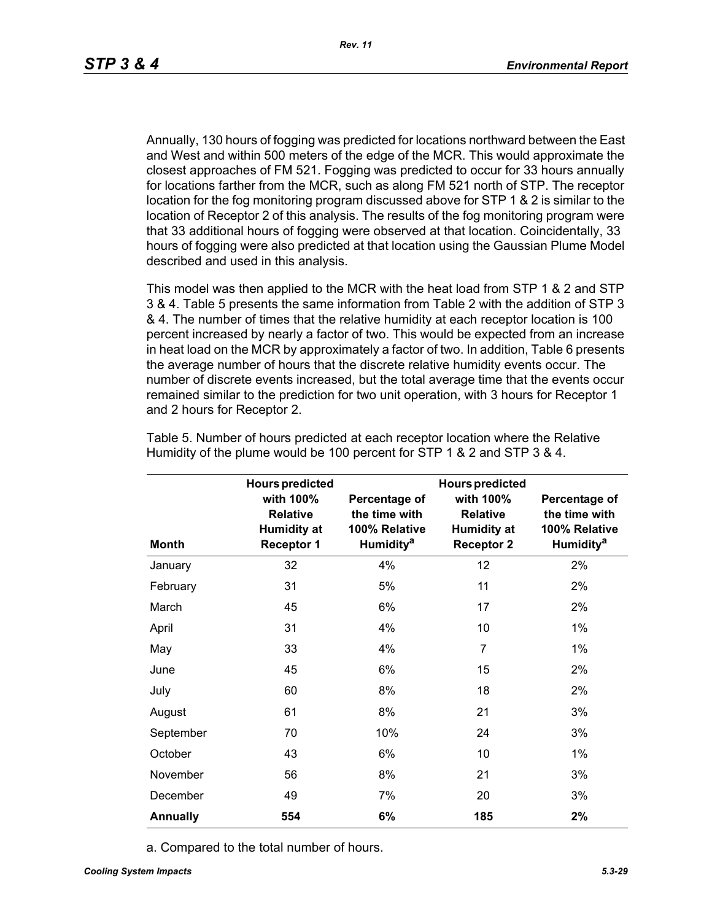Annually, 130 hours of fogging was predicted for locations northward between the East and West and within 500 meters of the edge of the MCR. This would approximate the closest approaches of FM 521. Fogging was predicted to occur for 33 hours annually for locations farther from the MCR, such as along FM 521 north of STP. The receptor location for the fog monitoring program discussed above for STP 1 & 2 is similar to the location of Receptor 2 of this analysis. The results of the fog monitoring program were that 33 additional hours of fogging were observed at that location. Coincidentally, 33 hours of fogging were also predicted at that location using the Gaussian Plume Model described and used in this analysis.

This model was then applied to the MCR with the heat load from STP 1 & 2 and STP 3 & 4. Table 5 presents the same information from Table 2 with the addition of STP 3 & 4. The number of times that the relative humidity at each receptor location is 100 percent increased by nearly a factor of two. This would be expected from an increase in heat load on the MCR by approximately a factor of two. In addition, Table 6 presents the average number of hours that the discrete relative humidity events occur. The number of discrete events increased, but the total average time that the events occur remained similar to the prediction for two unit operation, with 3 hours for Receptor 1 and 2 hours for Receptor 2.

Table 5. Number of hours predicted at each receptor location where the Relative Humidity of the plume would be 100 percent for STP 1 & 2 and STP 3 & 4.

| Month | Hours predicted with 100% Relative Humidity at Receptor 1 | Percentage of the time with 100% Relative Humidity[a] | Hours predicted with 100% Relative Humidity at Receptor 2 | Percentage of the time with 100% Relative Humidity[a] |
|---|---|---|---|---|
| January | 32 | 4% | 12 | 2% |
| February | 31 | 5% | 11 | 2% |
| March | 45 | 6% | 17 | 2% |
| April | 31 | 4% | 10 | 1% |
| May | 33 | 4% | 7 | 1% |
| June | 45 | 6% | 15 | 2% |
| July | 60 | 8% | 18 | 2% |
| August | 61 | 8% | 21 | 3% |
| September | 70 | 10% | 24 | 3% |
| October | 43 | 6% | 10 | 1% |
| November | 56 | 8% | 21 | 3% |
| December | 49 | 7% | 20 | 3% |
| **Annually** | **554** | **6%** | **185** | **2%** |

a. Compared to the total number of hours.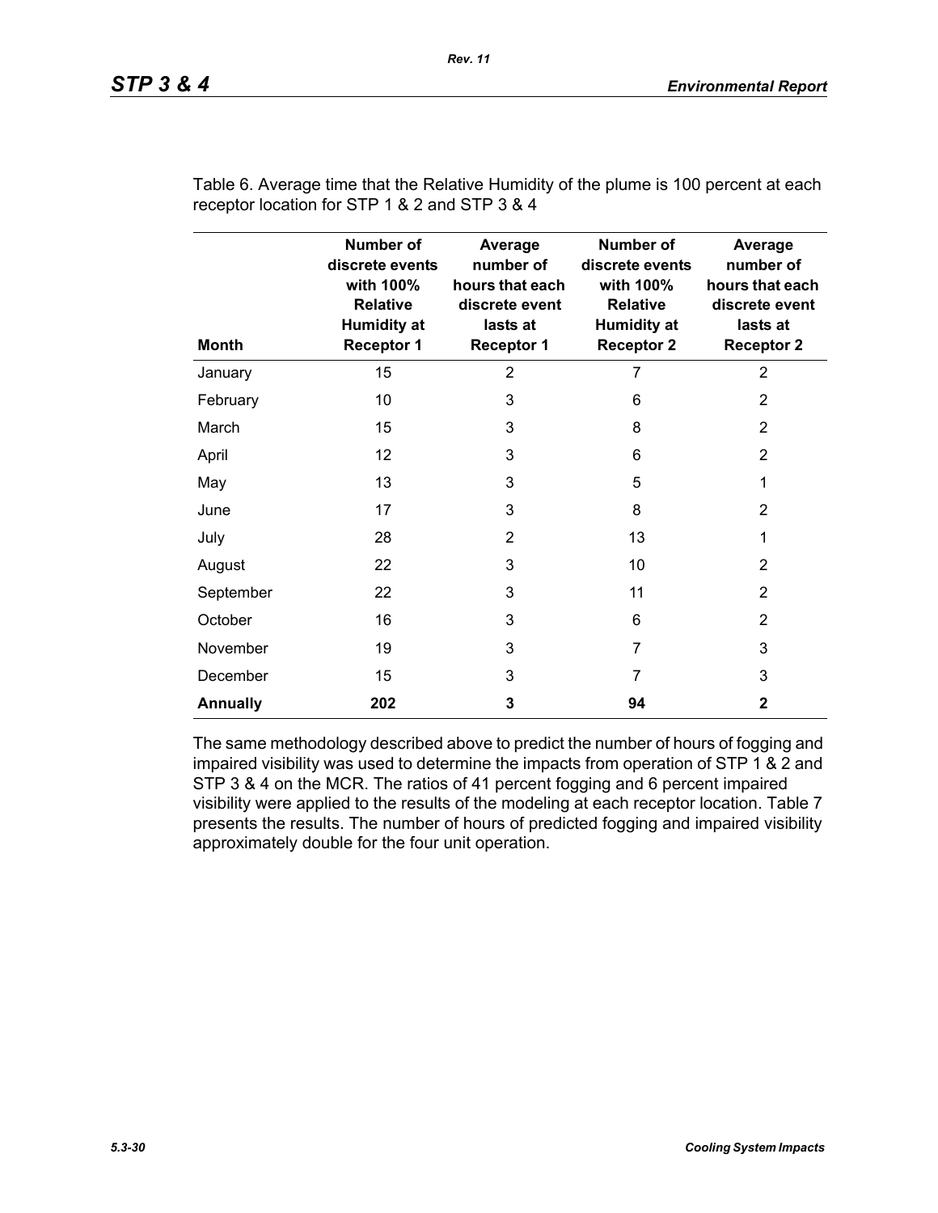Table 6. Average time that the Relative Humidity of the plume is 100 percent at each receptor location for STP 1 & 2 and STP 3 & 4

| Month | Number of discrete events with 100% Relative Humidity at Receptor 1 | Average number of hours that each discrete event lasts at Receptor 1 | Number of discrete events with 100% Relative Humidity at Receptor 2 | Average number of hours that each discrete event lasts at Receptor 2 |
|---|---|---|---|---|
| January | 15 | 2 | 7 | 2 |
| February | 10 | 3 | 6 | 2 |
| March | 15 | 3 | 8 | 2 |
| April | 12 | 3 | 6 | 2 |
| May | 13 | 3 | 5 | 1 |
| June | 17 | 3 | 8 | 2 |
| July | 28 | 2 | 13 | 1 |
| August | 22 | 3 | 10 | 2 |
| September | 22 | 3 | 11 | 2 |
| October | 16 | 3 | 6 | 2 |
| November | 19 | 3 | 7 | 3 |
| December | 15 | 3 | 7 | 3 |
| **Annually** | **202** | **3** | **94** | **2** |

The same methodology described above to predict the number of hours of fogging and impaired visibility was used to determine the impacts from operation of STP 1 & 2 and STP 3 & 4 on the MCR. The ratios of 41 percent fogging and 6 percent impaired visibility were applied to the results of the modeling at each receptor location. Table 7 presents the results. The number of hours of predicted fogging and impaired visibility approximately double for the four unit operation.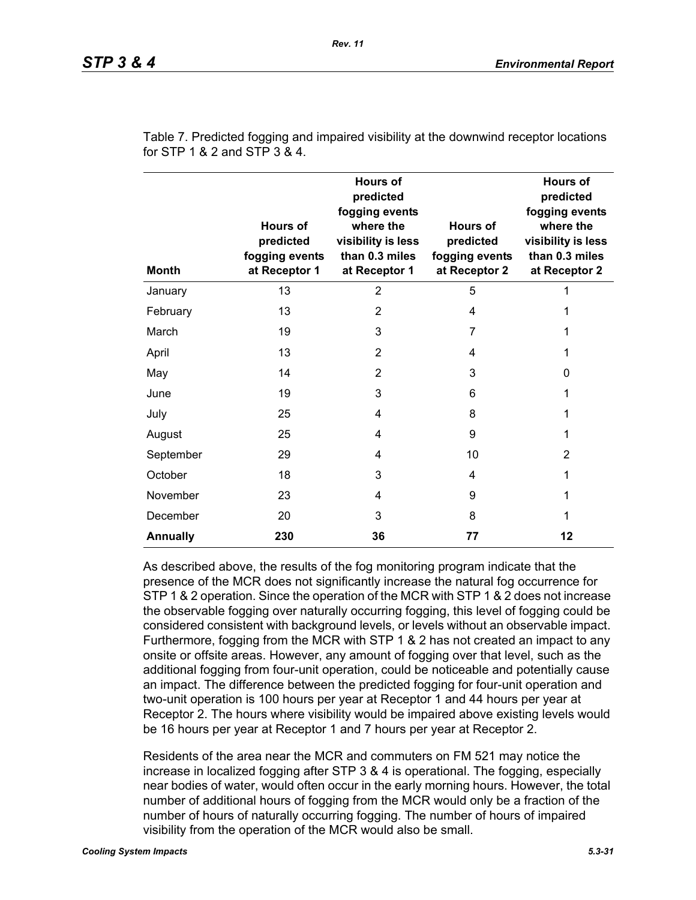Table 7. Predicted fogging and impaired visibility at the downwind receptor locations for STP 1 & 2 and STP 3 & 4.

| Month | Hours of predicted fogging events at Receptor 1 | Hours of predicted fogging events where the visibility is less than 0.3 miles at Receptor 1 | Hours of predicted fogging events at Receptor 2 | Hours of predicted fogging events where the visibility is less than 0.3 miles at Receptor 2 |
|---|---|---|---|---|
| January | 13 | 2 | 5 | 1 |
| February | 13 | 2 | 4 | 1 |
| March | 19 | 3 | 7 | 1 |
| April | 13 | 2 | 4 | 1 |
| May | 14 | 2 | 3 | 0 |
| June | 19 | 3 | 6 | 1 |
| July | 25 | 4 | 8 | 1 |
| August | 25 | 4 | 9 | 1 |
| September | 29 | 4 | 10 | 2 |
| October | 18 | 3 | 4 | 1 |
| November | 23 | 4 | 9 | 1 |
| December | 20 | 3 | 8 | 1 |
| **Annually** | **230** | **36** | **77** | **12** |

As described above, the results of the fog monitoring program indicate that the presence of the MCR does not significantly increase the natural fog occurrence for STP 1 & 2 operation. Since the operation of the MCR with STP 1 & 2 does not increase the observable fogging over naturally occurring fogging, this level of fogging could be considered consistent with background levels, or levels without an observable impact. Furthermore, fogging from the MCR with STP 1 & 2 has not created an impact to any onsite or offsite areas. However, any amount of fogging over that level, such as the additional fogging from four-unit operation, could be noticeable and potentially cause an impact. The difference between the predicted fogging for four-unit operation and two-unit operation is 100 hours per year at Receptor 1 and 44 hours per year at Receptor 2. The hours where visibility would be impaired above existing levels would be 16 hours per year at Receptor 1 and 7 hours per year at Receptor 2.

Residents of the area near the MCR and commuters on FM 521 may notice the increase in localized fogging after STP 3 & 4 is operational. The fogging, especially near bodies of water, would often occur in the early morning hours. However, the total number of additional hours of fogging from the MCR would only be a fraction of the number of hours of naturally occurring fogging. The number of hours of impaired visibility from the operation of the MCR would also be small.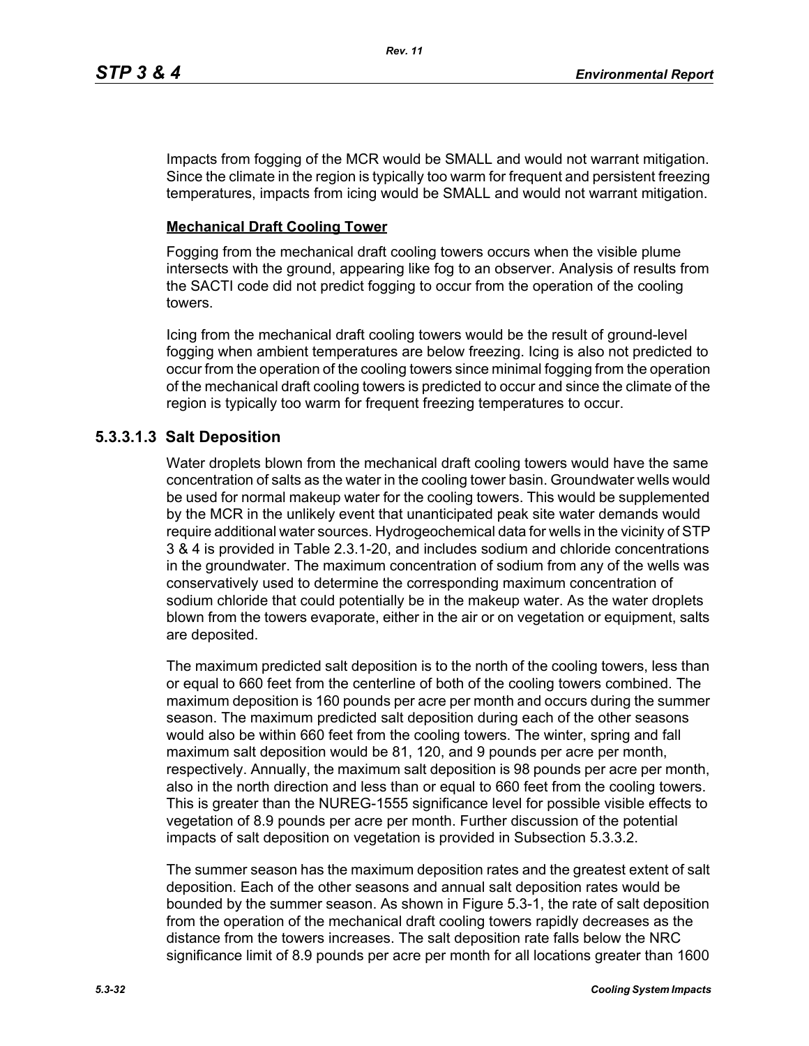Impacts from fogging of the MCR would be SMALL and would not warrant mitigation. Since the climate in the region is typically too warm for frequent and persistent freezing temperatures, impacts from icing would be SMALL and would not warrant mitigation.

**Mechanical Draft Cooling Tower**

Fogging from the mechanical draft cooling towers occurs when the visible plume intersects with the ground, appearing like fog to an observer. Analysis of results from the SACTI code did not predict fogging to occur from the operation of the cooling towers.

Icing from the mechanical draft cooling towers would be the result of ground-level fogging when ambient temperatures are below freezing. Icing is also not predicted to occur from the operation of the cooling towers since minimal fogging from the operation of the mechanical draft cooling towers is predicted to occur and since the climate of the region is typically too warm for frequent freezing temperatures to occur.

#### 5.3.3.1.3 Salt Deposition

Water droplets blown from the mechanical draft cooling towers would have the same concentration of salts as the water in the cooling tower basin. Groundwater wells would be used for normal makeup water for the cooling towers. This would be supplemented by the MCR in the unlikely event that unanticipated peak site water demands would require additional water sources. Hydrogeochemical data for wells in the vicinity of STP 3 & 4 is provided in Table 2.3.1-20, and includes sodium and chloride concentrations in the groundwater. The maximum concentration of sodium from any of the wells was conservatively used to determine the corresponding maximum concentration of sodium chloride that could potentially be in the makeup water. As the water droplets blown from the towers evaporate, either in the air or on vegetation or equipment, salts are deposited.

The maximum predicted salt deposition is to the north of the cooling towers, less than or equal to 660 feet from the centerline of both of the cooling towers combined. The maximum deposition is 160 pounds per acre per month and occurs during the summer season. The maximum predicted salt deposition during each of the other seasons would also be within 660 feet from the cooling towers. The winter, spring and fall maximum salt deposition would be 81, 120, and 9 pounds per acre per month, respectively. Annually, the maximum salt deposition is 98 pounds per acre per month, also in the north direction and less than or equal to 660 feet from the cooling towers. This is greater than the NUREG-1555 significance level for possible visible effects to vegetation of 8.9 pounds per acre per month. Further discussion of the potential impacts of salt deposition on vegetation is provided in Subsection 5.3.3.2.

The summer season has the maximum deposition rates and the greatest extent of salt deposition. Each of the other seasons and annual salt deposition rates would be bounded by the summer season. As shown in Figure 5.3-1, the rate of salt deposition from the operation of the mechanical draft cooling towers rapidly decreases as the distance from the towers increases. The salt deposition rate falls below the NRC significance limit of 8.9 pounds per acre per month for all locations greater than 1600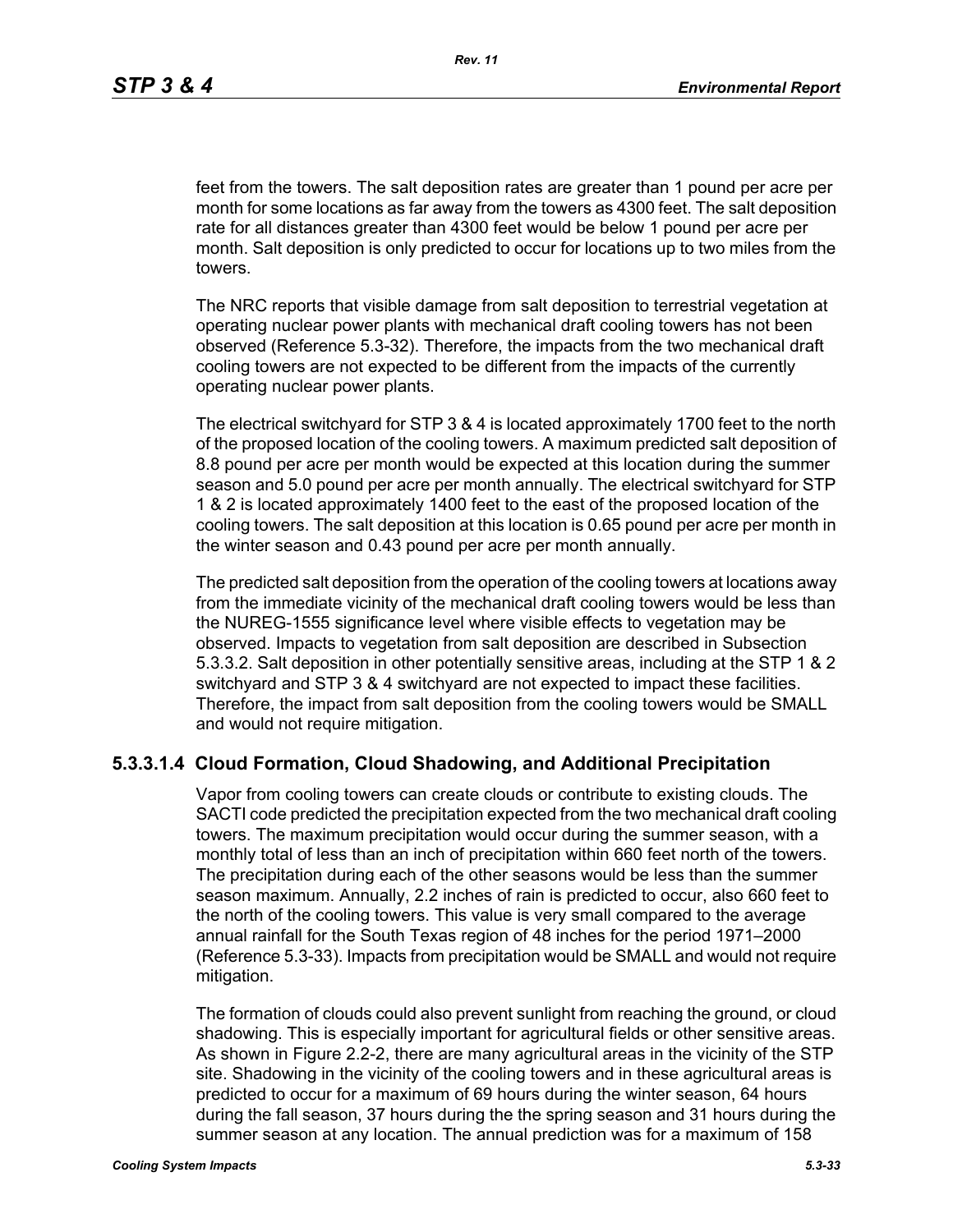feet from the towers. The salt deposition rates are greater than 1 pound per acre per month for some locations as far away from the towers as 4300 feet. The salt deposition rate for all distances greater than 4300 feet would be below 1 pound per acre per month. Salt deposition is only predicted to occur for locations up to two miles from the towers.

The NRC reports that visible damage from salt deposition to terrestrial vegetation at operating nuclear power plants with mechanical draft cooling towers has not been observed (Reference 5.3-32). Therefore, the impacts from the two mechanical draft cooling towers are not expected to be different from the impacts of the currently operating nuclear power plants.

The electrical switchyard for STP 3 & 4 is located approximately 1700 feet to the north of the proposed location of the cooling towers. A maximum predicted salt deposition of 8.8 pound per acre per month would be expected at this location during the summer season and 5.0 pound per acre per month annually. The electrical switchyard for STP 1 & 2 is located approximately 1400 feet to the east of the proposed location of the cooling towers. The salt deposition at this location is 0.65 pound per acre per month in the winter season and 0.43 pound per acre per month annually.

The predicted salt deposition from the operation of the cooling towers at locations away from the immediate vicinity of the mechanical draft cooling towers would be less than the NUREG-1555 significance level where visible effects to vegetation may be observed. Impacts to vegetation from salt deposition are described in Subsection 5.3.3.2. Salt deposition in other potentially sensitive areas, including at the STP 1 & 2 switchyard and STP 3 & 4 switchyard are not expected to impact these facilities. Therefore, the impact from salt deposition from the cooling towers would be SMALL and would not require mitigation.

### 5.3.3.1.4 Cloud Formation, Cloud Shadowing, and Additional Precipitation

Vapor from cooling towers can create clouds or contribute to existing clouds. The SACTI code predicted the precipitation expected from the two mechanical draft cooling towers. The maximum precipitation would occur during the summer season, with a monthly total of less than an inch of precipitation within 660 feet north of the towers. The precipitation during each of the other seasons would be less than the summer season maximum. Annually, 2.2 inches of rain is predicted to occur, also 660 feet to the north of the cooling towers. This value is very small compared to the average annual rainfall for the South Texas region of 48 inches for the period 1971–2000 (Reference 5.3-33). Impacts from precipitation would be SMALL and would not require mitigation.

The formation of clouds could also prevent sunlight from reaching the ground, or cloud shadowing. This is especially important for agricultural fields or other sensitive areas. As shown in Figure 2.2-2, there are many agricultural areas in the vicinity of the STP site. Shadowing in the vicinity of the cooling towers and in these agricultural areas is predicted to occur for a maximum of 69 hours during the winter season, 64 hours during the fall season, 37 hours during the the spring season and 31 hours during the summer season at any location. The annual prediction was for a maximum of 158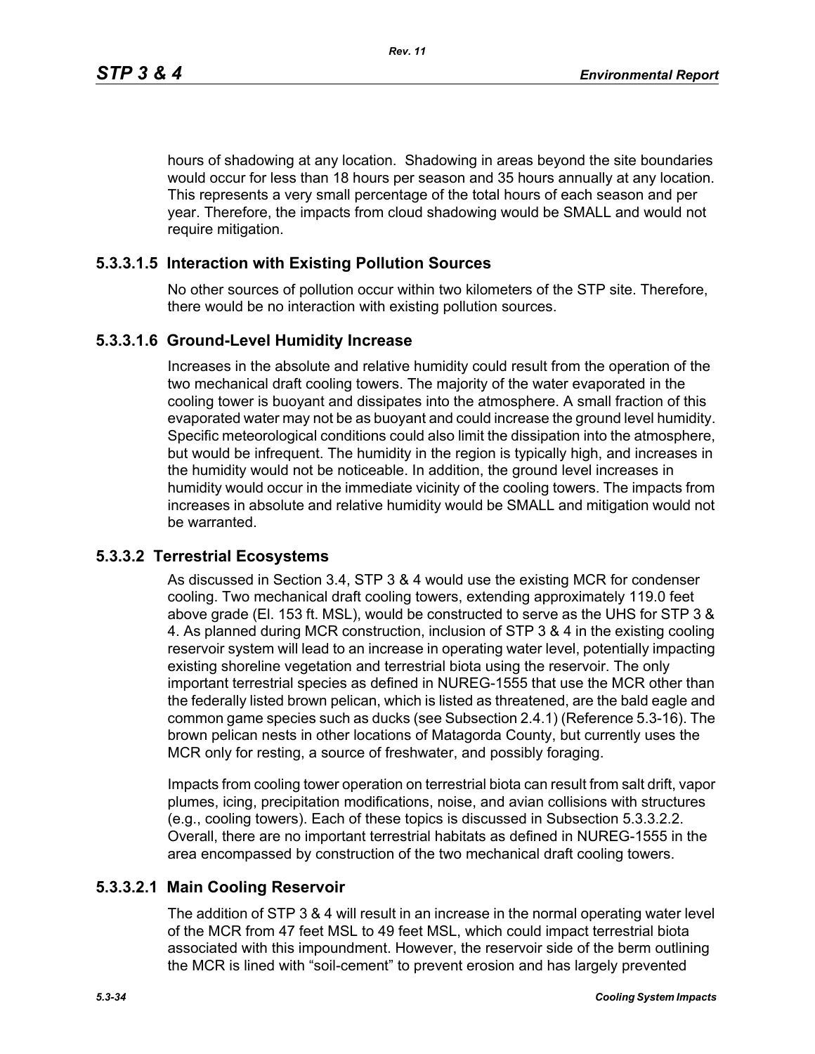hours of shadowing at any location. Shadowing in areas beyond the site boundaries would occur for less than 18 hours per season and 35 hours annually at any location. This represents a very small percentage of the total hours of each season and per year. Therefore, the impacts from cloud shadowing would be SMALL and would not require mitigation.

### 5.3.3.1.5 Interaction with Existing Pollution Sources

No other sources of pollution occur within two kilometers of the STP site. Therefore, there would be no interaction with existing pollution sources.

### 5.3.3.1.6 Ground-Level Humidity Increase

Increases in the absolute and relative humidity could result from the operation of the two mechanical draft cooling towers. The majority of the water evaporated in the cooling tower is buoyant and dissipates into the atmosphere. A small fraction of this evaporated water may not be as buoyant and could increase the ground level humidity. Specific meteorological conditions could also limit the dissipation into the atmosphere, but would be infrequent. The humidity in the region is typically high, and increases in the humidity would not be noticeable. In addition, the ground level increases in humidity would occur in the immediate vicinity of the cooling towers. The impacts from increases in absolute and relative humidity would be SMALL and mitigation would not be warranted.

## 5.3.3.2 Terrestrial Ecosystems

As discussed in Section 3.4, STP 3 & 4 would use the existing MCR for condenser cooling. Two mechanical draft cooling towers, extending approximately 119.0 feet above grade (El. 153 ft. MSL), would be constructed to serve as the UHS for STP 3 & 4. As planned during MCR construction, inclusion of STP 3 & 4 in the existing cooling reservoir system will lead to an increase in operating water level, potentially impacting existing shoreline vegetation and terrestrial biota using the reservoir. The only important terrestrial species as defined in NUREG-1555 that use the MCR other than the federally listed brown pelican, which is listed as threatened, are the bald eagle and common game species such as ducks (see Subsection 2.4.1) (Reference 5.3-16). The brown pelican nests in other locations of Matagorda County, but currently uses the MCR only for resting, a source of freshwater, and possibly foraging.

Impacts from cooling tower operation on terrestrial biota can result from salt drift, vapor plumes, icing, precipitation modifications, noise, and avian collisions with structures (e.g., cooling towers). Each of these topics is discussed in Subsection 5.3.3.2.2. Overall, there are no important terrestrial habitats as defined in NUREG-1555 in the area encompassed by construction of the two mechanical draft cooling towers.

### 5.3.3.2.1 Main Cooling Reservoir

The addition of STP 3 & 4 will result in an increase in the normal operating water level of the MCR from 47 feet MSL to 49 feet MSL, which could impact terrestrial biota associated with this impoundment. However, the reservoir side of the berm outlining the MCR is lined with “soil-cement” to prevent erosion and has largely prevented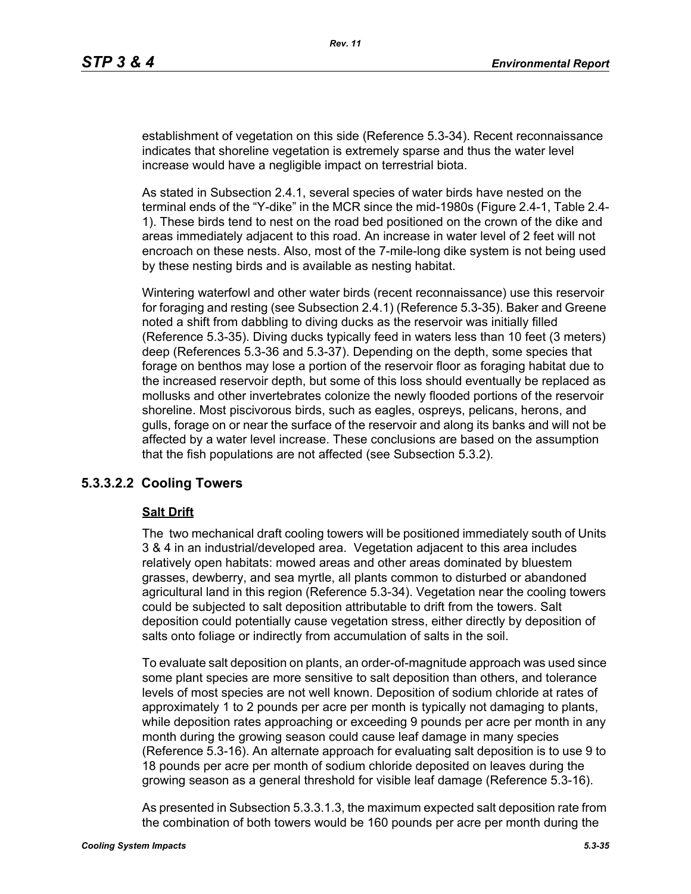establishment of vegetation on this side (Reference 5.3-34). Recent reconnaissance indicates that shoreline vegetation is extremely sparse and thus the water level increase would have a negligible impact on terrestrial biota.

As stated in Subsection 2.4.1, several species of water birds have nested on the terminal ends of the "Y-dike" in the MCR since the mid-1980s (Figure 2.4-1, Table 2.4-1). These birds tend to nest on the road bed positioned on the crown of the dike and areas immediately adjacent to this road. An increase in water level of 2 feet will not encroach on these nests. Also, most of the 7-mile-long dike system is not being used by these nesting birds and is available as nesting habitat.

Wintering waterfowl and other water birds (recent reconnaissance) use this reservoir for foraging and resting (see Subsection 2.4.1) (Reference 5.3-35). Baker and Greene noted a shift from dabbling to diving ducks as the reservoir was initially filled (Reference 5.3-35). Diving ducks typically feed in waters less than 10 feet (3 meters) deep (References 5.3-36 and 5.3-37). Depending on the depth, some species that forage on benthos may lose a portion of the reservoir floor as foraging habitat due to the increased reservoir depth, but some of this loss should eventually be replaced as mollusks and other invertebrates colonize the newly flooded portions of the reservoir shoreline. Most piscivorous birds, such as eagles, ospreys, pelicans, herons, and gulls, forage on or near the surface of the reservoir and along its banks and will not be affected by a water level increase. These conclusions are based on the assumption that the fish populations are not affected (see Subsection 5.3.2).

### 5.3.3.2.2 Cooling Towers

**Salt Drift**

The two mechanical draft cooling towers will be positioned immediately south of Units 3 & 4 in an industrial/developed area. Vegetation adjacent to this area includes relatively open habitats: mowed areas and other areas dominated by bluestem grasses, dewberry, and sea myrtle, all plants common to disturbed or abandoned agricultural land in this region (Reference 5.3-34). Vegetation near the cooling towers could be subjected to salt deposition attributable to drift from the towers. Salt deposition could potentially cause vegetation stress, either directly by deposition of salts onto foliage or indirectly from accumulation of salts in the soil.

To evaluate salt deposition on plants, an order-of-magnitude approach was used since some plant species are more sensitive to salt deposition than others, and tolerance levels of most species are not well known. Deposition of sodium chloride at rates of approximately 1 to 2 pounds per acre per month is typically not damaging to plants, while deposition rates approaching or exceeding 9 pounds per acre per month in any month during the growing season could cause leaf damage in many species (Reference 5.3-16). An alternate approach for evaluating salt deposition is to use 9 to 18 pounds per acre per month of sodium chloride deposited on leaves during the growing season as a general threshold for visible leaf damage (Reference 5.3-16).

As presented in Subsection 5.3.3.1.3, the maximum expected salt deposition rate from the combination of both towers would be 160 pounds per acre per month during the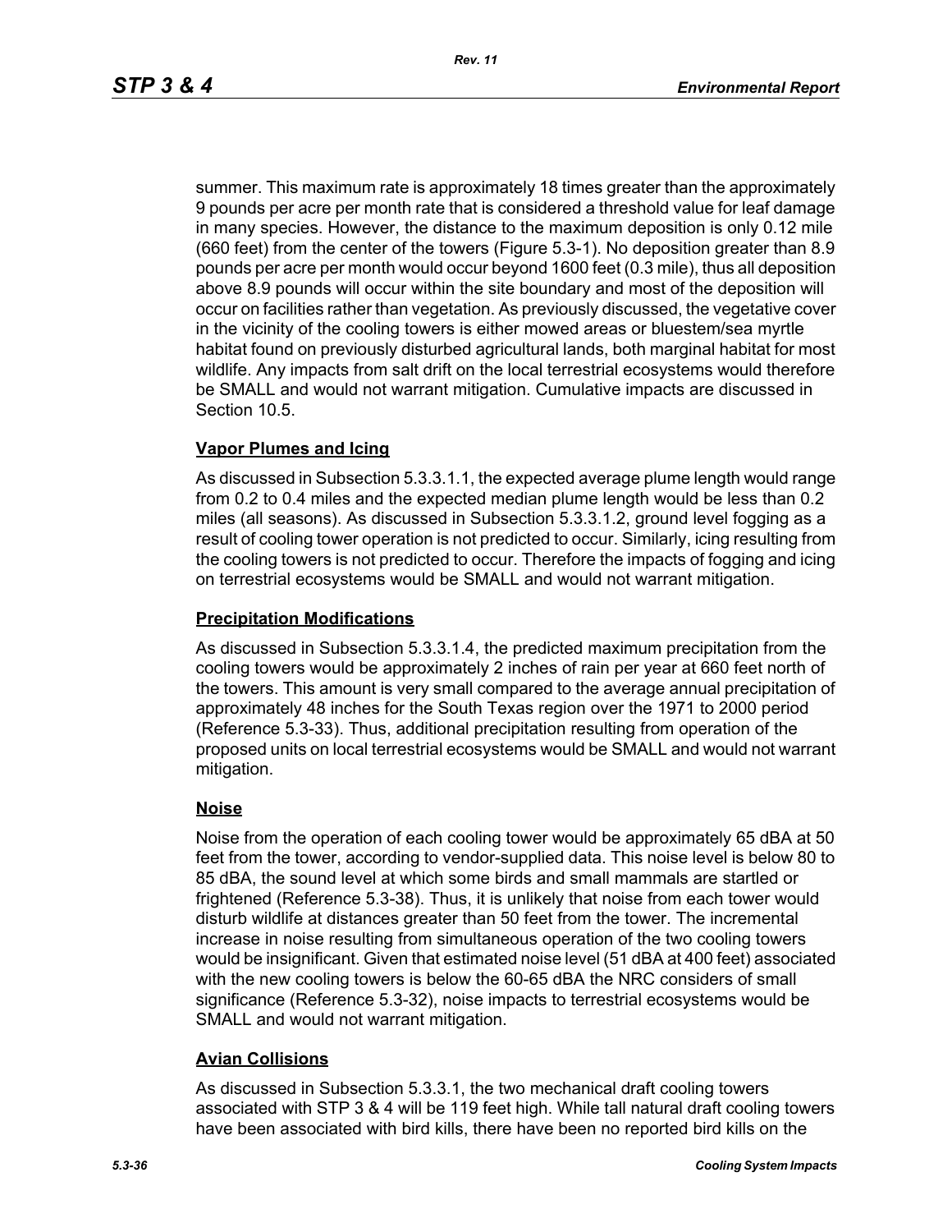summer. This maximum rate is approximately 18 times greater than the approximately 9 pounds per acre per month rate that is considered a threshold value for leaf damage in many species. However, the distance to the maximum deposition is only 0.12 mile (660 feet) from the center of the towers (Figure 5.3-1). No deposition greater than 8.9 pounds per acre per month would occur beyond 1600 feet (0.3 mile), thus all deposition above 8.9 pounds will occur within the site boundary and most of the deposition will occur on facilities rather than vegetation. As previously discussed, the vegetative cover in the vicinity of the cooling towers is either mowed areas or bluestem/sea myrtle habitat found on previously disturbed agricultural lands, both marginal habitat for most wildlife. Any impacts from salt drift on the local terrestrial ecosystems would therefore be SMALL and would not warrant mitigation. Cumulative impacts are discussed in Section 10.5.

**Vapor Plumes and Icing**

As discussed in Subsection 5.3.3.1.1, the expected average plume length would range from 0.2 to 0.4 miles and the expected median plume length would be less than 0.2 miles (all seasons). As discussed in Subsection 5.3.3.1.2, ground level fogging as a result of cooling tower operation is not predicted to occur. Similarly, icing resulting from the cooling towers is not predicted to occur. Therefore the impacts of fogging and icing on terrestrial ecosystems would be SMALL and would not warrant mitigation.

**Precipitation Modifications**

As discussed in Subsection 5.3.3.1.4, the predicted maximum precipitation from the cooling towers would be approximately 2 inches of rain per year at 660 feet north of the towers. This amount is very small compared to the average annual precipitation of approximately 48 inches for the South Texas region over the 1971 to 2000 period (Reference 5.3-33). Thus, additional precipitation resulting from operation of the proposed units on local terrestrial ecosystems would be SMALL and would not warrant mitigation.

**Noise**

Noise from the operation of each cooling tower would be approximately 65 dBA at 50 feet from the tower, according to vendor-supplied data. This noise level is below 80 to 85 dBA, the sound level at which some birds and small mammals are startled or frightened (Reference 5.3-38). Thus, it is unlikely that noise from each tower would disturb wildlife at distances greater than 50 feet from the tower. The incremental increase in noise resulting from simultaneous operation of the two cooling towers would be insignificant. Given that estimated noise level (51 dBA at 400 feet) associated with the new cooling towers is below the 60-65 dBA the NRC considers of small significance (Reference 5.3-32), noise impacts to terrestrial ecosystems would be SMALL and would not warrant mitigation.

**Avian Collisions**

As discussed in Subsection 5.3.3.1, the two mechanical draft cooling towers associated with STP 3 & 4 will be 119 feet high. While tall natural draft cooling towers have been associated with bird kills, there have been no reported bird kills on the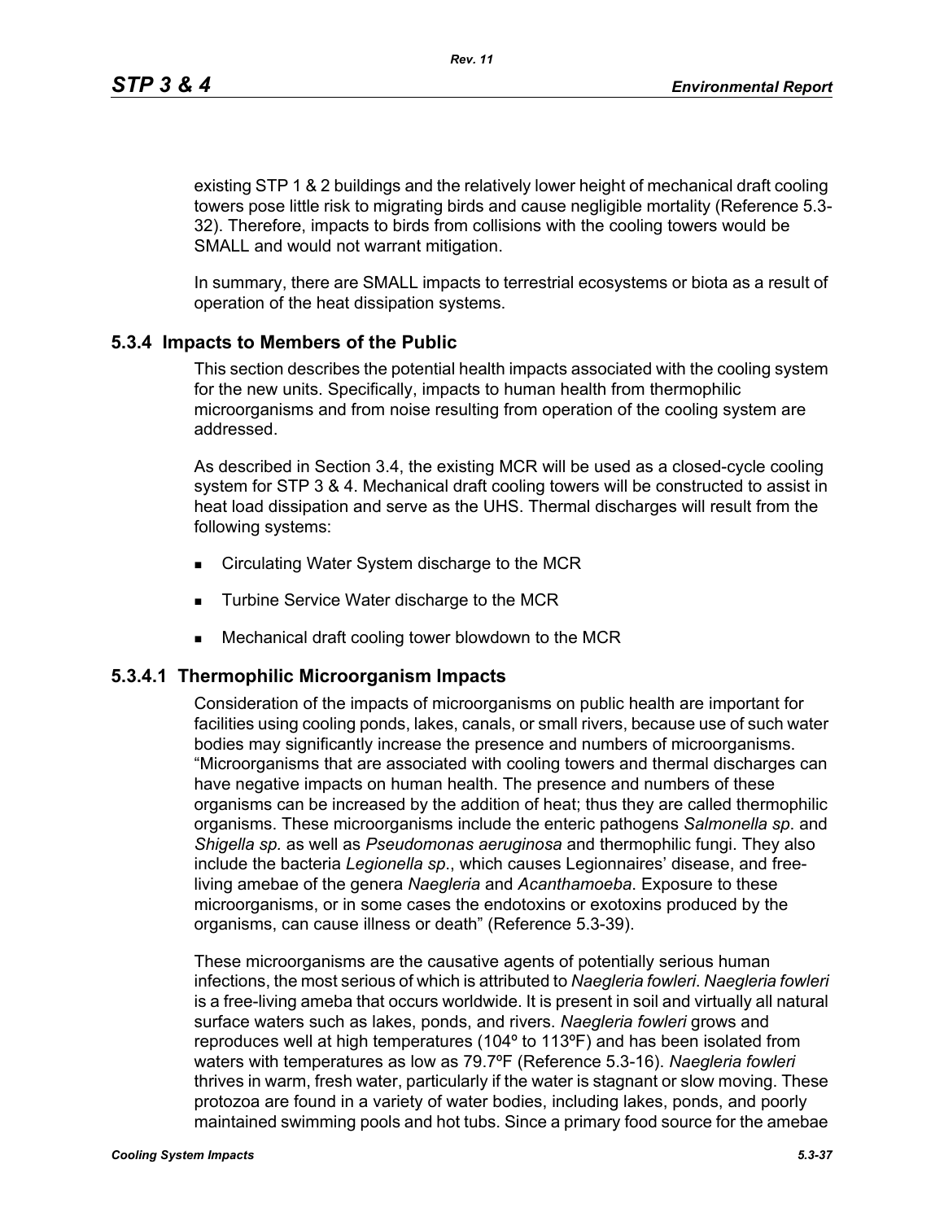existing STP 1 & 2 buildings and the relatively lower height of mechanical draft cooling towers pose little risk to migrating birds and cause negligible mortality (Reference 5.3-32). Therefore, impacts to birds from collisions with the cooling towers would be SMALL and would not warrant mitigation.

In summary, there are SMALL impacts to terrestrial ecosystems or biota as a result of operation of the heat dissipation systems.

## 5.3.4 Impacts to Members of the Public

This section describes the potential health impacts associated with the cooling system for the new units. Specifically, impacts to human health from thermophilic microorganisms and from noise resulting from operation of the cooling system are addressed.

As described in Section 3.4, the existing MCR will be used as a closed-cycle cooling system for STP 3 & 4. Mechanical draft cooling towers will be constructed to assist in heat load dissipation and serve as the UHS. Thermal discharges will result from the following systems:

- Circulating Water System discharge to the MCR
- Turbine Service Water discharge to the MCR
- Mechanical draft cooling tower blowdown to the MCR

### 5.3.4.1 Thermophilic Microorganism Impacts

Consideration of the impacts of microorganisms on public health are important for facilities using cooling ponds, lakes, canals, or small rivers, because use of such water bodies may significantly increase the presence and numbers of microorganisms. "Microorganisms that are associated with cooling towers and thermal discharges can have negative impacts on human health. The presence and numbers of these organisms can be increased by the addition of heat; thus they are called thermophilic organisms. These microorganisms include the enteric pathogens *Salmonella sp*. and *Shigella sp.* as well as *Pseudomonas aeruginosa* and thermophilic fungi. They also include the bacteria *Legionella sp*., which causes Legionnaires' disease, and free-living amebae of the genera *Naegleria* and *Acanthamoeba*. Exposure to these microorganisms, or in some cases the endotoxins or exotoxins produced by the organisms, can cause illness or death" (Reference 5.3-39).

These microorganisms are the causative agents of potentially serious human infections, the most serious of which is attributed to *Naegleria fowleri*. *Naegleria fowleri* is a free-living ameba that occurs worldwide. It is present in soil and virtually all natural surface waters such as lakes, ponds, and rivers. *Naegleria fowleri* grows and reproduces well at high temperatures (104º to 113ºF) and has been isolated from waters with temperatures as low as 79.7ºF (Reference 5.3-16). *Naegleria fowleri* thrives in warm, fresh water, particularly if the water is stagnant or slow moving. These protozoa are found in a variety of water bodies, including lakes, ponds, and poorly maintained swimming pools and hot tubs. Since a primary food source for the amebae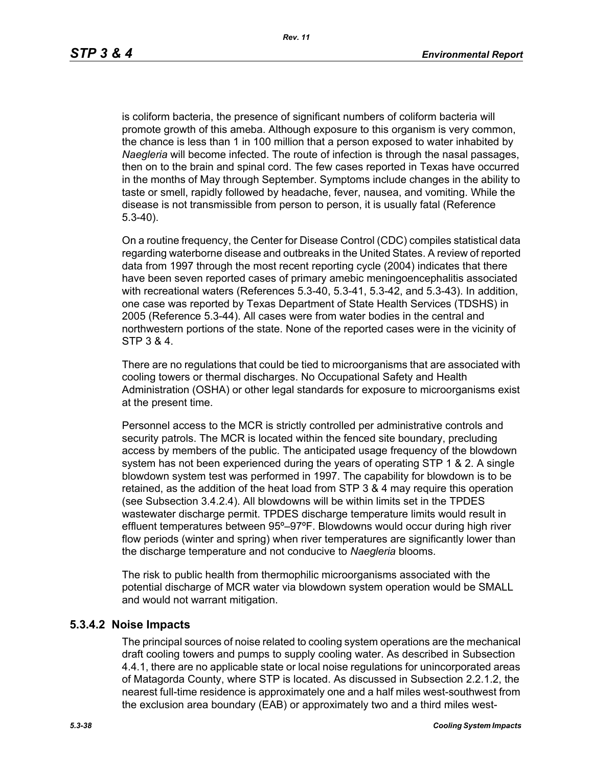is coliform bacteria, the presence of significant numbers of coliform bacteria will promote growth of this ameba. Although exposure to this organism is very common, the chance is less than 1 in 100 million that a person exposed to water inhabited by *Naegleria* will become infected. The route of infection is through the nasal passages, then on to the brain and spinal cord. The few cases reported in Texas have occurred in the months of May through September. Symptoms include changes in the ability to taste or smell, rapidly followed by headache, fever, nausea, and vomiting. While the disease is not transmissible from person to person, it is usually fatal (Reference 5.3-40).

On a routine frequency, the Center for Disease Control (CDC) compiles statistical data regarding waterborne disease and outbreaks in the United States. A review of reported data from 1997 through the most recent reporting cycle (2004) indicates that there have been seven reported cases of primary amebic meningoencephalitis associated with recreational waters (References 5.3-40, 5.3-41, 5.3-42, and 5.3-43). In addition, one case was reported by Texas Department of State Health Services (TDSHS) in 2005 (Reference 5.3-44). All cases were from water bodies in the central and northwestern portions of the state. None of the reported cases were in the vicinity of STP 3 & 4.

There are no regulations that could be tied to microorganisms that are associated with cooling towers or thermal discharges. No Occupational Safety and Health Administration (OSHA) or other legal standards for exposure to microorganisms exist at the present time.

Personnel access to the MCR is strictly controlled per administrative controls and security patrols. The MCR is located within the fenced site boundary, precluding access by members of the public. The anticipated usage frequency of the blowdown system has not been experienced during the years of operating STP 1 & 2. A single blowdown system test was performed in 1997. The capability for blowdown is to be retained, as the addition of the heat load from STP 3 & 4 may require this operation (see Subsection 3.4.2.4). All blowdowns will be within limits set in the TPDES wastewater discharge permit. TPDES discharge temperature limits would result in effluent temperatures between 95º–97ºF. Blowdowns would occur during high river flow periods (winter and spring) when river temperatures are significantly lower than the discharge temperature and not conducive to *Naegleria* blooms.

The risk to public health from thermophilic microorganisms associated with the potential discharge of MCR water via blowdown system operation would be SMALL and would not warrant mitigation.

### 5.3.4.2 Noise Impacts

The principal sources of noise related to cooling system operations are the mechanical draft cooling towers and pumps to supply cooling water. As described in Subsection 4.4.1, there are no applicable state or local noise regulations for unincorporated areas of Matagorda County, where STP is located. As discussed in Subsection 2.2.1.2, the nearest full-time residence is approximately one and a half miles west-southwest from the exclusion area boundary (EAB) or approximately two and a third miles west-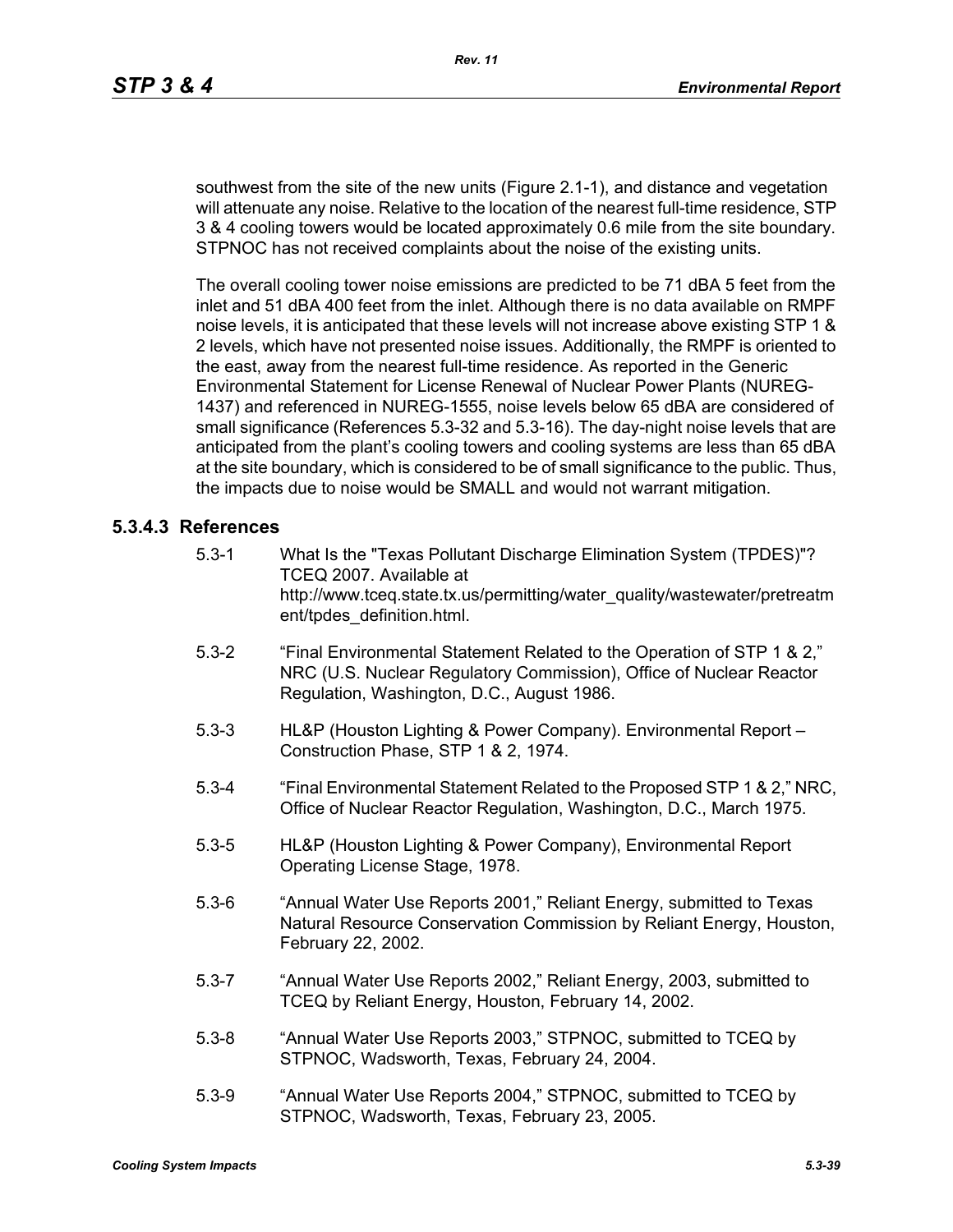southwest from the site of the new units (Figure 2.1-1), and distance and vegetation will attenuate any noise. Relative to the location of the nearest full-time residence, STP 3 & 4 cooling towers would be located approximately 0.6 mile from the site boundary. STPNOC has not received complaints about the noise of the existing units.

The overall cooling tower noise emissions are predicted to be 71 dBA 5 feet from the inlet and 51 dBA 400 feet from the inlet. Although there is no data available on RMPF noise levels, it is anticipated that these levels will not increase above existing STP 1 & 2 levels, which have not presented noise issues. Additionally, the RMPF is oriented to the east, away from the nearest full-time residence. As reported in the Generic Environmental Statement for License Renewal of Nuclear Power Plants (NUREG-1437) and referenced in NUREG-1555, noise levels below 65 dBA are considered of small significance (References 5.3-32 and 5.3-16). The day-night noise levels that are anticipated from the plant's cooling towers and cooling systems are less than 65 dBA at the site boundary, which is considered to be of small significance to the public. Thus, the impacts due to noise would be SMALL and would not warrant mitigation.

### 5.3.4.3 References

5.3-1 What Is the "Texas Pollutant Discharge Elimination System (TPDES)"? TCEQ 2007. Available at http://www.tceq.state.tx.us/permitting/water_quality/wastewater/pretreatment/tpdes_definition.html.

5.3-2 "Final Environmental Statement Related to the Operation of STP 1 & 2," NRC (U.S. Nuclear Regulatory Commission), Office of Nuclear Reactor Regulation, Washington, D.C., August 1986.

5.3-3 HL&P (Houston Lighting & Power Company). Environmental Report – Construction Phase, STP 1 & 2, 1974.

5.3-4 "Final Environmental Statement Related to the Proposed STP 1 & 2," NRC, Office of Nuclear Reactor Regulation, Washington, D.C., March 1975.

5.3-5 HL&P (Houston Lighting & Power Company), Environmental Report Operating License Stage, 1978.

5.3-6 "Annual Water Use Reports 2001," Reliant Energy, submitted to Texas Natural Resource Conservation Commission by Reliant Energy, Houston, February 22, 2002.

5.3-7 "Annual Water Use Reports 2002," Reliant Energy, 2003, submitted to TCEQ by Reliant Energy, Houston, February 14, 2002.

5.3-8 "Annual Water Use Reports 2003," STPNOC, submitted to TCEQ by STPNOC, Wadsworth, Texas, February 24, 2004.

5.3-9 "Annual Water Use Reports 2004," STPNOC, submitted to TCEQ by STPNOC, Wadsworth, Texas, February 23, 2005.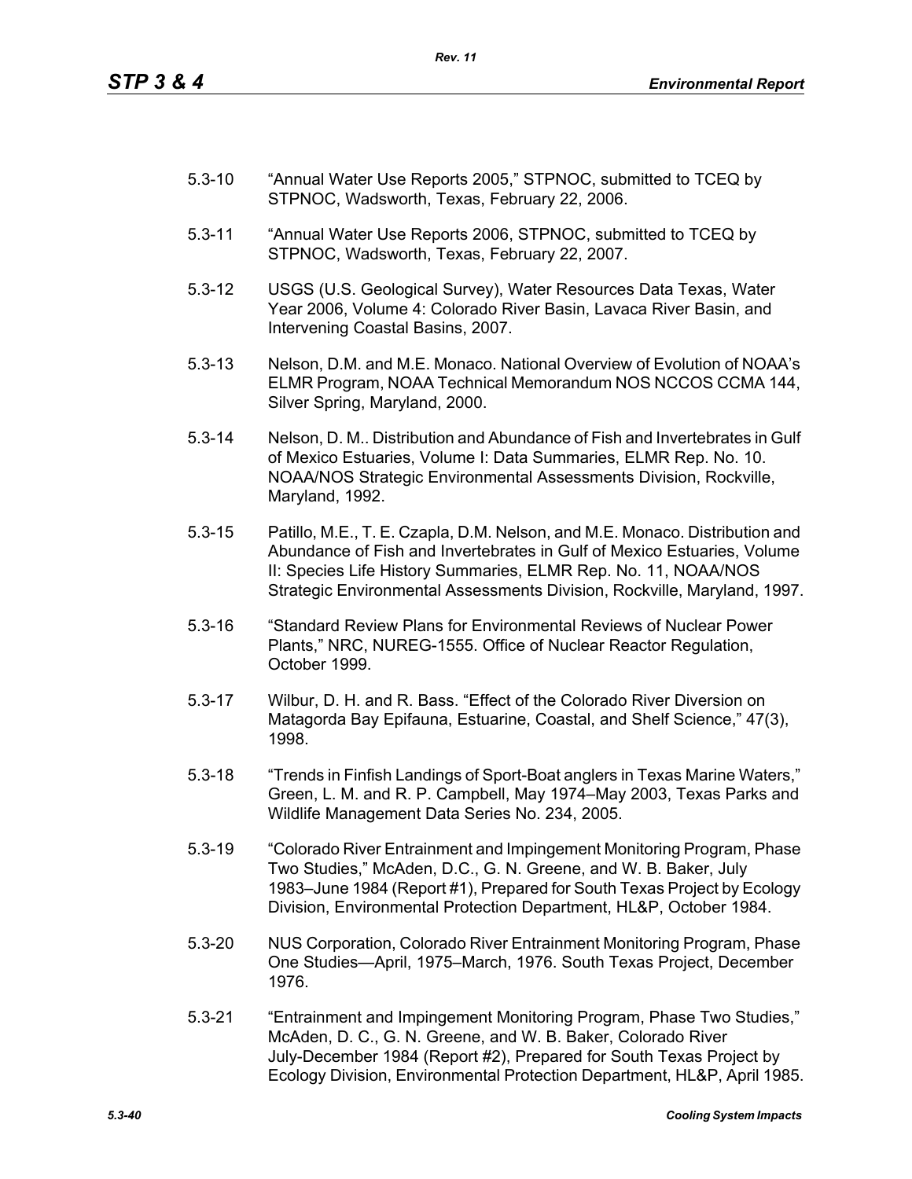5.3-10 "Annual Water Use Reports 2005," STPNOC, submitted to TCEQ by STPNOC, Wadsworth, Texas, February 22, 2006.

5.3-11 "Annual Water Use Reports 2006, STPNOC, submitted to TCEQ by STPNOC, Wadsworth, Texas, February 22, 2007.

5.3-12 USGS (U.S. Geological Survey), Water Resources Data Texas, Water Year 2006, Volume 4: Colorado River Basin, Lavaca River Basin, and Intervening Coastal Basins, 2007.

5.3-13 Nelson, D.M. and M.E. Monaco. National Overview of Evolution of NOAA's ELMR Program, NOAA Technical Memorandum NOS NCCOS CCMA 144, Silver Spring, Maryland, 2000.

5.3-14 Nelson, D. M.. Distribution and Abundance of Fish and Invertebrates in Gulf of Mexico Estuaries, Volume I: Data Summaries, ELMR Rep. No. 10. NOAA/NOS Strategic Environmental Assessments Division, Rockville, Maryland, 1992.

5.3-15 Patillo, M.E., T. E. Czapla, D.M. Nelson, and M.E. Monaco. Distribution and Abundance of Fish and Invertebrates in Gulf of Mexico Estuaries, Volume II: Species Life History Summaries, ELMR Rep. No. 11, NOAA/NOS Strategic Environmental Assessments Division, Rockville, Maryland, 1997.

5.3-16 "Standard Review Plans for Environmental Reviews of Nuclear Power Plants," NRC, NUREG-1555. Office of Nuclear Reactor Regulation, October 1999.

5.3-17 Wilbur, D. H. and R. Bass. "Effect of the Colorado River Diversion on Matagorda Bay Epifauna, Estuarine, Coastal, and Shelf Science," 47(3), 1998.

5.3-18 "Trends in Finfish Landings of Sport-Boat anglers in Texas Marine Waters," Green, L. M. and R. P. Campbell, May 1974–May 2003, Texas Parks and Wildlife Management Data Series No. 234, 2005.

5.3-19 "Colorado River Entrainment and Impingement Monitoring Program, Phase Two Studies," McAden, D.C., G. N. Greene, and W. B. Baker, July 1983–June 1984 (Report #1), Prepared for South Texas Project by Ecology Division, Environmental Protection Department, HL&P, October 1984.

5.3-20 NUS Corporation, Colorado River Entrainment Monitoring Program, Phase One Studies—April, 1975–March, 1976. South Texas Project, December 1976.

5.3-21 "Entrainment and Impingement Monitoring Program, Phase Two Studies," McAden, D. C., G. N. Greene, and W. B. Baker, Colorado River July-December 1984 (Report #2), Prepared for South Texas Project by Ecology Division, Environmental Protection Department, HL&P, April 1985.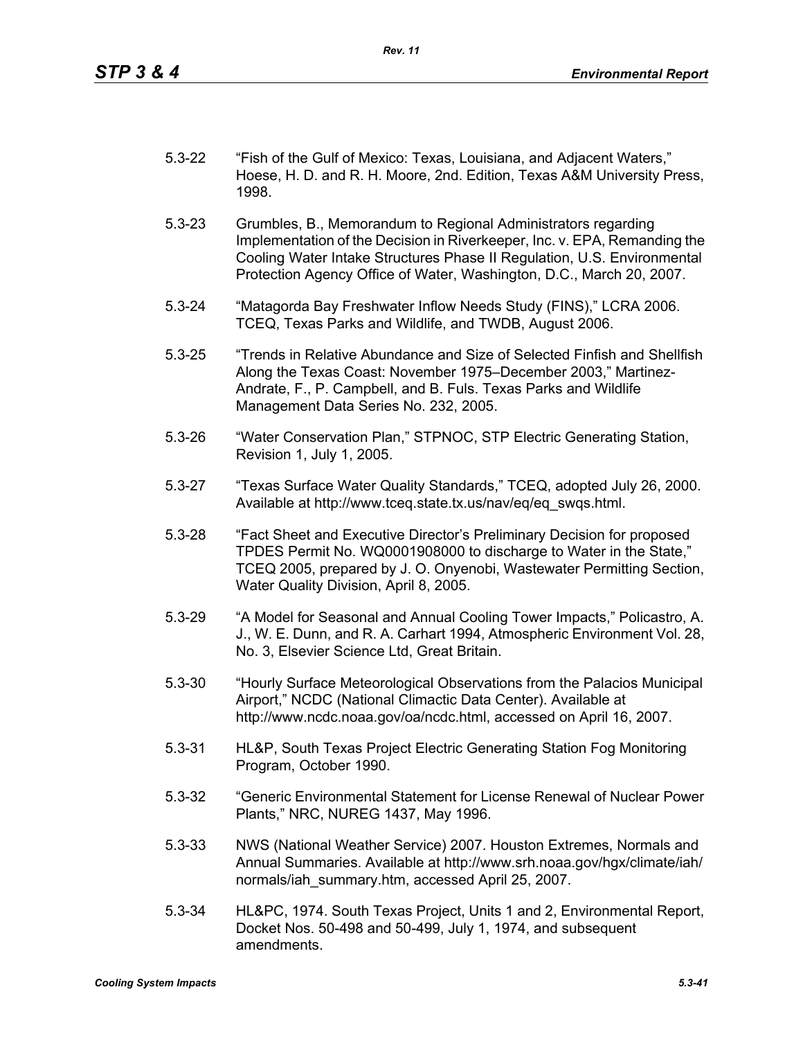5.3-22 "Fish of the Gulf of Mexico: Texas, Louisiana, and Adjacent Waters," Hoese, H. D. and R. H. Moore, 2nd. Edition, Texas A&M University Press, 1998.

5.3-23 Grumbles, B., Memorandum to Regional Administrators regarding Implementation of the Decision in Riverkeeper, Inc. v. EPA, Remanding the Cooling Water Intake Structures Phase II Regulation, U.S. Environmental Protection Agency Office of Water, Washington, D.C., March 20, 2007.

5.3-24 "Matagorda Bay Freshwater Inflow Needs Study (FINS)," LCRA 2006. TCEQ, Texas Parks and Wildlife, and TWDB, August 2006.

5.3-25 "Trends in Relative Abundance and Size of Selected Finfish and Shellfish Along the Texas Coast: November 1975–December 2003," Martinez-Andrate, F., P. Campbell, and B. Fuls. Texas Parks and Wildlife Management Data Series No. 232, 2005.

5.3-26 "Water Conservation Plan," STPNOC, STP Electric Generating Station, Revision 1, July 1, 2005.

5.3-27 "Texas Surface Water Quality Standards," TCEQ, adopted July 26, 2000. Available at http://www.tceq.state.tx.us/nav/eq/eq_swqs.html.

5.3-28 "Fact Sheet and Executive Director's Preliminary Decision for proposed TPDES Permit No. WQ0001908000 to discharge to Water in the State," TCEQ 2005, prepared by J. O. Onyenobi, Wastewater Permitting Section, Water Quality Division, April 8, 2005.

5.3-29 "A Model for Seasonal and Annual Cooling Tower Impacts," Policastro, A. J., W. E. Dunn, and R. A. Carhart 1994, Atmospheric Environment Vol. 28, No. 3, Elsevier Science Ltd, Great Britain.

5.3-30 "Hourly Surface Meteorological Observations from the Palacios Municipal Airport," NCDC (National Climactic Data Center). Available at http://www.ncdc.noaa.gov/oa/ncdc.html, accessed on April 16, 2007.

5.3-31 HL&P, South Texas Project Electric Generating Station Fog Monitoring Program, October 1990.

5.3-32 "Generic Environmental Statement for License Renewal of Nuclear Power Plants," NRC, NUREG 1437, May 1996.

5.3-33 NWS (National Weather Service) 2007. Houston Extremes, Normals and Annual Summaries. Available at http://www.srh.noaa.gov/hgx/climate/iah/normals/iah_summary.htm, accessed April 25, 2007.

5.3-34 HL&PC, 1974. South Texas Project, Units 1 and 2, Environmental Report, Docket Nos. 50-498 and 50-499, July 1, 1974, and subsequent amendments.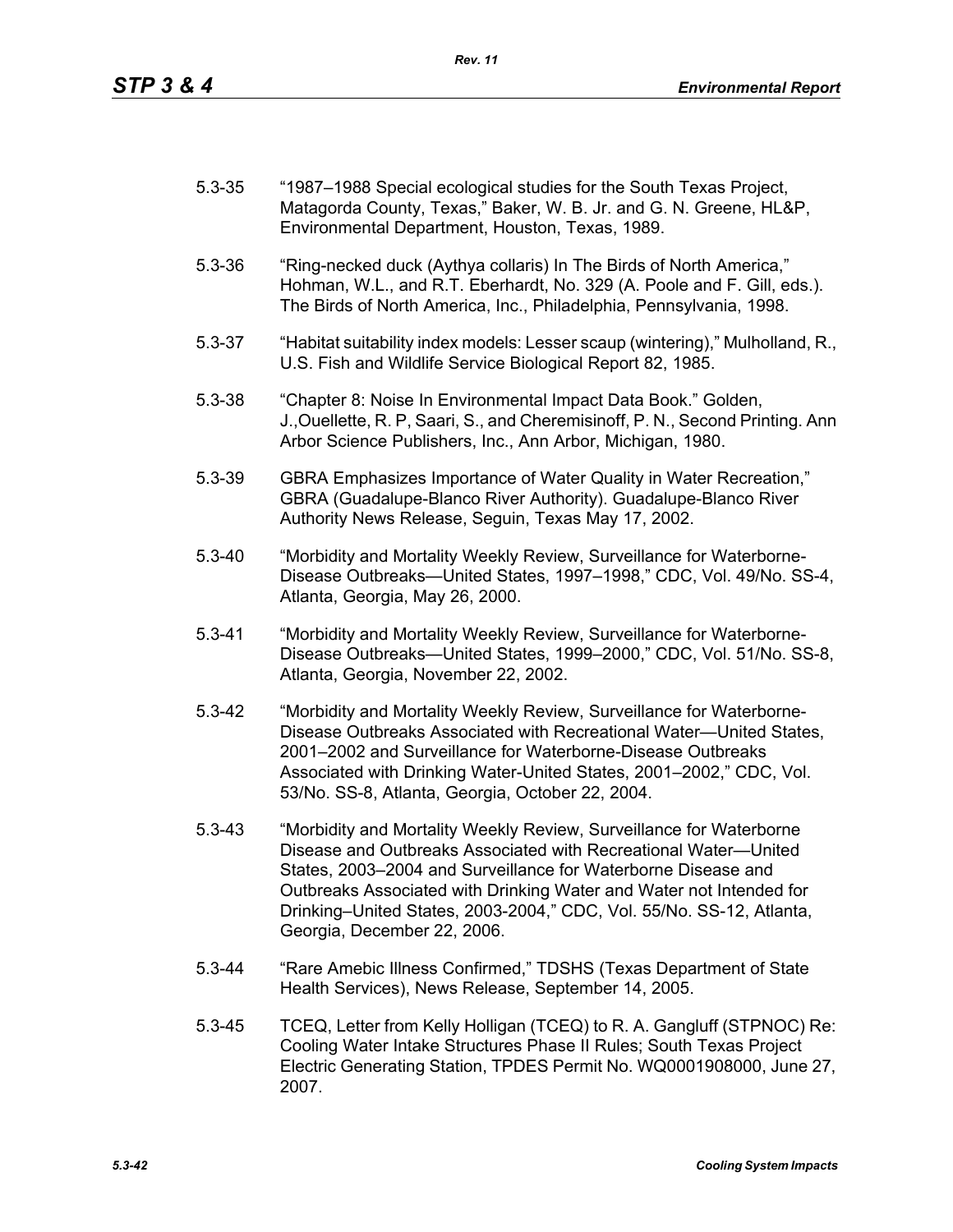5.3-35 "1987–1988 Special ecological studies for the South Texas Project, Matagorda County, Texas," Baker, W. B. Jr. and G. N. Greene, HL&P, Environmental Department, Houston, Texas, 1989.

5.3-36 "Ring-necked duck (Aythya collaris) In The Birds of North America," Hohman, W.L., and R.T. Eberhardt, No. 329 (A. Poole and F. Gill, eds.). The Birds of North America, Inc., Philadelphia, Pennsylvania, 1998.

5.3-37 "Habitat suitability index models: Lesser scaup (wintering)," Mulholland, R., U.S. Fish and Wildlife Service Biological Report 82, 1985.

5.3-38 "Chapter 8: Noise In Environmental Impact Data Book." Golden, J.,Ouellette, R. P, Saari, S., and Cheremisinoff, P. N., Second Printing. Ann Arbor Science Publishers, Inc., Ann Arbor, Michigan, 1980.

5.3-39 GBRA Emphasizes Importance of Water Quality in Water Recreation," GBRA (Guadalupe-Blanco River Authority). Guadalupe-Blanco River Authority News Release, Seguin, Texas May 17, 2002.

5.3-40 "Morbidity and Mortality Weekly Review, Surveillance for Waterborne-Disease Outbreaks—United States, 1997–1998," CDC, Vol. 49/No. SS-4, Atlanta, Georgia, May 26, 2000.

5.3-41 "Morbidity and Mortality Weekly Review, Surveillance for Waterborne-Disease Outbreaks—United States, 1999–2000," CDC, Vol. 51/No. SS-8, Atlanta, Georgia, November 22, 2002.

5.3-42 "Morbidity and Mortality Weekly Review, Surveillance for Waterborne-Disease Outbreaks Associated with Recreational Water—United States, 2001–2002 and Surveillance for Waterborne-Disease Outbreaks Associated with Drinking Water-United States, 2001–2002," CDC, Vol. 53/No. SS-8, Atlanta, Georgia, October 22, 2004.

5.3-43 "Morbidity and Mortality Weekly Review, Surveillance for Waterborne Disease and Outbreaks Associated with Recreational Water—United States, 2003–2004 and Surveillance for Waterborne Disease and Outbreaks Associated with Drinking Water and Water not Intended for Drinking–United States, 2003-2004," CDC, Vol. 55/No. SS-12, Atlanta, Georgia, December 22, 2006.

5.3-44 "Rare Amebic Illness Confirmed," TDSHS (Texas Department of State Health Services), News Release, September 14, 2005.

5.3-45 TCEQ, Letter from Kelly Holligan (TCEQ) to R. A. Gangluff (STPNOC) Re: Cooling Water Intake Structures Phase II Rules; South Texas Project Electric Generating Station, TPDES Permit No. WQ0001908000, June 27, 2007.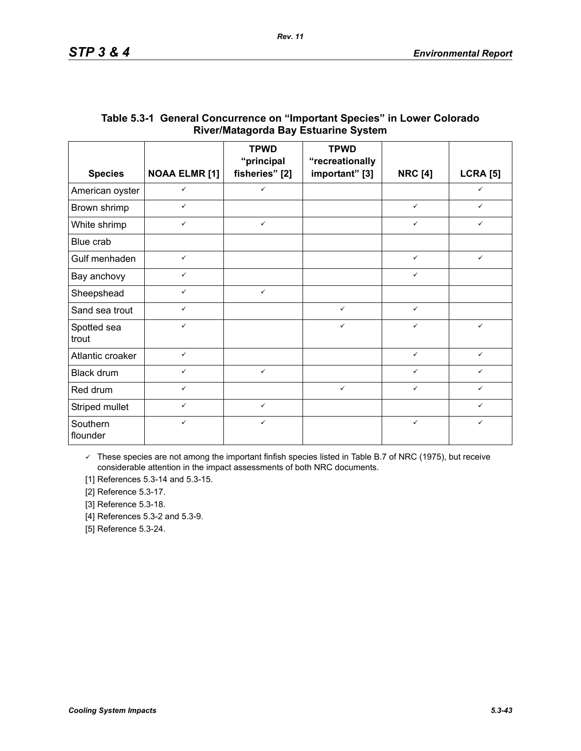## Table 5.3-1 General Concurrence on "Important Species" in Lower Colorado River/Matagorda Bay Estuarine System

| Species | NOAA ELMR [1] | TPWD "principal fisheries" [2] | TPWD "recreationally important" [3] | NRC [4] | LCRA [5] |
|---|---|---|---|---|---|
| American oyster | ✓ | ✓ | | | ✓ |
| Brown shrimp | ✓ | | | ✓ | ✓ |
| White shrimp | ✓ | ✓ | | ✓ | ✓ |
| Blue crab | | | | | |
| Gulf menhaden | ✓ | | | ✓ | ✓ |
| Bay anchovy | ✓ | | | ✓ | |
| Sheepshead | ✓ | ✓ | | | |
| Sand sea trout | ✓ | | ✓ | ✓ | |
| Spotted sea trout | ✓ | | ✓ | ✓ | ✓ |
| Atlantic croaker | ✓ | | | ✓ | ✓ |
| Black drum | ✓ | ✓ | | ✓ | ✓ |
| Red drum | ✓ | | ✓ | ✓ | ✓ |
| Striped mullet | ✓ | ✓ | | | ✓ |
| Southern flounder | ✓ | ✓ | | ✓ | ✓ |

✓ These species are not among the important finfish species listed in Table B.7 of NRC (1975), but receive considerable attention in the impact assessments of both NRC documents.

[1] References 5.3-14 and 5.3-15.

[2] Reference 5.3-17.

[3] Reference 5.3-18.

[4] References 5.3-2 and 5.3-9.

[5] Reference 5.3-24.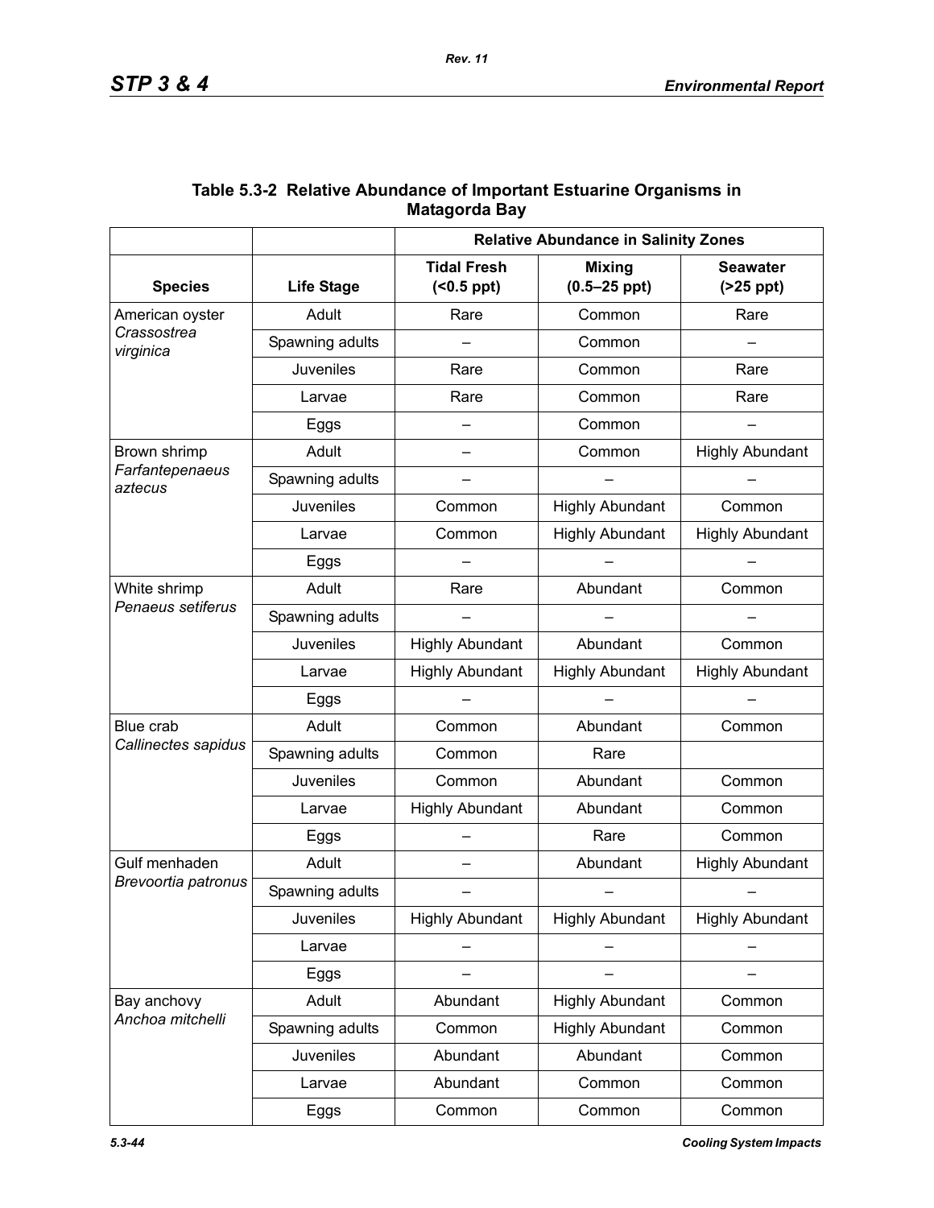**Table 5.3-2 Relative Abundance of Important Estuarine Organisms in Matagorda Bay**

| | | Relative Abundance in Salinity Zones | | |
|---|---|---|---|---|
| **Species** | **Life Stage** | **Tidal Fresh (<0.5 ppt)** | **Mixing (0.5–25 ppt)** | **Seawater (>25 ppt)** |
| American oyster *Crassostrea virginica* | Adult | Rare | Common | Rare |
| | Spawning adults | – | Common | – |
| | Juveniles | Rare | Common | Rare |
| | Larvae | Rare | Common | Rare |
| | Eggs | – | Common | – |
| Brown shrimp *Farfantepenaeus aztecus* | Adult | – | Common | Highly Abundant |
| | Spawning adults | – | – | – |
| | Juveniles | Common | Highly Abundant | Common |
| | Larvae | Common | Highly Abundant | Highly Abundant |
| | Eggs | – | – | – |
| White shrimp *Penaeus setiferus* | Adult | Rare | Abundant | Common |
| | Spawning adults | – | – | – |
| | Juveniles | Highly Abundant | Abundant | Common |
| | Larvae | Highly Abundant | Highly Abundant | Highly Abundant |
| | Eggs | – | – | – |
| Blue crab *Callinectes sapidus* | Adult | Common | Abundant | Common |
| | Spawning adults | Common | Rare | |
| | Juveniles | Common | Abundant | Common |
| | Larvae | Highly Abundant | Abundant | Common |
| | Eggs | – | Rare | Common |
| Gulf menhaden *Brevoortia patronus* | Adult | – | Abundant | Highly Abundant |
| | Spawning adults | – | – | – |
| | Juveniles | Highly Abundant | Highly Abundant | Highly Abundant |
| | Larvae | – | – | – |
| | Eggs | – | – | – |
| Bay anchovy *Anchoa mitchelli* | Adult | Abundant | Highly Abundant | Common |
| | Spawning adults | Common | Highly Abundant | Common |
| | Juveniles | Abundant | Abundant | Common |
| | Larvae | Abundant | Common | Common |
| | Eggs | Common | Common | Common |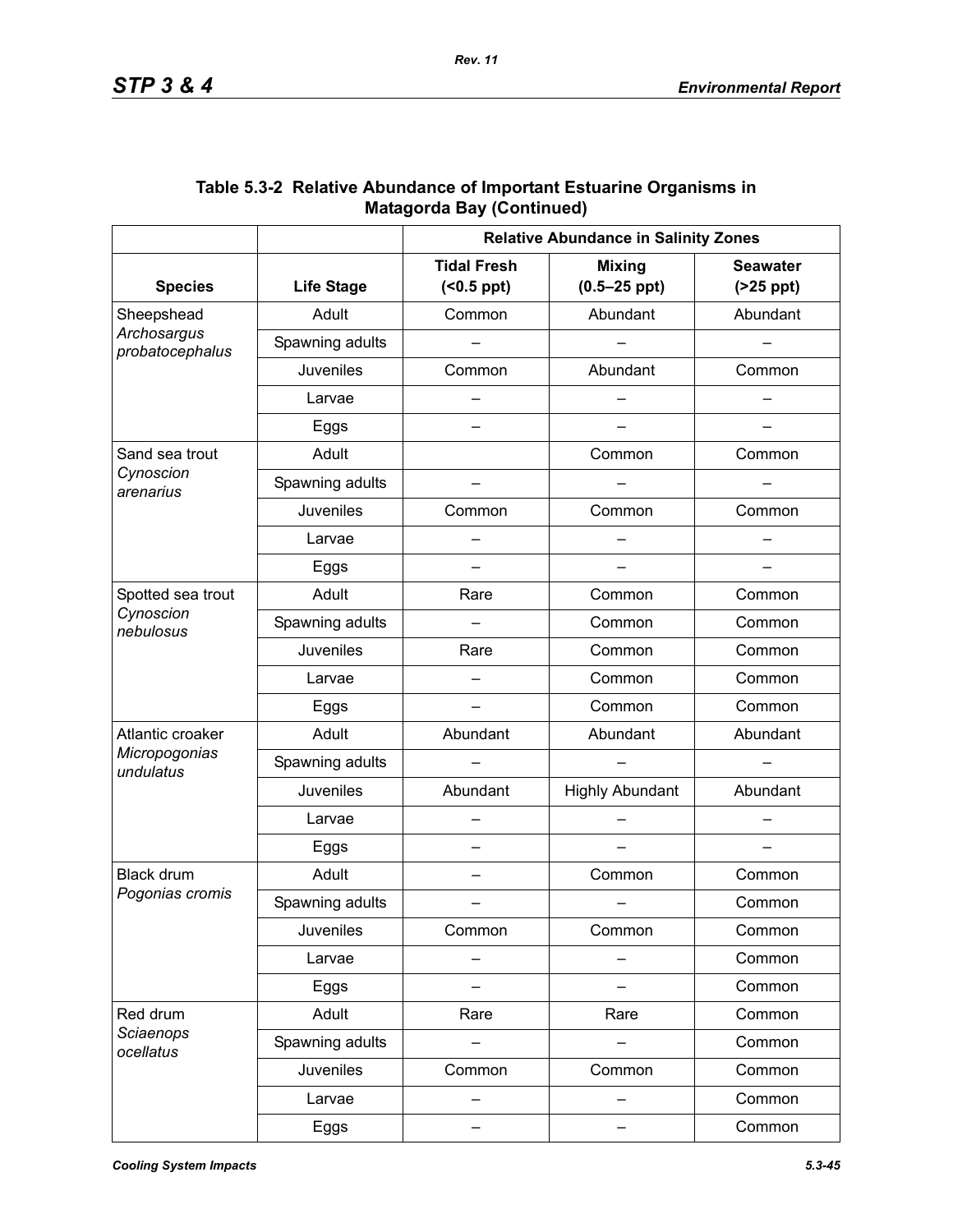**Table 5.3-2 Relative Abundance of Important Estuarine Organisms in Matagorda Bay (Continued)**

| | | Relative Abundance in Salinity Zones | | |
|---|---|---|---|---|
| **Species** | **Life Stage** | **Tidal Fresh (<0.5 ppt)** | **Mixing (0.5–25 ppt)** | **Seawater (>25 ppt)** |
| Sheepshead *Archosargus probatocephalus* | Adult | Common | Abundant | Abundant |
| | Spawning adults | – | – | – |
| | Juveniles | Common | Abundant | Common |
| | Larvae | – | – | – |
| | Eggs | – | – | – |
| Sand sea trout *Cynoscion arenarius* | Adult | | Common | Common |
| | Spawning adults | – | – | – |
| | Juveniles | Common | Common | Common |
| | Larvae | – | – | – |
| | Eggs | – | – | – |
| Spotted sea trout *Cynoscion nebulosus* | Adult | Rare | Common | Common |
| | Spawning adults | – | Common | Common |
| | Juveniles | Rare | Common | Common |
| | Larvae | – | Common | Common |
| | Eggs | – | Common | Common |
| Atlantic croaker *Micropogonias undulatus* | Adult | Abundant | Abundant | Abundant |
| | Spawning adults | – | – | – |
| | Juveniles | Abundant | Highly Abundant | Abundant |
| | Larvae | – | – | – |
| | Eggs | – | – | – |
| Black drum *Pogonias cromis* | Adult | – | Common | Common |
| | Spawning adults | – | – | Common |
| | Juveniles | Common | Common | Common |
| | Larvae | – | – | Common |
| | Eggs | – | – | Common |
| Red drum *Sciaenops ocellatus* | Adult | Rare | Rare | Common |
| | Spawning adults | – | – | Common |
| | Juveniles | Common | Common | Common |
| | Larvae | – | – | Common |
| | Eggs | – | – | Common |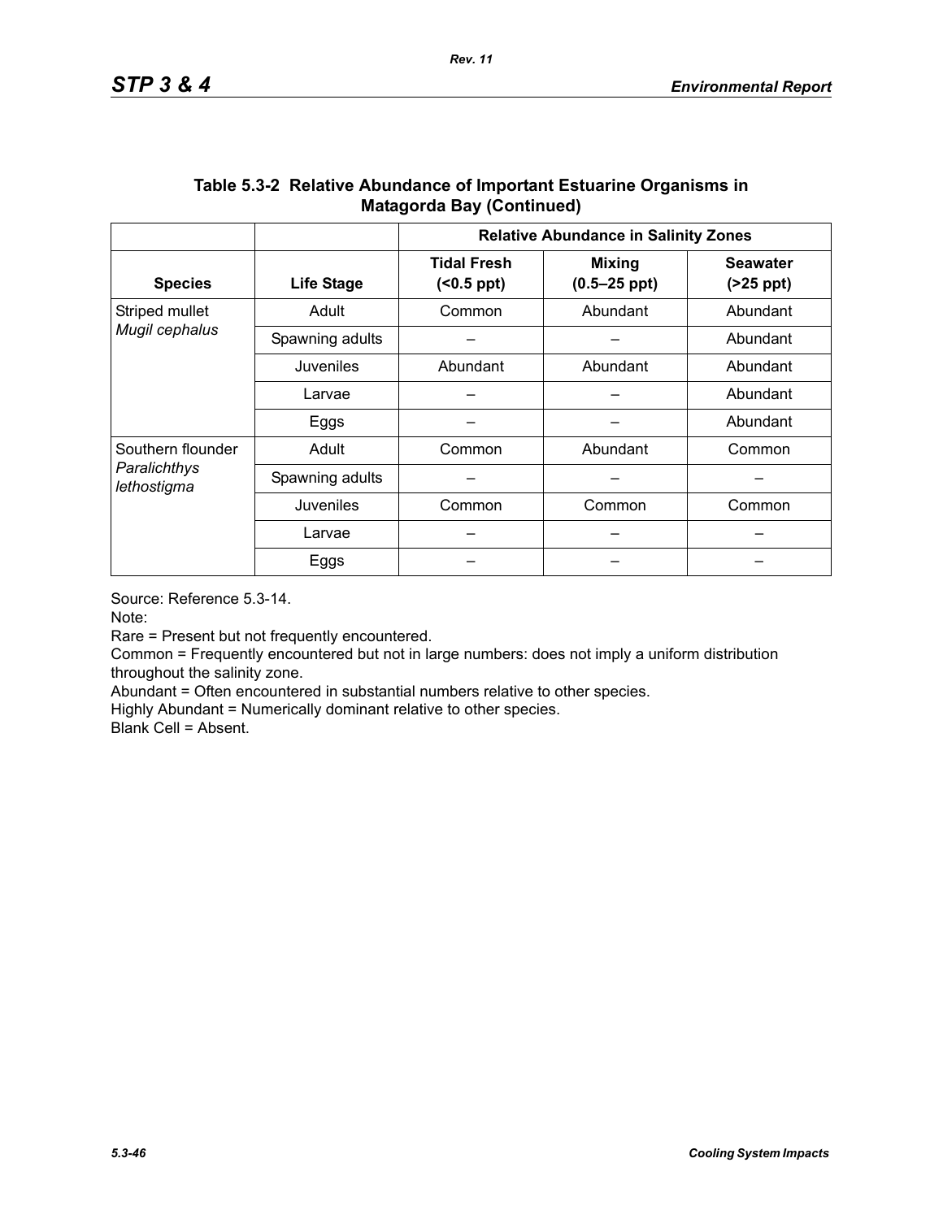### Table 5.3-2 Relative Abundance of Important Estuarine Organisms in Matagorda Bay (Continued)

| | | Relative Abundance in Salinity Zones | | |
|---|---|---|---|---|
| **Species** | **Life Stage** | **Tidal Fresh (<0.5 ppt)** | **Mixing (0.5–25 ppt)** | **Seawater (>25 ppt)** |
| Striped mullet *Mugil cephalus* | Adult | Common | Abundant | Abundant |
| | Spawning adults | – | – | Abundant |
| | Juveniles | Abundant | Abundant | Abundant |
| | Larvae | – | – | Abundant |
| | Eggs | – | – | Abundant |
| Southern flounder *Paralichthys lethostigma* | Adult | Common | Abundant | Common |
| | Spawning adults | – | – | – |
| | Juveniles | Common | Common | Common |
| | Larvae | – | – | – |
| | Eggs | – | – | – |

Source: Reference 5.3-14.

Note:

Rare = Present but not frequently encountered.

Common = Frequently encountered but not in large numbers: does not imply a uniform distribution throughout the salinity zone.

Abundant = Often encountered in substantial numbers relative to other species.

Highly Abundant = Numerically dominant relative to other species.

Blank Cell = Absent.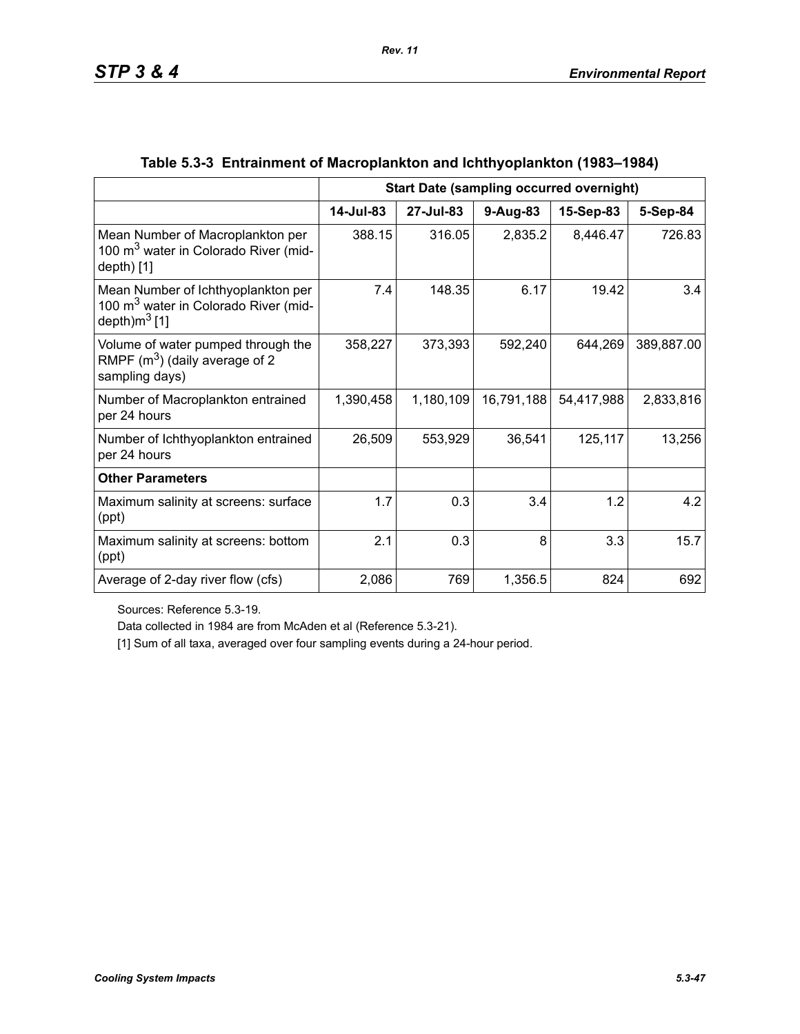**Table 5.3-3  Entrainment of Macroplankton and Ichthyoplankton (1983–1984)**

| | Start Date (sampling occurred overnight) | | | | |
|---|---|---|---|---|---|
| | 14-Jul-83 | 27-Jul-83 | 9-Aug-83 | 15-Sep-83 | 5-Sep-84 |
| Mean Number of Macroplankton per 100 $m^3$ water in Colorado River (mid-depth) [1] | 388.15 | 316.05 | 2,835.2 | 8,446.47 | 726.83 |
| Mean Number of Ichthyoplankton per 100 $m^3$ water in Colorado River (mid-depth)$m^3$ [1] | 7.4 | 148.35 | 6.17 | 19.42 | 3.4 |
| Volume of water pumped through the RMPF ($m^3$) (daily average of 2 sampling days) | 358,227 | 373,393 | 592,240 | 644,269 | 389,887.00 |
| Number of Macroplankton entrained per 24 hours | 1,390,458 | 1,180,109 | 16,791,188 | 54,417,988 | 2,833,816 |
| Number of Ichthyoplankton entrained per 24 hours | 26,509 | 553,929 | 36,541 | 125,117 | 13,256 |
| **Other Parameters** | | | | | |
| Maximum salinity at screens: surface (ppt) | 1.7 | 0.3 | 3.4 | 1.2 | 4.2 |
| Maximum salinity at screens: bottom (ppt) | 2.1 | 0.3 | 8 | 3.3 | 15.7 |
| Average of 2-day river flow (cfs) | 2,086 | 769 | 1,356.5 | 824 | 692 |

Sources: Reference 5.3-19.

Data collected in 1984 are from McAden et al (Reference 5.3-21).

[1] Sum of all taxa, averaged over four sampling events during a 24-hour period.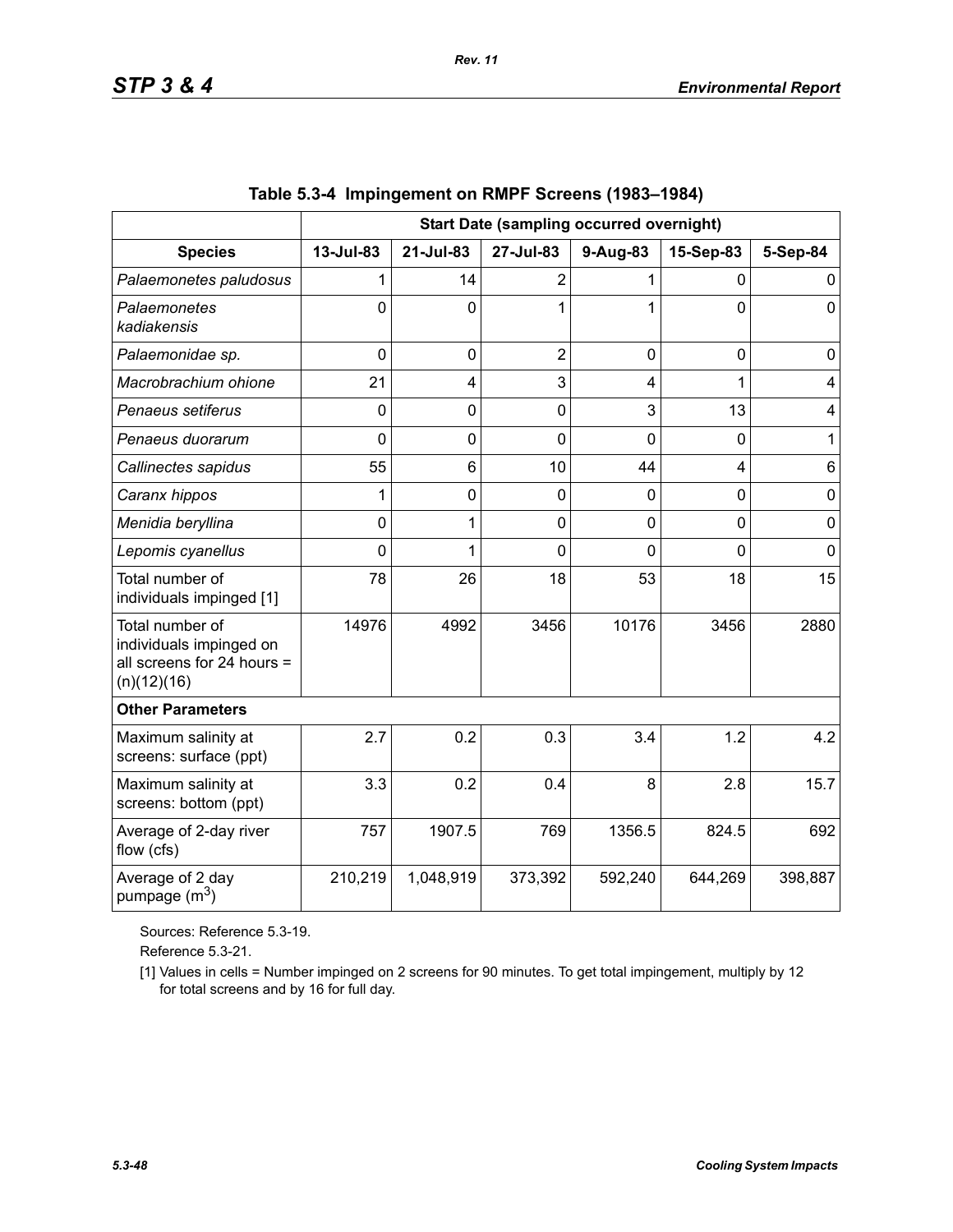**Table 5.3-4 Impingement on RMPF Screens (1983–1984)**

| | Start Date (sampling occurred overnight) | | | | | |
|---|---|---|---|---|---|---|
| **Species** | **13-Jul-83** | **21-Jul-83** | **27-Jul-83** | **9-Aug-83** | **15-Sep-83** | **5-Sep-84** |
| *Palaemonetes paludosus* | 1 | 14 | 2 | 1 | 0 | 0 |
| *Palaemonetes kadiakensis* | 0 | 0 | 1 | 1 | 0 | 0 |
| *Palaemonidae sp.* | 0 | 0 | 2 | 0 | 0 | 0 |
| *Macrobrachium ohione* | 21 | 4 | 3 | 4 | 1 | 4 |
| *Penaeus setiferus* | 0 | 0 | 0 | 3 | 13 | 4 |
| *Penaeus duorarum* | 0 | 0 | 0 | 0 | 0 | 1 |
| *Callinectes sapidus* | 55 | 6 | 10 | 44 | 4 | 6 |
| *Caranx hippos* | 1 | 0 | 0 | 0 | 0 | 0 |
| *Menidia beryllina* | 0 | 1 | 0 | 0 | 0 | 0 |
| *Lepomis cyanellus* | 0 | 1 | 0 | 0 | 0 | 0 |
| Total number of individuals impinged [1] | 78 | 26 | 18 | 53 | 18 | 15 |
| Total number of individuals impinged on all screens for 24 hours = (n)(12)(16) | 14976 | 4992 | 3456 | 10176 | 3456 | 2880 |
| **Other Parameters** | | | | | | |
| Maximum salinity at screens: surface (ppt) | 2.7 | 0.2 | 0.3 | 3.4 | 1.2 | 4.2 |
| Maximum salinity at screens: bottom (ppt) | 3.3 | 0.2 | 0.4 | 8 | 2.8 | 15.7 |
| Average of 2-day river flow (cfs) | 757 | 1907.5 | 769 | 1356.5 | 824.5 | 692 |
| Average of 2 day pumpage ($m^3$) | 210,219 | 1,048,919 | 373,392 | 592,240 | 644,269 | 398,887 |

Sources: Reference 5.3-19.

Reference 5.3-21.

[1] Values in cells = Number impinged on 2 screens for 90 minutes. To get total impingement, multiply by 12 for total screens and by 16 for full day.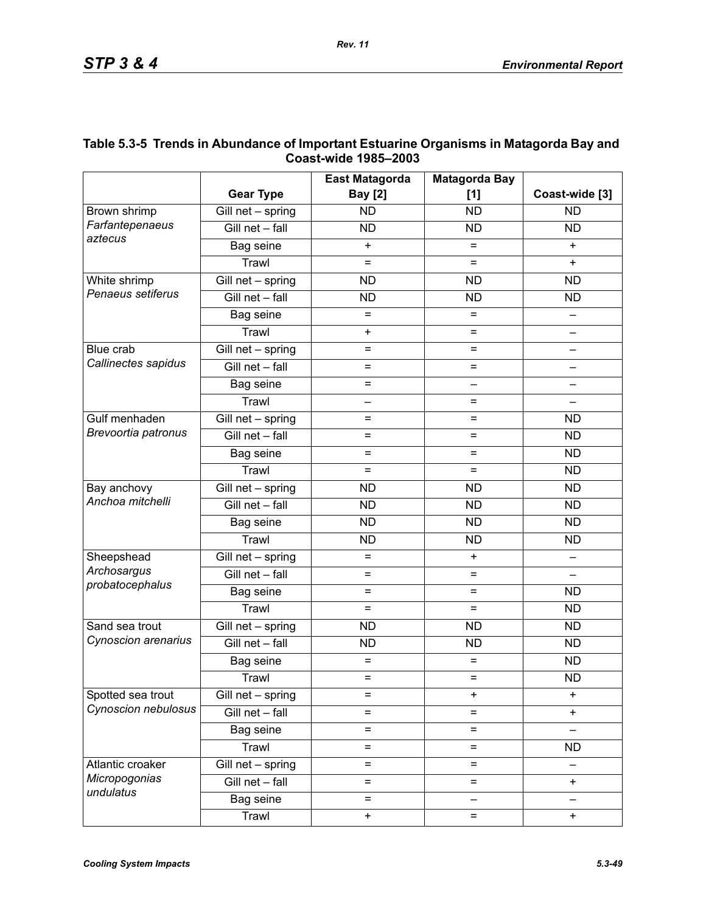**Table 5.3-5 Trends in Abundance of Important Estuarine Organisms in Matagorda Bay and Coast-wide 1985–2003**

| | Gear Type | East Matagorda Bay [2] | Matagorda Bay [1] | Coast-wide [3] |
|---|---|---|---|---|
| Brown shrimp *Farfantepenaeus aztecus* | Gill net – spring | ND | ND | ND |
| | Gill net – fall | ND | ND | ND |
| | Bag seine | + | = | + |
| | Trawl | = | = | + |
| White shrimp *Penaeus setiferus* | Gill net – spring | ND | ND | ND |
| | Gill net – fall | ND | ND | ND |
| | Bag seine | = | = | – |
| | Trawl | + | = | – |
| Blue crab *Callinectes sapidus* | Gill net – spring | = | = | – |
| | Gill net – fall | = | = | – |
| | Bag seine | = | – | – |
| | Trawl | – | = | – |
| Gulf menhaden *Brevoortia patronus* | Gill net – spring | = | = | ND |
| | Gill net – fall | = | = | ND |
| | Bag seine | = | = | ND |
| | Trawl | = | = | ND |
| Bay anchovy *Anchoa mitchelli* | Gill net – spring | ND | ND | ND |
| | Gill net – fall | ND | ND | ND |
| | Bag seine | ND | ND | ND |
| | Trawl | ND | ND | ND |
| Sheepshead *Archosargus probatocephalus* | Gill net – spring | = | + | – |
| | Gill net – fall | = | = | – |
| | Bag seine | = | = | ND |
| | Trawl | = | = | ND |
| Sand sea trout *Cynoscion arenarius* | Gill net – spring | ND | ND | ND |
| | Gill net – fall | ND | ND | ND |
| | Bag seine | = | = | ND |
| | Trawl | = | = | ND |
| Spotted sea trout *Cynoscion nebulosus* | Gill net – spring | = | + | + |
| | Gill net – fall | = | = | + |
| | Bag seine | = | = | – |
| | Trawl | = | = | ND |
| Atlantic croaker *Micropogonias undulatus* | Gill net – spring | = | = | – |
| | Gill net – fall | = | = | + |
| | Bag seine | = | – | – |
| | Trawl | + | = | + |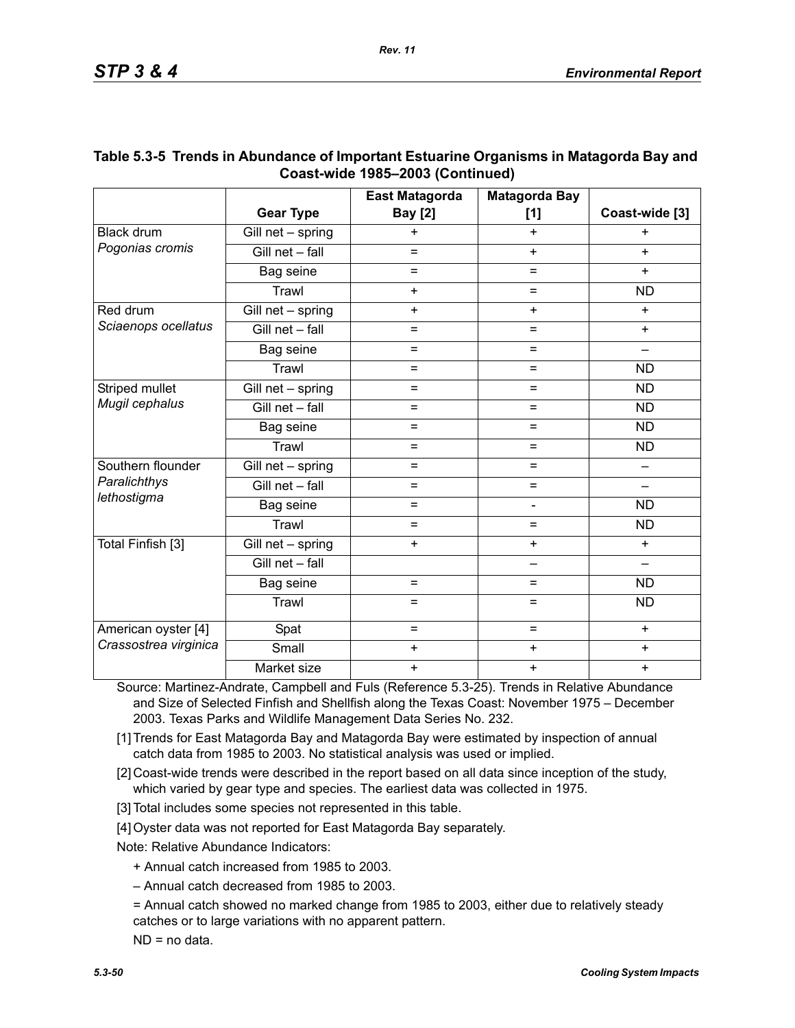## Table 5.3-5 Trends in Abundance of Important Estuarine Organisms in Matagorda Bay and Coast-wide 1985–2003 (Continued)

| | Gear Type | East Matagorda Bay [2] | Matagorda Bay [1] | Coast-wide [3] |
|---|---|---|---|---|
| Black drum *Pogonias cromis* | Gill net – spring | + | + | + |
| | Gill net – fall | = | + | + |
| | Bag seine | = | = | + |
| | Trawl | + | = | ND |
| Red drum *Sciaenops ocellatus* | Gill net – spring | + | + | + |
| | Gill net – fall | = | = | + |
| | Bag seine | = | = | – |
| | Trawl | = | = | ND |
| Striped mullet *Mugil cephalus* | Gill net – spring | = | = | ND |
| | Gill net – fall | = | = | ND |
| | Bag seine | = | = | ND |
| | Trawl | = | = | ND |
| Southern flounder *Paralichthys lethostigma* | Gill net – spring | = | = | – |
| | Gill net – fall | = | = | – |
| | Bag seine | = | - | ND |
| | Trawl | = | = | ND |
| Total Finfish [3] | Gill net – spring | + | + | + |
| | Gill net – fall | | – | – |
| | Bag seine | = | = | ND |
| | Trawl | = | = | ND |
| American oyster [4] *Crassostrea virginica* | Spat | = | = | + |
| | Small | + | + | + |
| | Market size | + | + | + |

Source: Martinez-Andrate, Campbell and Fuls (Reference 5.3-25). Trends in Relative Abundance and Size of Selected Finfish and Shellfish along the Texas Coast: November 1975 – December 2003. Texas Parks and Wildlife Management Data Series No. 232.

[1] Trends for East Matagorda Bay and Matagorda Bay were estimated by inspection of annual catch data from 1985 to 2003. No statistical analysis was used or implied.

[2] Coast-wide trends were described in the report based on all data since inception of the study, which varied by gear type and species. The earliest data was collected in 1975.

[3] Total includes some species not represented in this table.

[4] Oyster data was not reported for East Matagorda Bay separately.

Note: Relative Abundance Indicators:

+ Annual catch increased from 1985 to 2003.

– Annual catch decreased from 1985 to 2003.

= Annual catch showed no marked change from 1985 to 2003, either due to relatively steady catches or to large variations with no apparent pattern.

ND = no data.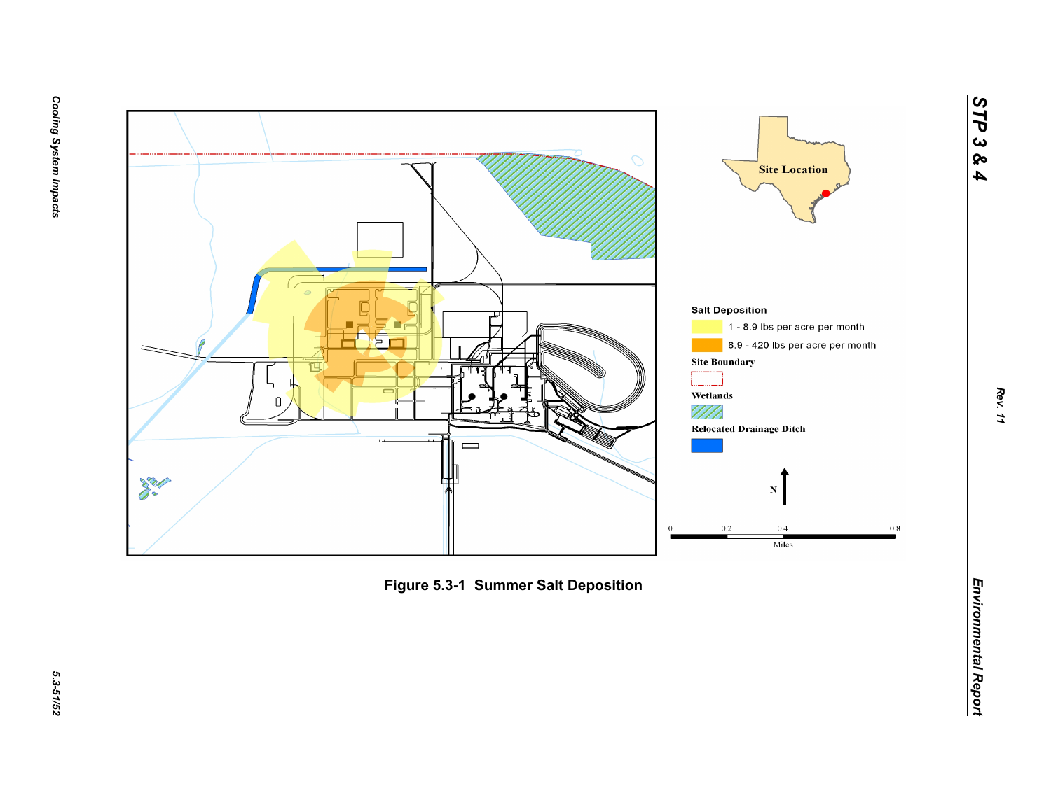Site Location

Salt Deposition

1 - 8.9 lbs per acre per month

8.9 - 420 lbs per acre per month

Site Boundary

Wetlands

Relocated Drainage Ditch

N

0 0.2 0.4 0.8

Miles

Figure 5.3-1 Summer Salt Deposition